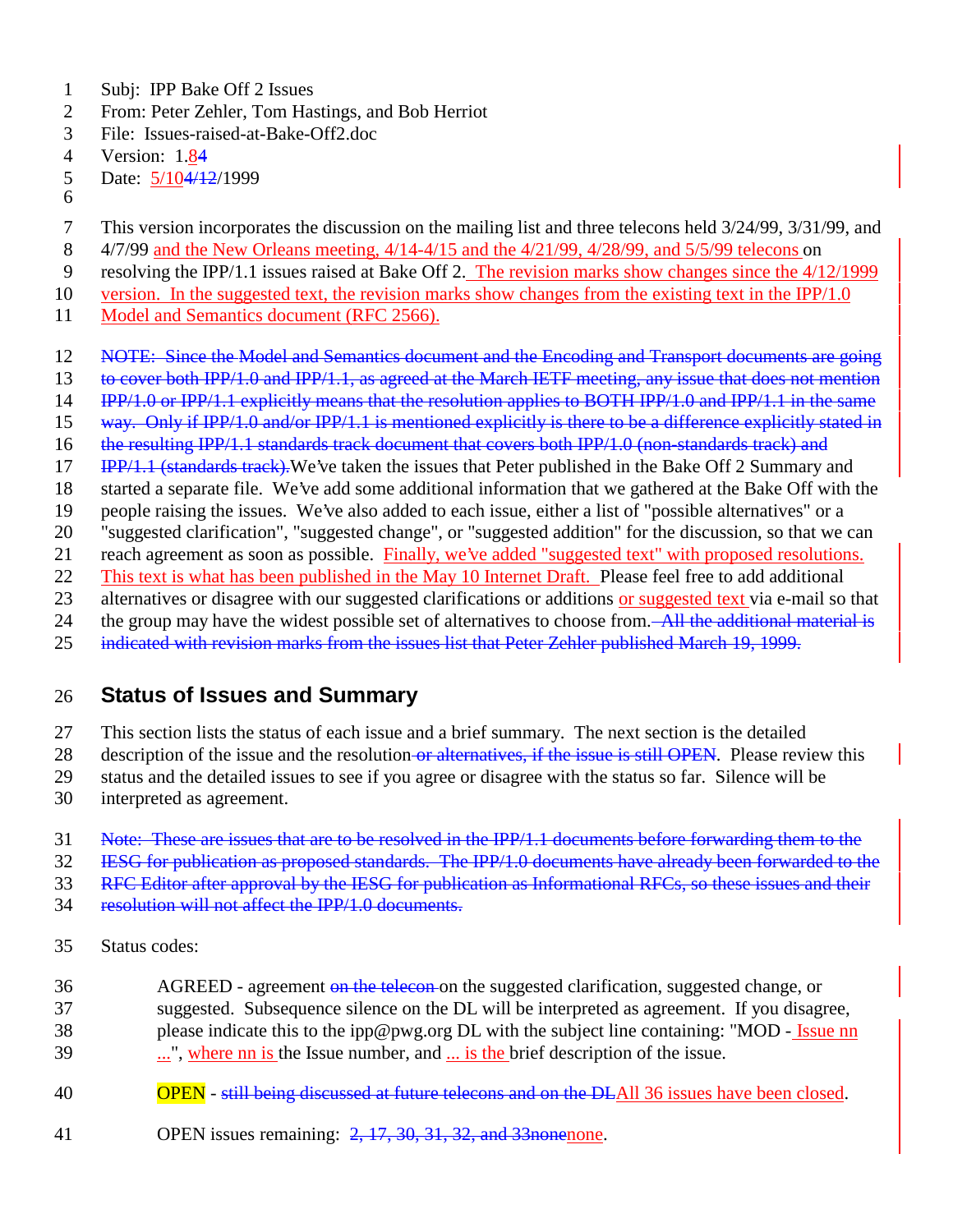Subj: IPP Bake Off 2 Issues
From: Peter Zehler, Tom Hastings, and Bob Herriot
File: Issues-raised-at-Bake-Off2.doc
Version: 1.84
Date: 5/104/12/1999

This version incorporates the discussion on the mailing list and three telecons held 3/24/99, 3/31/99, and 4/7/99 and the New Orleans meeting, 4/14-4/15 and the 4/21/99, 4/28/99, and 5/5/99 telecons on resolving the IPP/1.1 issues raised at Bake Off 2. The revision marks show changes since the 4/12/1999 version. In the suggested text, the revision marks show changes from the existing text in the IPP/1.0 Model and Semantics document (RFC 2566).

~~NOTE: Since the Model and Semantics document and the Encoding and Transport documents are going to cover both IPP/1.0 and IPP/1.1, as agreed at the March IETF meeting, any issue that does not mention IPP/1.0 or IPP/1.1 explicitly means that the resolution applies to BOTH IPP/1.0 and IPP/1.1 in the same way. Only if IPP/1.0 and/or IPP/1.1 is mentioned explicitly is there to be a difference explicitly stated in the resulting IPP/1.1 standards track document that covers both IPP/1.0 (non-standards track) and IPP/1.1 (standards track).~~ We've taken the issues that Peter published in the Bake Off 2 Summary and started a separate file. We've add some additional information that we gathered at the Bake Off with the people raising the issues. We've also added to each issue, either a list of "possible alternatives" or a "suggested clarification", "suggested change", or "suggested addition" for the discussion, so that we can reach agreement as soon as possible. Finally, we've added "suggested text" with proposed resolutions. This text is what has been published in the May 10 Internet Draft. Please feel free to add additional alternatives or disagree with our suggested clarifications or additions or suggested text via e-mail so that the group may have the widest possible set of alternatives to choose from. ~~All the additional material is indicated with revision marks from the issues list that Peter Zehler published March 19, 1999.~~

## Status of Issues and Summary

This section lists the status of each issue and a brief summary. The next section is the detailed description of the issue and the resolution ~~or alternatives, if the issue is still OPEN~~. Please review this status and the detailed issues to see if you agree or disagree with the status so far. Silence will be interpreted as agreement.

~~Note: These are issues that are to be resolved in the IPP/1.1 documents before forwarding them to the IESG for publication as proposed standards. The IPP/1.0 documents have already been forwarded to the RFC Editor after approval by the IESG for publication as Informational RFCs, so these issues and their resolution will not affect the IPP/1.0 documents.~~

Status codes:

AGREED - agreement ~~on the telecon~~ on the suggested clarification, suggested change, or suggested. Subsequence silence on the DL will be interpreted as agreement. If you disagree, please indicate this to the ipp@pwg.org DL with the subject line containing: "MOD - Issue nn ...", where nn is the Issue number, and ... is the brief description of the issue.

OPEN - ~~still being discussed at future telecons and on the DL~~ All 36 issues have been closed.

OPEN issues remaining: ~~2, 17, 30, 31, 32, and 33~~ ~~none~~ none.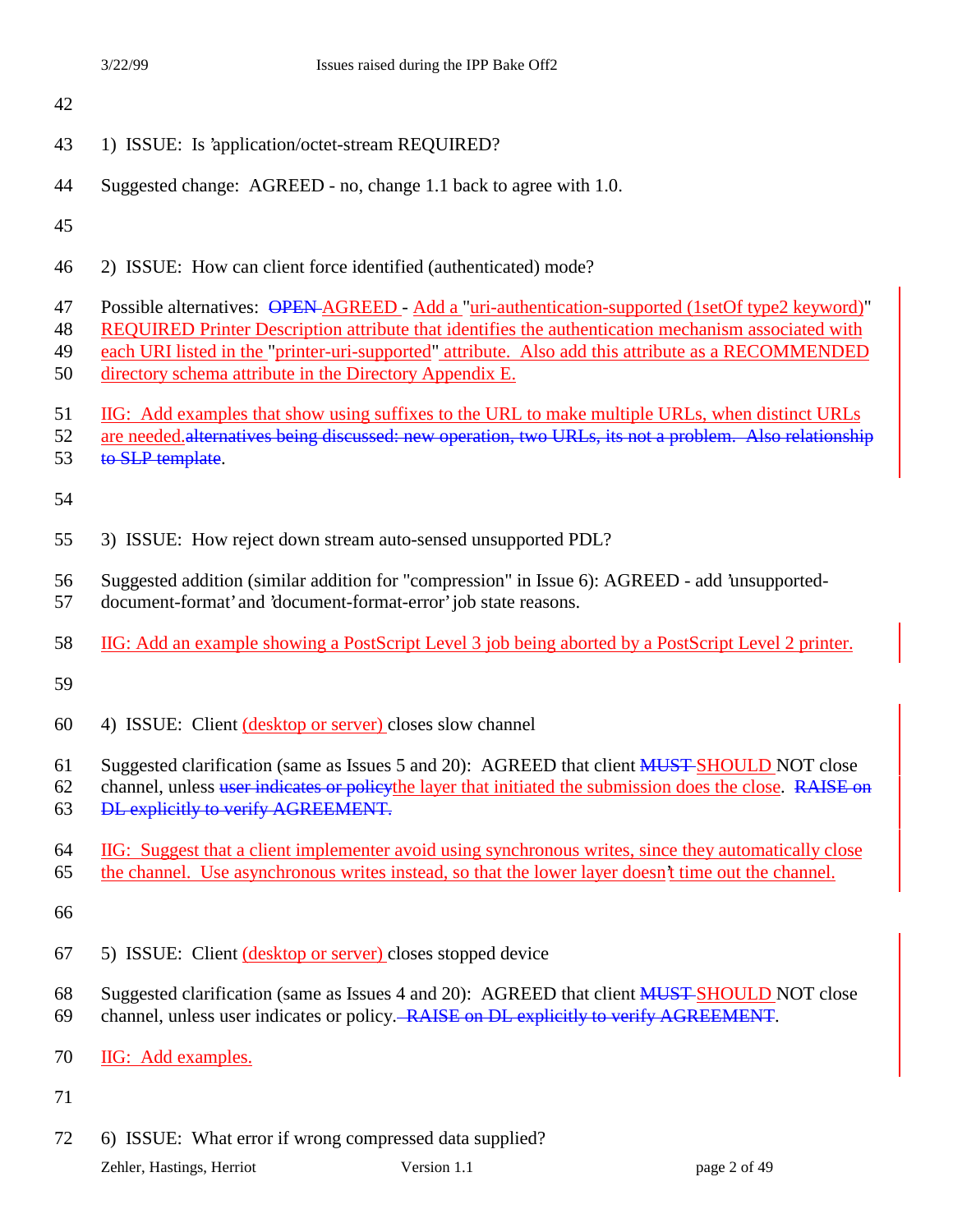1) ISSUE: Is 'application/octet-stream REQUIRED?

Suggested change: AGREED - no, change 1.1 back to agree with 1.0.

2) ISSUE: How can client force identified (authenticated) mode?

Possible alternatives: ~~OPEN~~ AGREED - Add a "uri-authentication-supported (1setOf type2 keyword)" REQUIRED Printer Description attribute that identifies the authentication mechanism associated with each URI listed in the "printer-uri-supported" attribute. Also add this attribute as a RECOMMENDED directory schema attribute in the Directory Appendix E.

IIG: Add examples that show using suffixes to the URL to make multiple URLs, when distinct URLs are needed.~~alternatives being discussed: new operation, two URLs, its not a problem. Also relationship to SLP template~~.

3) ISSUE: How reject down stream auto-sensed unsupported PDL?

Suggested addition (similar addition for "compression" in Issue 6): AGREED - add 'unsupported-document-format' and 'document-format-error' job state reasons.

IIG: Add an example showing a PostScript Level 3 job being aborted by a PostScript Level 2 printer.

4) ISSUE: Client (desktop or server) closes slow channel

Suggested clarification (same as Issues 5 and 20): AGREED that client ~~MUST~~ SHOULD NOT close channel, unless ~~user indicates or policy~~the layer that initiated the submission does the close. ~~RAISE on DL explicitly to verify AGREEMENT~~.

IIG: Suggest that a client implementer avoid using synchronous writes, since they automatically close the channel. Use asynchronous writes instead, so that the lower layer doesn't time out the channel.

5) ISSUE: Client (desktop or server) closes stopped device

Suggested clarification (same as Issues 4 and 20): AGREED that client ~~MUST~~ SHOULD NOT close channel, unless user indicates or policy. ~~RAISE on DL explicitly to verify AGREEMENT~~.

IIG: Add examples.

6) ISSUE: What error if wrong compressed data supplied?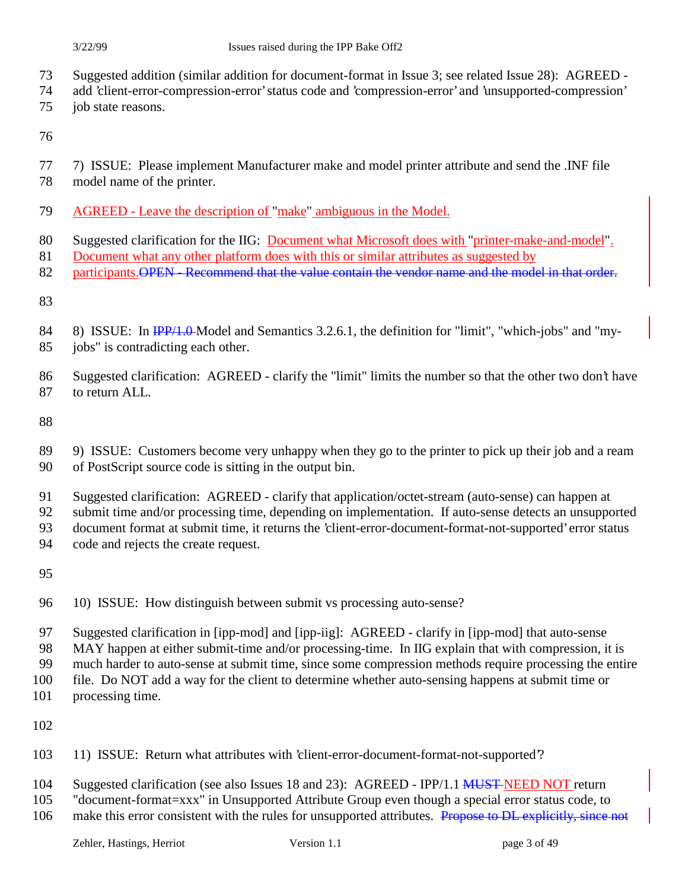Suggested addition (similar addition for document-format in Issue 3; see related Issue 28): AGREED - add 'client-error-compression-error' status code and 'compression-error' and 'unsupported-compression' job state reasons.

7) ISSUE: Please implement Manufacturer make and model printer attribute and send the .INF file model name of the printer.

AGREED - Leave the description of "make" ambiguous in the Model.

Suggested clarification for the IIG: Document what Microsoft does with "printer-make-and-model". Document what any other platform does with this or similar attributes as suggested by participants.~~OPEN - Recommend that the value contain the vendor name and the model in that order.~~

8) ISSUE: In ~~IPP/1.0~~ Model and Semantics 3.2.6.1, the definition for "limit", "which-jobs" and "my-jobs" is contradicting each other.

Suggested clarification: AGREED - clarify the "limit" limits the number so that the other two don't have to return ALL.

9) ISSUE: Customers become very unhappy when they go to the printer to pick up their job and a ream of PostScript source code is sitting in the output bin.

Suggested clarification: AGREED - clarify that application/octet-stream (auto-sense) can happen at submit time and/or processing time, depending on implementation. If auto-sense detects an unsupported document format at submit time, it returns the 'client-error-document-format-not-supported' error status code and rejects the create request.

10) ISSUE: How distinguish between submit vs processing auto-sense?

Suggested clarification in [ipp-mod] and [ipp-iig]: AGREED - clarify in [ipp-mod] that auto-sense MAY happen at either submit-time and/or processing-time. In IIG explain that with compression, it is much harder to auto-sense at submit time, since some compression methods require processing the entire file. Do NOT add a way for the client to determine whether auto-sensing happens at submit time or processing time.

11) ISSUE: Return what attributes with 'client-error-document-format-not-supported'?

Suggested clarification (see also Issues 18 and 23): AGREED - IPP/1.1 ~~MUST~~ NEED NOT return "document-format=xxx" in Unsupported Attribute Group even though a special error status code, to make this error consistent with the rules for unsupported attributes. ~~Propose to DL explicitly, since not~~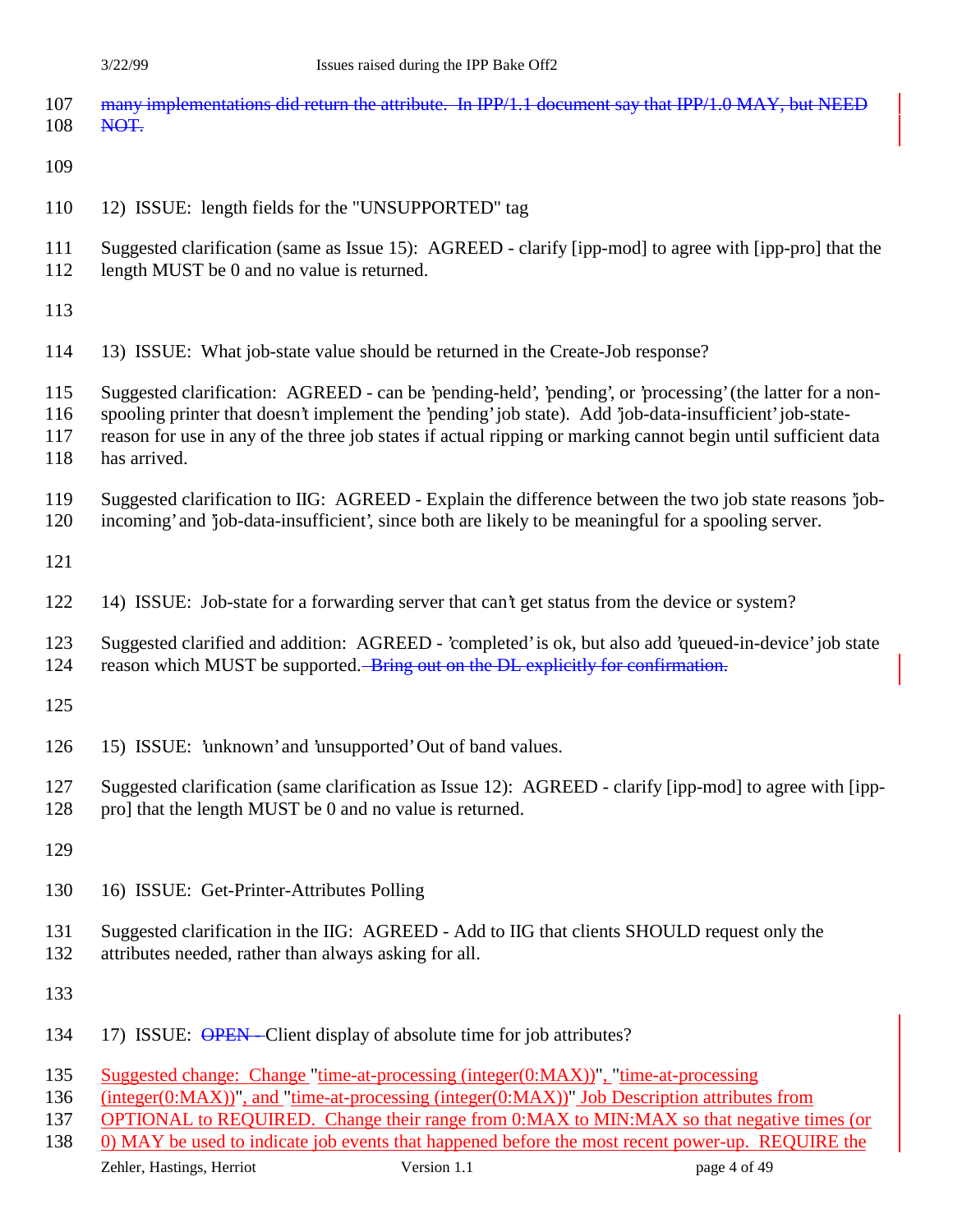many implementations did return the attribute. In IPP/1.1 document say that IPP/1.0 MAY, but NEED NOT.

12) ISSUE: length fields for the "UNSUPPORTED" tag

Suggested clarification (same as Issue 15): AGREED - clarify [ipp-mod] to agree with [ipp-pro] that the length MUST be 0 and no value is returned.

13) ISSUE: What job-state value should be returned in the Create-Job response?

Suggested clarification: AGREED - can be 'pending-held', 'pending', or 'processing' (the latter for a non-spooling printer that doesn't implement the 'pending' job state). Add 'job-data-insufficient' job-state-reason for use in any of the three job states if actual ripping or marking cannot begin until sufficient data has arrived.

Suggested clarification to IIG: AGREED - Explain the difference between the two job state reasons 'job-incoming' and 'job-data-insufficient', since both are likely to be meaningful for a spooling server.

14) ISSUE: Job-state for a forwarding server that can't get status from the device or system?

Suggested clarified and addition: AGREED - 'completed' is ok, but also add 'queued-in-device' job state reason which MUST be supported. Bring out on the DL explicitly for confirmation.

15) ISSUE: 'unknown' and 'unsupported' Out of band values.

Suggested clarification (same clarification as Issue 12): AGREED - clarify [ipp-mod] to agree with [ipp-pro] that the length MUST be 0 and no value is returned.

16) ISSUE: Get-Printer-Attributes Polling

Suggested clarification in the IIG: AGREED - Add to IIG that clients SHOULD request only the attributes needed, rather than always asking for all.

17) ISSUE: OPEN - Client display of absolute time for job attributes?

Suggested change: Change "time-at-processing (integer(0:MAX))", "time-at-processing (integer(0:MAX))", and "time-at-processing (integer(0:MAX))" Job Description attributes from OPTIONAL to REQUIRED. Change their range from 0:MAX to MIN:MAX so that negative times (or 0) MAY be used to indicate job events that happened before the most recent power-up. REQUIRE the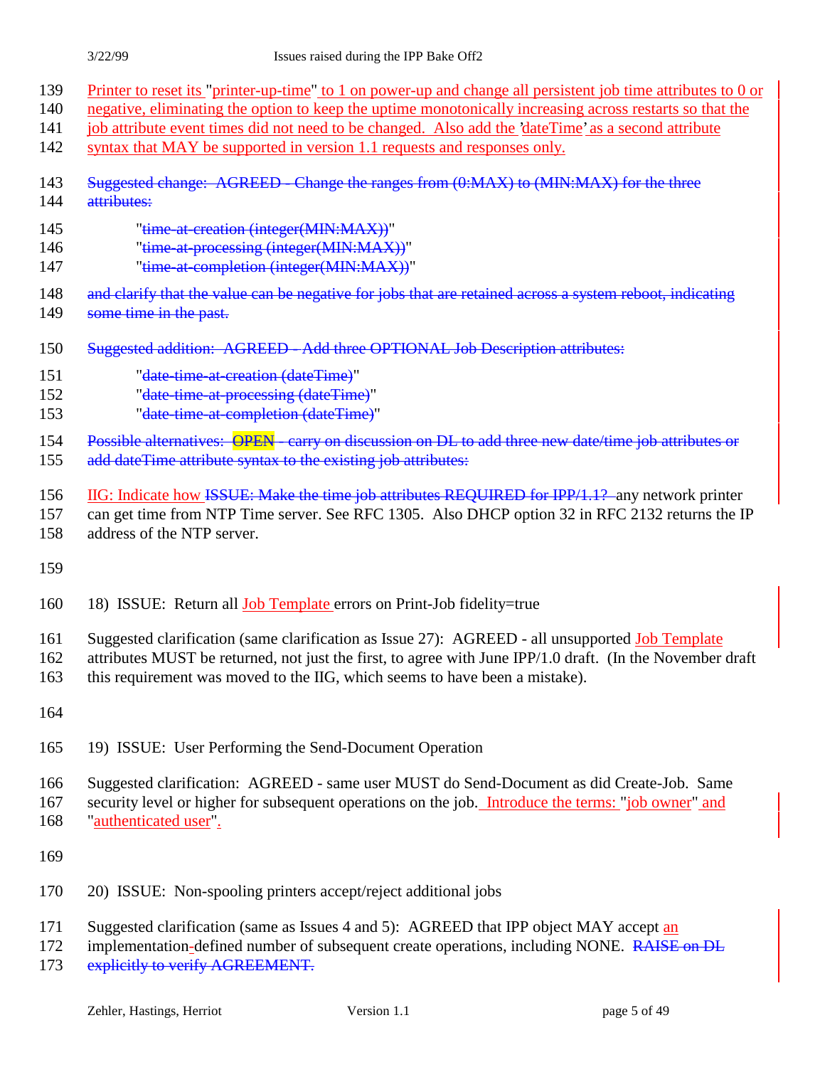Printer to reset its "printer-up-time" to 1 on power-up and change all persistent job time attributes to 0 or negative, eliminating the option to keep the uptime monotonically increasing across restarts so that the job attribute event times did not need to be changed. Also add the 'dateTime' as a second attribute syntax that MAY be supported in version 1.1 requests and responses only.

~~Suggested change: AGREED - Change the ranges from (0:MAX) to (MIN:MAX) for the three attributes:~~

"~~time-at-creation (integer(MIN:MAX))~~"
"~~time-at-processing (integer(MIN:MAX))~~"
"~~time-at-completion (integer(MIN:MAX))~~"

~~and clarify that the value can be negative for jobs that are retained across a system reboot, indicating some time in the past.~~

~~Suggested addition: AGREED - Add three OPTIONAL Job Description attributes:~~

"~~date-time-at-creation (dateTime)~~"
"~~date-time-at-processing (dateTime)~~"
"~~date-time-at-completion (dateTime)~~"

~~Possible alternatives: OPEN - carry on discussion on DL to add three new date/time job attributes or add dateTime attribute syntax to the existing job attributes:~~

IIG: Indicate how ~~ISSUE: Make the time job attributes REQUIRED for IPP/1.1?~~ any network printer can get time from NTP Time server. See RFC 1305. Also DHCP option 32 in RFC 2132 returns the IP address of the NTP server.

18) ISSUE: Return all Job Template errors on Print-Job fidelity=true

Suggested clarification (same clarification as Issue 27): AGREED - all unsupported Job Template attributes MUST be returned, not just the first, to agree with June IPP/1.0 draft. (In the November draft this requirement was moved to the IIG, which seems to have been a mistake).

19) ISSUE: User Performing the Send-Document Operation

Suggested clarification: AGREED - same user MUST do Send-Document as did Create-Job. Same security level or higher for subsequent operations on the job. Introduce the terms: "job owner" and "authenticated user".

20) ISSUE: Non-spooling printers accept/reject additional jobs

Suggested clarification (same as Issues 4 and 5): AGREED that IPP object MAY accept an implementation-defined number of subsequent create operations, including NONE. ~~RAISE on DL explicitly to verify AGREEMENT.~~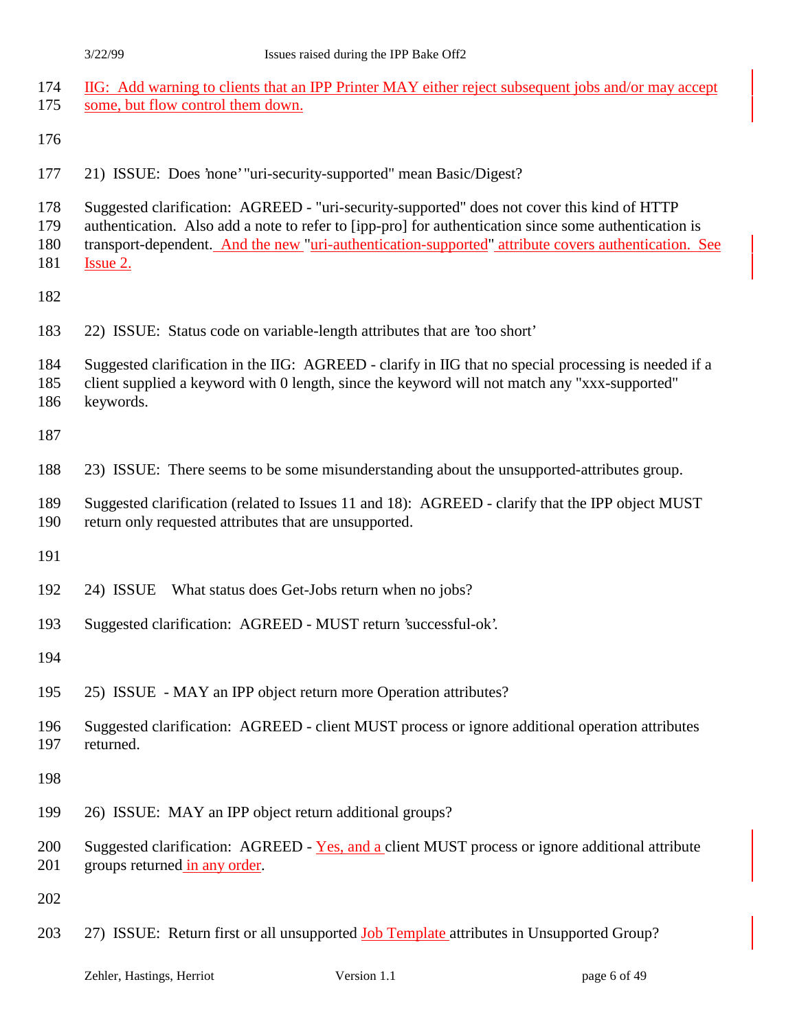IIG: Add warning to clients that an IPP Printer MAY either reject subsequent jobs and/or may accept some, but flow control them down.

21) ISSUE: Does 'none' "uri-security-supported" mean Basic/Digest?

Suggested clarification: AGREED - "uri-security-supported" does not cover this kind of HTTP authentication. Also add a note to refer to [ipp-pro] for authentication since some authentication is transport-dependent. And the new "uri-authentication-supported" attribute covers authentication. See Issue 2.

22) ISSUE: Status code on variable-length attributes that are 'too short'

Suggested clarification in the IIG: AGREED - clarify in IIG that no special processing is needed if a client supplied a keyword with 0 length, since the keyword will not match any "xxx-supported" keywords.

23) ISSUE: There seems to be some misunderstanding about the unsupported-attributes group.

Suggested clarification (related to Issues 11 and 18): AGREED - clarify that the IPP object MUST return only requested attributes that are unsupported.

24) ISSUE What status does Get-Jobs return when no jobs?

Suggested clarification: AGREED - MUST return 'successful-ok'.

25) ISSUE - MAY an IPP object return more Operation attributes?

Suggested clarification: AGREED - client MUST process or ignore additional operation attributes returned.

26) ISSUE: MAY an IPP object return additional groups?

Suggested clarification: AGREED - Yes, and a client MUST process or ignore additional attribute groups returned in any order.

27) ISSUE: Return first or all unsupported Job Template attributes in Unsupported Group?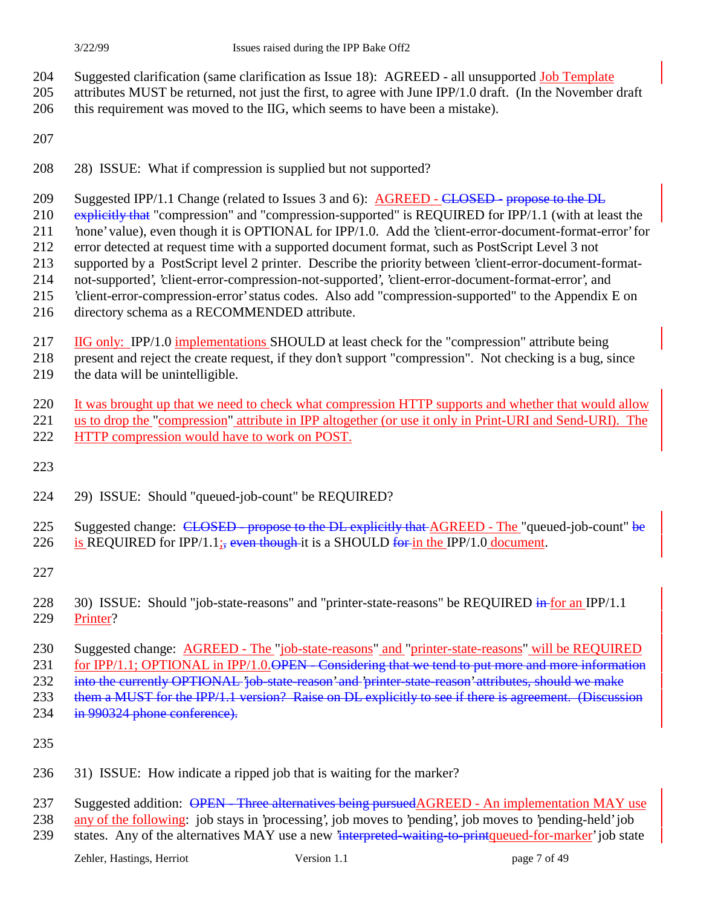Suggested clarification (same clarification as Issue 18): AGREED - all unsupported Job Template attributes MUST be returned, not just the first, to agree with June IPP/1.0 draft. (In the November draft this requirement was moved to the IIG, which seems to have been a mistake).

28) ISSUE: What if compression is supplied but not supported?

Suggested IPP/1.1 Change (related to Issues 3 and 6): AGREED - ~~CLOSED - propose to the DL explicitly that~~ "compression" and "compression-supported" is REQUIRED for IPP/1.1 (with at least the 'none' value), even though it is OPTIONAL for IPP/1.0. Add the 'client-error-document-format-error' for error detected at request time with a supported document format, such as PostScript Level 3 not supported by a PostScript level 2 printer. Describe the priority between 'client-error-document-format-not-supported', 'client-error-compression-not-supported', 'client-error-document-format-error', and 'client-error-compression-error' status codes. Also add "compression-supported" to the Appendix E on directory schema as a RECOMMENDED attribute.

IIG only: IPP/1.0 implementations SHOULD at least check for the "compression" attribute being present and reject the create request, if they don't support "compression". Not checking is a bug, since the data will be unintelligible.

It was brought up that we need to check what compression HTTP supports and whether that would allow us to drop the "compression" attribute in IPP altogether (or use it only in Print-URI and Send-URI). The HTTP compression would have to work on POST.

29) ISSUE: Should "queued-job-count" be REQUIRED?

Suggested change: ~~CLOSED - propose to the DL explicitly that~~ AGREED - The "queued-job-count" ~~be~~ is REQUIRED for IPP/1.1; ~~, even though~~ it is a SHOULD ~~for~~ in the IPP/1.0 document.

30) ISSUE: Should "job-state-reasons" and "printer-state-reasons" be REQUIRED ~~in~~ for an IPP/1.1 Printer?

Suggested change: AGREED - The "job-state-reasons" and "printer-state-reasons" will be REQUIRED for IPP/1.1; OPTIONAL in IPP/1.0. ~~OPEN - Considering that we tend to put more and more information into the currently OPTIONAL 'job-state-reason' and 'printer-state-reason' attributes, should we make them a MUST for the IPP/1.1 version? Raise on DL explicitly to see if there is agreement. (Discussion in 990324 phone conference).~~

31) ISSUE: How indicate a ripped job that is waiting for the marker?

Suggested addition: ~~OPEN - Three alternatives being pursued~~ AGREED - An implementation MAY use any of the following: job stays in 'processing', job moves to 'pending', job moves to 'pending-held' job states. Any of the alternatives MAY use a new '~~interpreted-waiting-to-print~~queued-for-marker' job state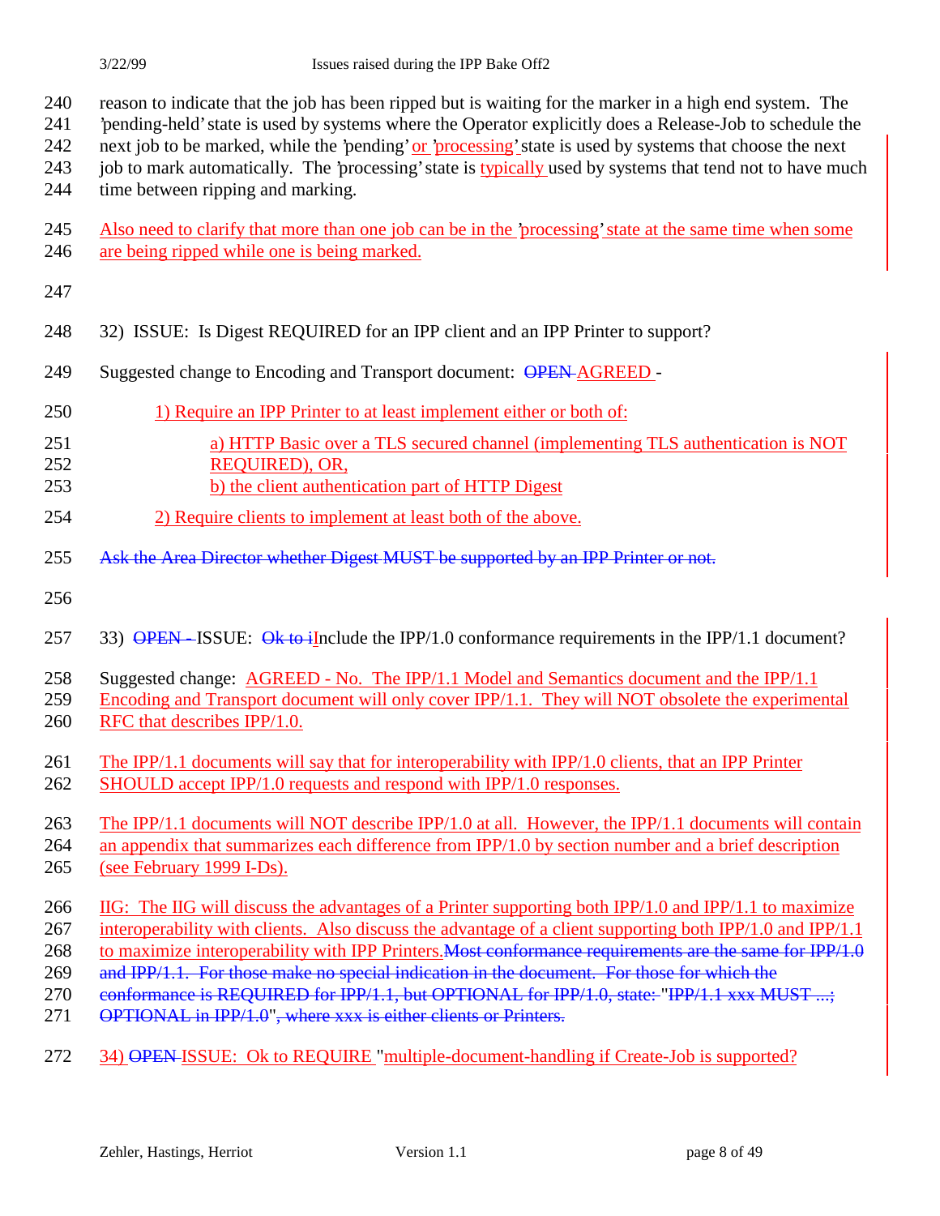reason to indicate that the job has been ripped but is waiting for the marker in a high end system. The 'pending-held' state is used by systems where the Operator explicitly does a Release-Job to schedule the next job to be marked, while the 'pending' or 'processing' state is used by systems that choose the next job to mark automatically. The 'processing' state is typically used by systems that tend not to have much time between ripping and marking.

Also need to clarify that more than one job can be in the 'processing' state at the same time when some are being ripped while one is being marked.

32) ISSUE: Is Digest REQUIRED for an IPP client and an IPP Printer to support?

Suggested change to Encoding and Transport document: ~~OPEN~~ AGREED -

1) Require an IPP Printer to at least implement either or both of:

   a) HTTP Basic over a TLS secured channel (implementing TLS authentication is NOT REQUIRED), OR,

   b) the client authentication part of HTTP Digest

2) Require clients to implement at least both of the above.

~~Ask the Area Director whether Digest MUST be supported by an IPP Printer or not.~~

33) ~~OPEN -~~ISSUE: ~~Ok to i~~Include the IPP/1.0 conformance requirements in the IPP/1.1 document?

Suggested change: AGREED - No. The IPP/1.1 Model and Semantics document and the IPP/1.1 Encoding and Transport document will only cover IPP/1.1. They will NOT obsolete the experimental RFC that describes IPP/1.0.

The IPP/1.1 documents will say that for interoperability with IPP/1.0 clients, that an IPP Printer SHOULD accept IPP/1.0 requests and respond with IPP/1.0 responses.

The IPP/1.1 documents will NOT describe IPP/1.0 at all. However, the IPP/1.1 documents will contain an appendix that summarizes each difference from IPP/1.0 by section number and a brief description (see February 1999 I-Ds).

IIG: The IIG will discuss the advantages of a Printer supporting both IPP/1.0 and IPP/1.1 to maximize interoperability with clients. Also discuss the advantage of a client supporting both IPP/1.0 and IPP/1.1 to maximize interoperability with IPP Printers.~~Most conformance requirements are the same for IPP/1.0 and IPP/1.1. For those make no special indication in the document. For those for which the conformance is REQUIRED for IPP/1.1, but OPTIONAL for IPP/1.0, state: "IPP/1.1 xxx MUST ...; OPTIONAL in IPP/1.0", where xxx is either clients or Printers.~~

34) ~~OPEN~~ ISSUE: Ok to REQUIRE "multiple-document-handling if Create-Job is supported?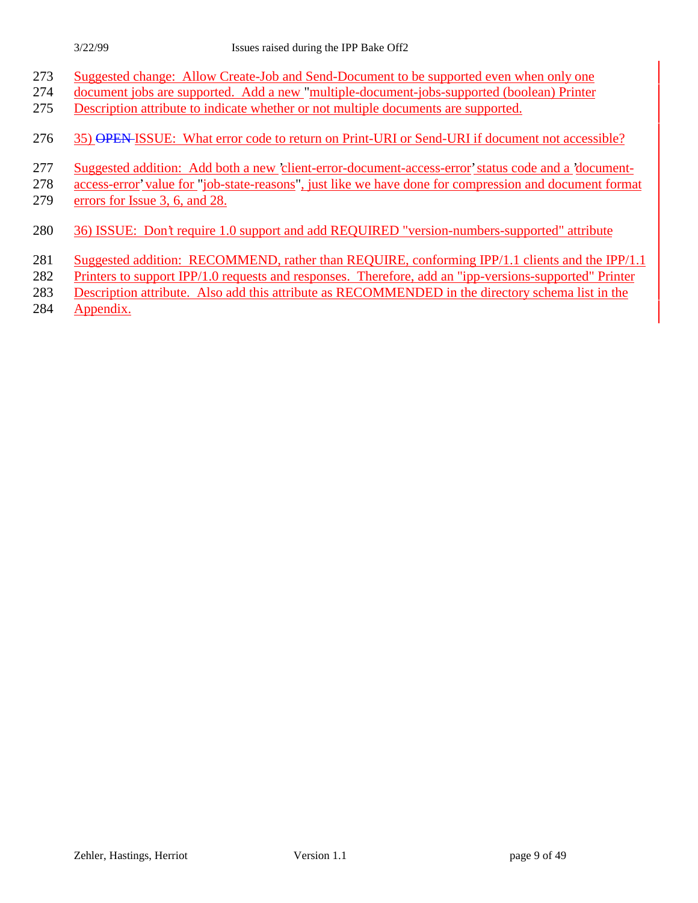Suggested change: Allow Create-Job and Send-Document to be supported even when only one document jobs are supported. Add a new "multiple-document-jobs-supported (boolean) Printer Description attribute to indicate whether or not multiple documents are supported.

35) ~~OPEN~~ ISSUE: What error code to return on Print-URI or Send-URI if document not accessible?

Suggested addition: Add both a new 'client-error-document-access-error' status code and a 'document-access-error' value for "job-state-reasons", just like we have done for compression and document format errors for Issue 3, 6, and 28.

36) ISSUE: Don't require 1.0 support and add REQUIRED "version-numbers-supported" attribute

Suggested addition: RECOMMEND, rather than REQUIRE, conforming IPP/1.1 clients and the IPP/1.1 Printers to support IPP/1.0 requests and responses. Therefore, add an "ipp-versions-supported" Printer Description attribute. Also add this attribute as RECOMMENDED in the directory schema list in the Appendix.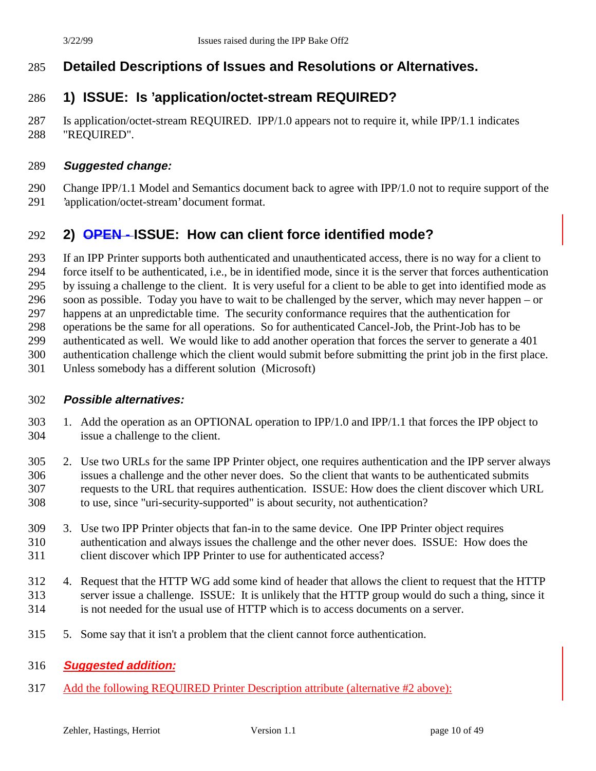# Detailed Descriptions of Issues and Resolutions or Alternatives.

## 1) ISSUE: Is 'application/octet-stream REQUIRED?

Is application/octet-stream REQUIRED. IPP/1.0 appears not to require it, while IPP/1.1 indicates "REQUIRED".

### *Suggested change:*

Change IPP/1.1 Model and Semantics document back to agree with IPP/1.0 not to require support of the 'application/octet-stream' document format.

## 2) ~~OPEN -~~ ISSUE: How can client force identified mode?

If an IPP Printer supports both authenticated and unauthenticated access, there is no way for a client to force itself to be authenticated, i.e., be in identified mode, since it is the server that forces authentication by issuing a challenge to the client. It is very useful for a client to be able to get into identified mode as soon as possible. Today you have to wait to be challenged by the server, which may never happen – or happens at an unpredictable time. The security conformance requires that the authentication for operations be the same for all operations. So for authenticated Cancel-Job, the Print-Job has to be authenticated as well. We would like to add another operation that forces the server to generate a 401 authentication challenge which the client would submit before submitting the print job in the first place. Unless somebody has a different solution (Microsoft)

### *Possible alternatives:*

1. Add the operation as an OPTIONAL operation to IPP/1.0 and IPP/1.1 that forces the IPP object to issue a challenge to the client.
2. Use two URLs for the same IPP Printer object, one requires authentication and the IPP server always issues a challenge and the other never does. So the client that wants to be authenticated submits requests to the URL that requires authentication. ISSUE: How does the client discover which URL to use, since "uri-security-supported" is about security, not authentication?
3. Use two IPP Printer objects that fan-in to the same device. One IPP Printer object requires authentication and always issues the challenge and the other never does. ISSUE: How does the client discover which IPP Printer to use for authenticated access?
4. Request that the HTTP WG add some kind of header that allows the client to request that the HTTP server issue a challenge. ISSUE: It is unlikely that the HTTP group would do such a thing, since it is not needed for the usual use of HTTP which is to access documents on a server.
5. Some say that it isn't a problem that the client cannot force authentication.

### *Suggested addition:*

Add the following REQUIRED Printer Description attribute (alternative #2 above):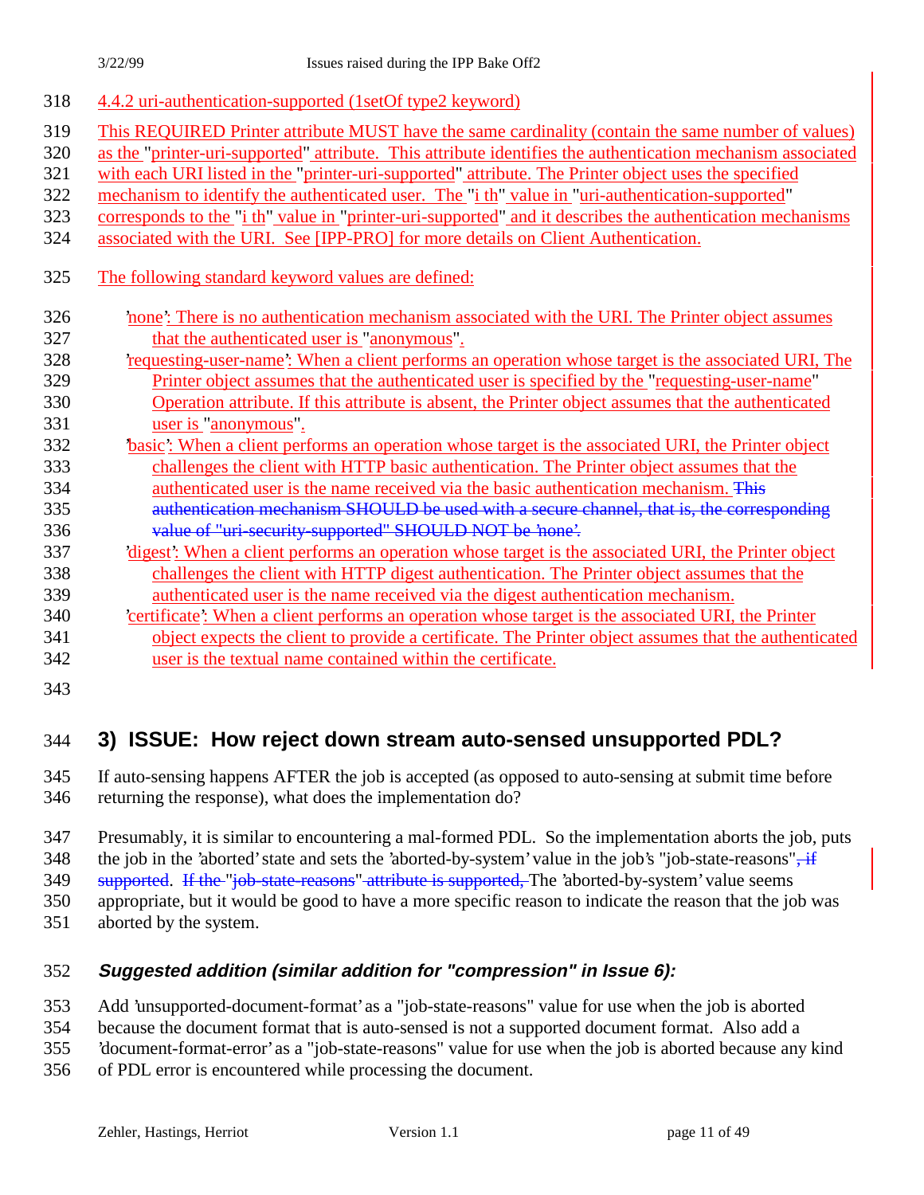#### 4.4.2 uri-authentication-supported (1setOf type2 keyword)

This REQUIRED Printer attribute MUST have the same cardinality (contain the same number of values) as the "printer-uri-supported" attribute. This attribute identifies the authentication mechanism associated with each URI listed in the "printer-uri-supported" attribute. The Printer object uses the specified mechanism to identify the authenticated user. The "i th" value in "uri-authentication-supported" corresponds to the "i th" value in "printer-uri-supported" and it describes the authentication mechanisms associated with the URI. See [IPP-PRO] for more details on Client Authentication.

The following standard keyword values are defined:

- 'none': There is no authentication mechanism associated with the URI. The Printer object assumes that the authenticated user is "anonymous".
- 'requesting-user-name': When a client performs an operation whose target is the associated URI, The Printer object assumes that the authenticated user is specified by the "requesting-user-name" Operation attribute. If this attribute is absent, the Printer object assumes that the authenticated user is "anonymous".
- 'basic': When a client performs an operation whose target is the associated URI, the Printer object challenges the client with HTTP basic authentication. The Printer object assumes that the authenticated user is the name received via the basic authentication mechanism. ~~This authentication mechanism SHOULD be used with a secure channel, that is, the corresponding value of "uri-security-supported" SHOULD NOT be 'none'.~~
- 'digest': When a client performs an operation whose target is the associated URI, the Printer object challenges the client with HTTP digest authentication. The Printer object assumes that the authenticated user is the name received via the digest authentication mechanism.
- 'certificate': When a client performs an operation whose target is the associated URI, the Printer object expects the client to provide a certificate. The Printer object assumes that the authenticated user is the textual name contained within the certificate.

## 3) ISSUE: How reject down stream auto-sensed unsupported PDL?

If auto-sensing happens AFTER the job is accepted (as opposed to auto-sensing at submit time before returning the response), what does the implementation do?

Presumably, it is similar to encountering a mal-formed PDL. So the implementation aborts the job, puts the job in the 'aborted' state and sets the 'aborted-by-system' value in the job's "job-state-reasons"~~, if supported~~. ~~If the "job-state-reasons" attribute is supported,~~ The 'aborted-by-system' value seems appropriate, but it would be good to have a more specific reason to indicate the reason that the job was aborted by the system.

### *Suggested addition (similar addition for "compression" in Issue 6):*

Add 'unsupported-document-format' as a "job-state-reasons" value for use when the job is aborted because the document format that is auto-sensed is not a supported document format. Also add a 'document-format-error' as a "job-state-reasons" value for use when the job is aborted because any kind of PDL error is encountered while processing the document.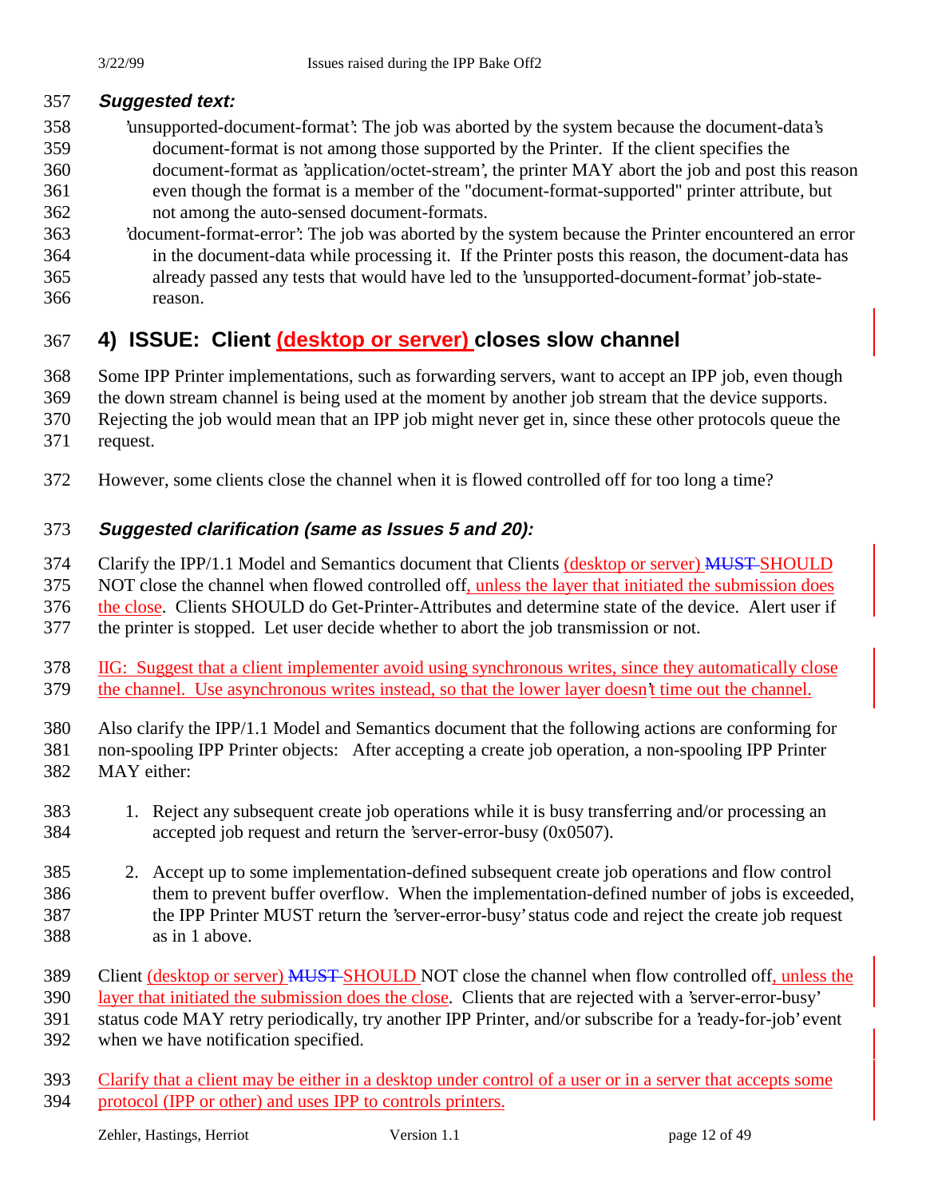***Suggested text:***

'unsupported-document-format': The job was aborted by the system because the document-data's document-format is not among those supported by the Printer. If the client specifies the document-format as 'application/octet-stream', the printer MAY abort the job and post this reason even though the format is a member of the "document-format-supported" printer attribute, but not among the auto-sensed document-formats.

'document-format-error': The job was aborted by the system because the Printer encountered an error in the document-data while processing it. If the Printer posts this reason, the document-data has already passed any tests that would have led to the 'unsupported-document-format' job-state-reason.

## 4) ISSUE: Client (desktop or server) closes slow channel

Some IPP Printer implementations, such as forwarding servers, want to accept an IPP job, even though the down stream channel is being used at the moment by another job stream that the device supports. Rejecting the job would mean that an IPP job might never get in, since these other protocols queue the request.

However, some clients close the channel when it is flowed controlled off for too long a time?

### *Suggested clarification (same as Issues 5 and 20):*

Clarify the IPP/1.1 Model and Semantics document that Clients (desktop or server) ~~MUST~~ SHOULD NOT close the channel when flowed controlled off, unless the layer that initiated the submission does the close. Clients SHOULD do Get-Printer-Attributes and determine state of the device. Alert user if the printer is stopped. Let user decide whether to abort the job transmission or not.

IIG: Suggest that a client implementer avoid using synchronous writes, since they automatically close the channel. Use asynchronous writes instead, so that the lower layer doesn't time out the channel.

Also clarify the IPP/1.1 Model and Semantics document that the following actions are conforming for non-spooling IPP Printer objects: After accepting a create job operation, a non-spooling IPP Printer MAY either:

1. Reject any subsequent create job operations while it is busy transferring and/or processing an accepted job request and return the 'server-error-busy (0x0507).

2. Accept up to some implementation-defined subsequent create job operations and flow control them to prevent buffer overflow. When the implementation-defined number of jobs is exceeded, the IPP Printer MUST return the 'server-error-busy' status code and reject the create job request as in 1 above.

Client (desktop or server) ~~MUST~~ SHOULD NOT close the channel when flow controlled off, unless the layer that initiated the submission does the close. Clients that are rejected with a 'server-error-busy' status code MAY retry periodically, try another IPP Printer, and/or subscribe for a 'ready-for-job' event when we have notification specified.

Clarify that a client may be either in a desktop under control of a user or in a server that accepts some protocol (IPP or other) and uses IPP to controls printers.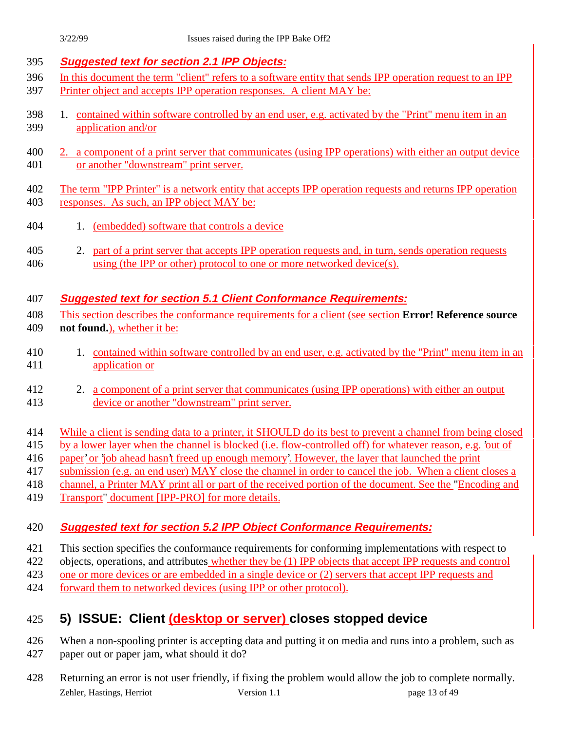***Suggested text for section 2.1 IPP Objects:***

In this document the term "client" refers to a software entity that sends IPP operation request to an IPP Printer object and accepts IPP operation responses. A client MAY be:

1. contained within software controlled by an end user, e.g. activated by the "Print" menu item in an application and/or
2. a component of a print server that communicates (using IPP operations) with either an output device or another "downstream" print server.

The term "IPP Printer" is a network entity that accepts IPP operation requests and returns IPP operation responses. As such, an IPP object MAY be:

1. (embedded) software that controls a device
2. part of a print server that accepts IPP operation requests and, in turn, sends operation requests using (the IPP or other) protocol to one or more networked device(s).

***Suggested text for section 5.1 Client Conformance Requirements:***

This section describes the conformance requirements for a client (see section **Error! Reference source not found.**), whether it be:

1. contained within software controlled by an end user, e.g. activated by the "Print" menu item in an application or
2. a component of a print server that communicates (using IPP operations) with either an output device or another "downstream" print server.

While a client is sending data to a printer, it SHOULD do its best to prevent a channel from being closed by a lower layer when the channel is blocked (i.e. flow-controlled off) for whatever reason, e.g. 'out of paper' or 'job ahead hasn't freed up enough memory'. However, the layer that launched the print submission (e.g. an end user) MAY close the channel in order to cancel the job. When a client closes a channel, a Printer MAY print all or part of the received portion of the document. See the "Encoding and Transport" document [IPP-PRO] for more details.

***Suggested text for section 5.2 IPP Object Conformance Requirements:***

This section specifies the conformance requirements for conforming implementations with respect to objects, operations, and attributes whether they be (1) IPP objects that accept IPP requests and control one or more devices or are embedded in a single device or (2) servers that accept IPP requests and forward them to networked devices (using IPP or other protocol).

## 5) ISSUE: Client (desktop or server) closes stopped device

When a non-spooling printer is accepting data and putting it on media and runs into a problem, such as paper out or paper jam, what should it do?

Returning an error is not user friendly, if fixing the problem would allow the job to complete normally.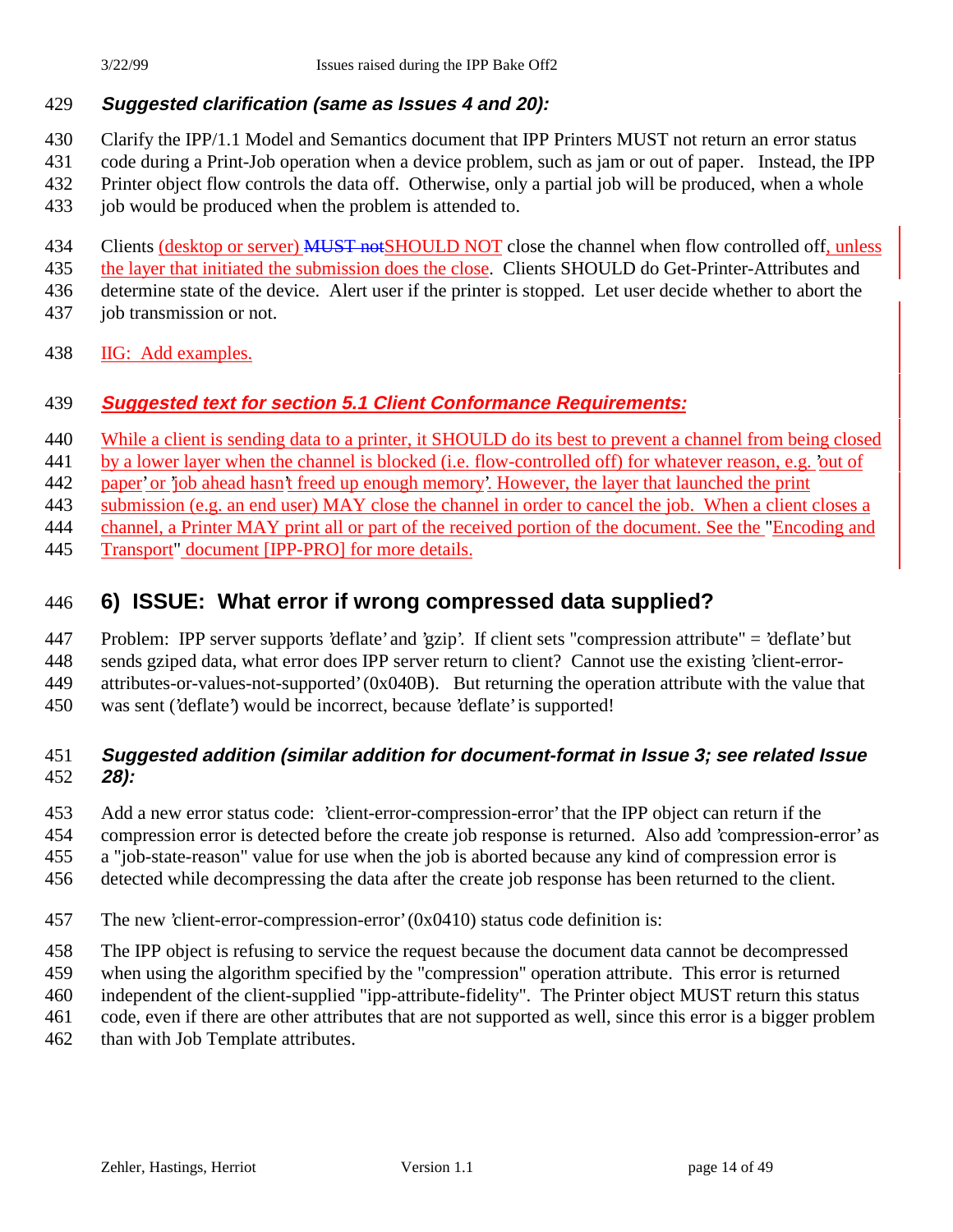#### *Suggested clarification (same as Issues 4 and 20):*

Clarify the IPP/1.1 Model and Semantics document that IPP Printers MUST not return an error status code during a Print-Job operation when a device problem, such as jam or out of paper. Instead, the IPP Printer object flow controls the data off. Otherwise, only a partial job will be produced, when a whole job would be produced when the problem is attended to.

Clients (desktop or server) ~~MUST not~~SHOULD NOT close the channel when flow controlled off, unless the layer that initiated the submission does the close. Clients SHOULD do Get-Printer-Attributes and determine state of the device. Alert user if the printer is stopped. Let user decide whether to abort the job transmission or not.

IIG: Add examples.

#### *Suggested text for section 5.1 Client Conformance Requirements:*

While a client is sending data to a printer, it SHOULD do its best to prevent a channel from being closed by a lower layer when the channel is blocked (i.e. flow-controlled off) for whatever reason, e.g. 'out of paper' or 'job ahead hasn't freed up enough memory'. However, the layer that launched the print submission (e.g. an end user) MAY close the channel in order to cancel the job. When a client closes a channel, a Printer MAY print all or part of the received portion of the document. See the "Encoding and Transport" document [IPP-PRO] for more details.

## 6) ISSUE: What error if wrong compressed data supplied?

Problem: IPP server supports 'deflate' and 'gzip'. If client sets "compression attribute" = 'deflate' but sends gziped data, what error does IPP server return to client? Cannot use the existing 'client-error-attributes-or-values-not-supported' (0x040B). But returning the operation attribute with the value that was sent ('deflate') would be incorrect, because 'deflate' is supported!

#### *Suggested addition (similar addition for document-format in Issue 3; see related Issue 28):*

Add a new error status code: 'client-error-compression-error' that the IPP object can return if the compression error is detected before the create job response is returned. Also add 'compression-error' as a "job-state-reason" value for use when the job is aborted because any kind of compression error is detected while decompressing the data after the create job response has been returned to the client.

The new 'client-error-compression-error' (0x0410) status code definition is:

The IPP object is refusing to service the request because the document data cannot be decompressed when using the algorithm specified by the "compression" operation attribute. This error is returned independent of the client-supplied "ipp-attribute-fidelity". The Printer object MUST return this status code, even if there are other attributes that are not supported as well, since this error is a bigger problem than with Job Template attributes.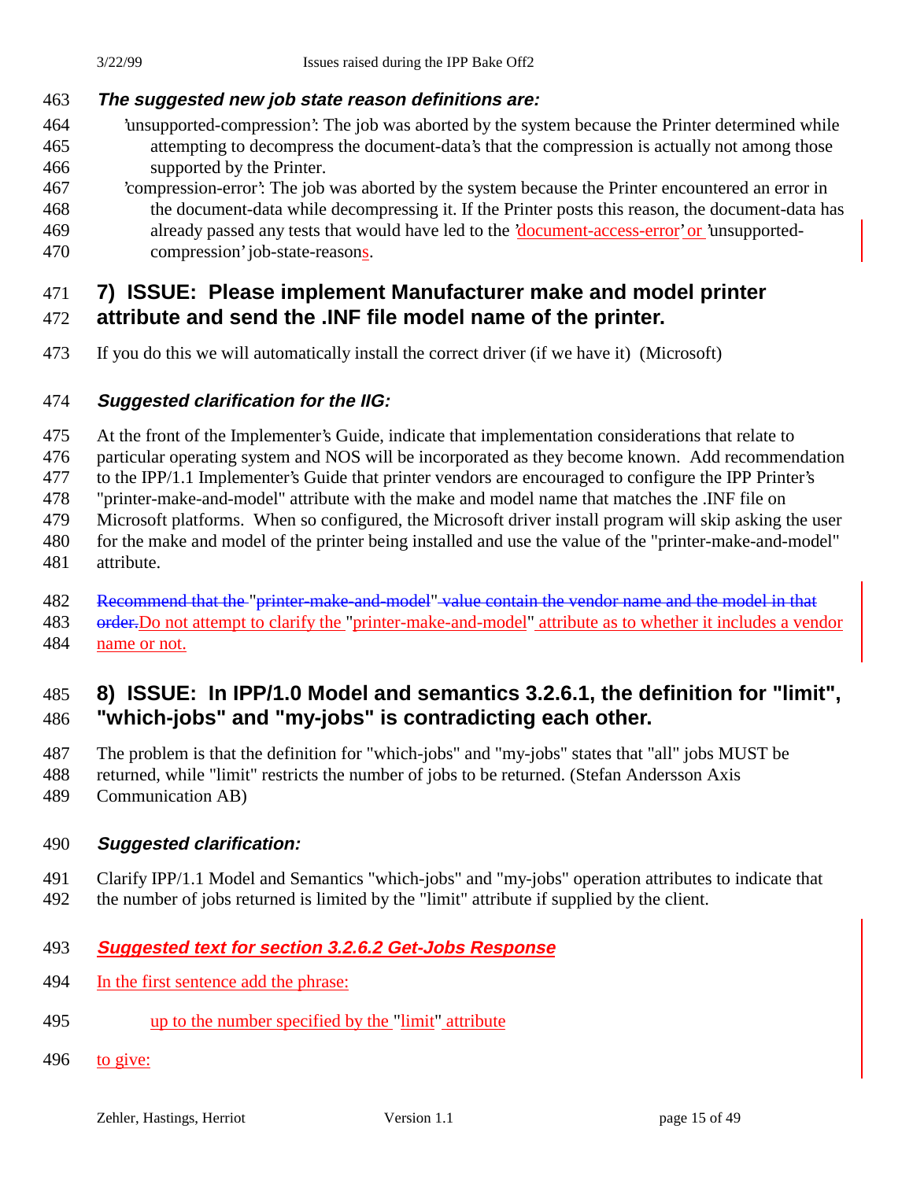***The suggested new job state reason definitions are:***

'unsupported-compression': The job was aborted by the system because the Printer determined while attempting to decompress the document-data's that the compression is actually not among those supported by the Printer.

'compression-error': The job was aborted by the system because the Printer encountered an error in the document-data while decompressing it. If the Printer posts this reason, the document-data has already passed any tests that would have led to the 'document-access-error' or 'unsupported-compression' job-state-reasons.

## 7) ISSUE: Please implement Manufacturer make and model printer attribute and send the .INF file model name of the printer.

If you do this we will automatically install the correct driver (if we have it) (Microsoft)

***Suggested clarification for the IIG:***

At the front of the Implementer's Guide, indicate that implementation considerations that relate to particular operating system and NOS will be incorporated as they become known. Add recommendation to the IPP/1.1 Implementer's Guide that printer vendors are encouraged to configure the IPP Printer's "printer-make-and-model" attribute with the make and model name that matches the .INF file on Microsoft platforms. When so configured, the Microsoft driver install program will skip asking the user for the make and model of the printer being installed and use the value of the "printer-make-and-model" attribute.

~~Recommend that the "printer-make-and-model" value contain the vendor name and the model in that order.~~Do not attempt to clarify the "printer-make-and-model" attribute as to whether it includes a vendor name or not.

## 8) ISSUE: In IPP/1.0 Model and semantics 3.2.6.1, the definition for "limit", "which-jobs" and "my-jobs" is contradicting each other.

The problem is that the definition for "which-jobs" and "my-jobs" states that "all" jobs MUST be returned, while "limit" restricts the number of jobs to be returned. (Stefan Andersson Axis Communication AB)

***Suggested clarification:***

Clarify IPP/1.1 Model and Semantics "which-jobs" and "my-jobs" operation attributes to indicate that the number of jobs returned is limited by the "limit" attribute if supplied by the client.

***Suggested text for section 3.2.6.2 Get-Jobs Response***

In the first sentence add the phrase:

up to the number specified by the "limit" attribute

to give: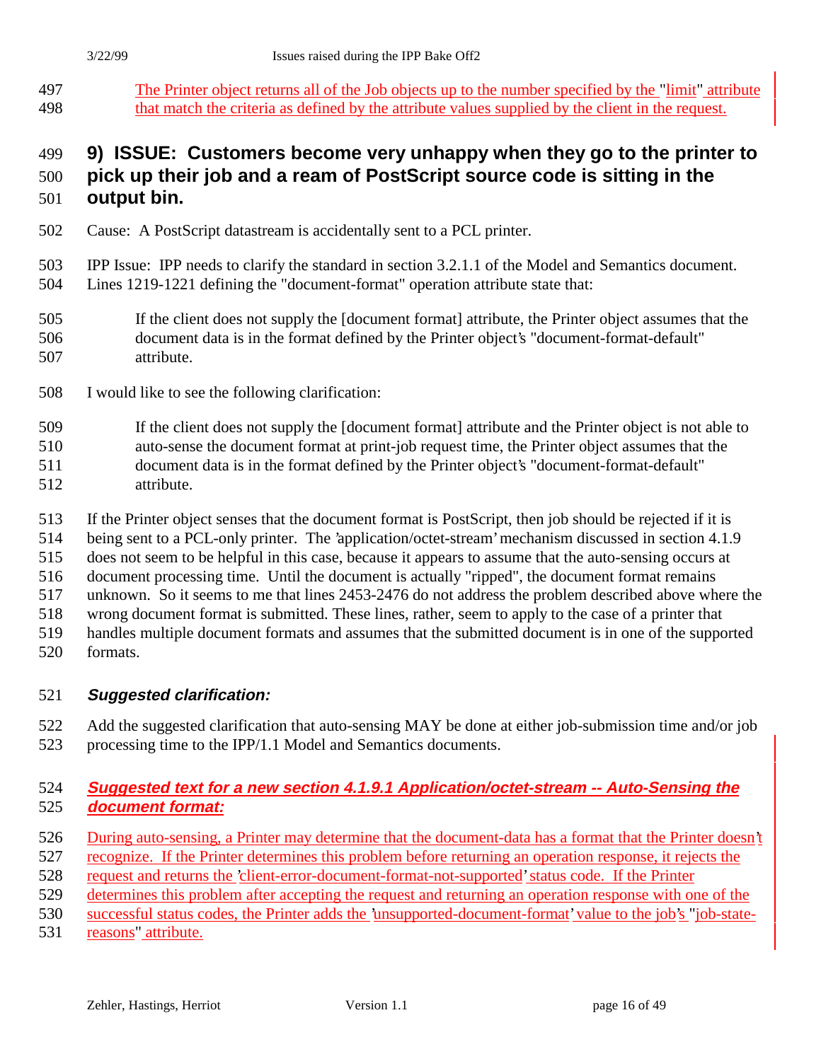The Printer object returns all of the Job objects up to the number specified by the "limit" attribute that match the criteria as defined by the attribute values supplied by the client in the request.

## 9) ISSUE: Customers become very unhappy when they go to the printer to pick up their job and a ream of PostScript source code is sitting in the output bin.

Cause: A PostScript datastream is accidentally sent to a PCL printer.

IPP Issue: IPP needs to clarify the standard in section 3.2.1.1 of the Model and Semantics document. Lines 1219-1221 defining the "document-format" operation attribute state that:

> If the client does not supply the [document format] attribute, the Printer object assumes that the document data is in the format defined by the Printer object's "document-format-default" attribute.

I would like to see the following clarification:

> If the client does not supply the [document format] attribute and the Printer object is not able to auto-sense the document format at print-job request time, the Printer object assumes that the document data is in the format defined by the Printer object's "document-format-default" attribute.

If the Printer object senses that the document format is PostScript, then job should be rejected if it is being sent to a PCL-only printer. The 'application/octet-stream' mechanism discussed in section 4.1.9 does not seem to be helpful in this case, because it appears to assume that the auto-sensing occurs at document processing time. Until the document is actually "ripped", the document format remains unknown. So it seems to me that lines 2453-2476 do not address the problem described above where the wrong document format is submitted. These lines, rather, seem to apply to the case of a printer that handles multiple document formats and assumes that the submitted document is in one of the supported formats.

### *Suggested clarification:*

Add the suggested clarification that auto-sensing MAY be done at either job-submission time and/or job processing time to the IPP/1.1 Model and Semantics documents.

### *Suggested text for a new section 4.1.9.1 Application/octet-stream -- Auto-Sensing the document format:*

During auto-sensing, a Printer may determine that the document-data has a format that the Printer doesn't recognize. If the Printer determines this problem before returning an operation response, it rejects the request and returns the 'client-error-document-format-not-supported' status code. If the Printer determines this problem after accepting the request and returning an operation response with one of the successful status codes, the Printer adds the 'unsupported-document-format' value to the job's "job-state-reasons" attribute.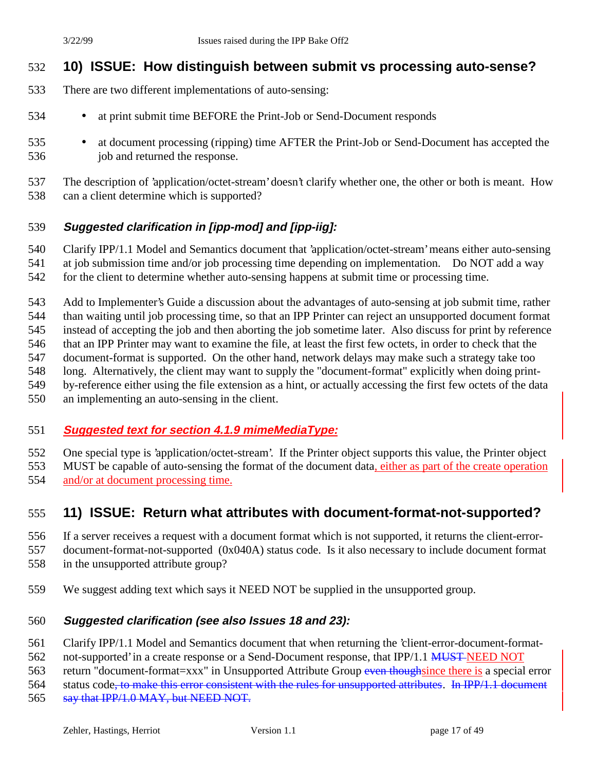## 10) ISSUE: How distinguish between submit vs processing auto-sense?

There are two different implementations of auto-sensing:

- at print submit time BEFORE the Print-Job or Send-Document responds
- at document processing (ripping) time AFTER the Print-Job or Send-Document has accepted the job and returned the response.

The description of 'application/octet-stream' doesn't clarify whether one, the other or both is meant. How can a client determine which is supported?

### *Suggested clarification in [ipp-mod] and [ipp-iig]:*

Clarify IPP/1.1 Model and Semantics document that 'application/octet-stream' means either auto-sensing at job submission time and/or job processing time depending on implementation. Do NOT add a way for the client to determine whether auto-sensing happens at submit time or processing time.

Add to Implementer's Guide a discussion about the advantages of auto-sensing at job submit time, rather than waiting until job processing time, so that an IPP Printer can reject an unsupported document format instead of accepting the job and then aborting the job sometime later. Also discuss for print by reference that an IPP Printer may want to examine the file, at least the first few octets, in order to check that the document-format is supported. On the other hand, network delays may make such a strategy take too long. Alternatively, the client may want to supply the "document-format" explicitly when doing print-by-reference either using the file extension as a hint, or actually accessing the first few octets of the data an implementing an auto-sensing in the client.

### *Suggested text for section 4.1.9 mimeMediaType:*

One special type is 'application/octet-stream'. If the Printer object supports this value, the Printer object MUST be capable of auto-sensing the format of the document data, either as part of the create operation and/or at document processing time.

## 11) ISSUE: Return what attributes with document-format-not-supported?

If a server receives a request with a document format which is not supported, it returns the client-error-document-format-not-supported (0x040A) status code. Is it also necessary to include document format in the unsupported attribute group?

We suggest adding text which says it NEED NOT be supplied in the unsupported group.

### *Suggested clarification (see also Issues 18 and 23):*

Clarify IPP/1.1 Model and Semantics document that when returning the 'client-error-document-format-not-supported' in a create response or a Send-Document response, that IPP/1.1 ~~MUST~~ NEED NOT return "document-format=xxx" in Unsupported Attribute Group ~~even though~~since there is a special error status code~~, to make this error consistent with the rules for unsupported attributes~~. ~~In IPP/1.1 document say that IPP/1.0 MAY, but NEED NOT.~~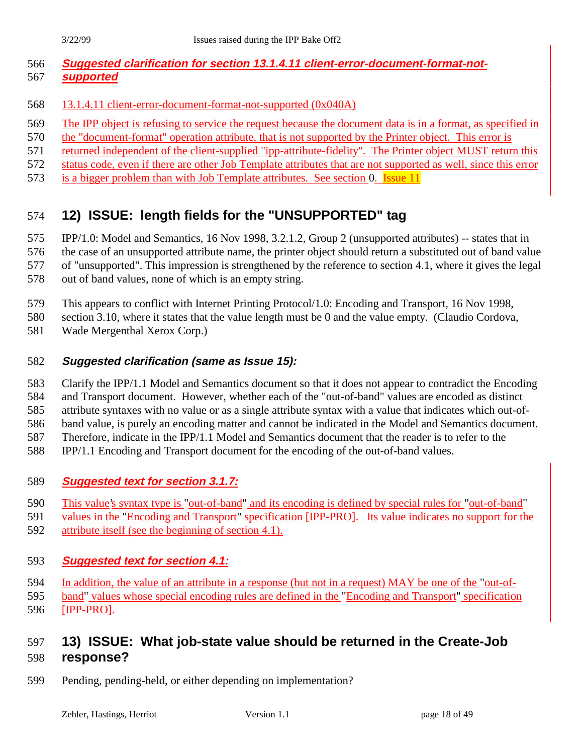### *Suggested clarification for section 13.1.4.11 client-error-document-format-not-supported*

13.1.4.11 client-error-document-format-not-supported (0x040A)

The IPP object is refusing to service the request because the document data is in a format, as specified in the "document-format" operation attribute, that is not supported by the Printer object. This error is returned independent of the client-supplied "ipp-attribute-fidelity". The Printer object MUST return this status code, even if there are other Job Template attributes that are not supported as well, since this error is a bigger problem than with Job Template attributes. See section 0. Issue 11

## 12) ISSUE: length fields for the "UNSUPPORTED" tag

IPP/1.0: Model and Semantics, 16 Nov 1998, 3.2.1.2, Group 2 (unsupported attributes) -- states that in the case of an unsupported attribute name, the printer object should return a substituted out of band value of "unsupported". This impression is strengthened by the reference to section 4.1, where it gives the legal out of band values, none of which is an empty string.

This appears to conflict with Internet Printing Protocol/1.0: Encoding and Transport, 16 Nov 1998, section 3.10, where it states that the value length must be 0 and the value empty. (Claudio Cordova, Wade Mergenthal Xerox Corp.)

### *Suggested clarification (same as Issue 15):*

Clarify the IPP/1.1 Model and Semantics document so that it does not appear to contradict the Encoding and Transport document. However, whether each of the "out-of-band" values are encoded as distinct attribute syntaxes with no value or as a single attribute syntax with a value that indicates which out-of-band value, is purely an encoding matter and cannot be indicated in the Model and Semantics document. Therefore, indicate in the IPP/1.1 Model and Semantics document that the reader is to refer to the IPP/1.1 Encoding and Transport document for the encoding of the out-of-band values.

### *Suggested text for section 3.1.7:*

This value's syntax type is "out-of-band" and its encoding is defined by special rules for "out-of-band" values in the "Encoding and Transport" specification [IPP-PRO]. Its value indicates no support for the attribute itself (see the beginning of section 4.1).

### *Suggested text for section 4.1:*

In addition, the value of an attribute in a response (but not in a request) MAY be one of the "out-of-band" values whose special encoding rules are defined in the "Encoding and Transport" specification [IPP-PRO].

## 13) ISSUE: What job-state value should be returned in the Create-Job response?

Pending, pending-held, or either depending on implementation?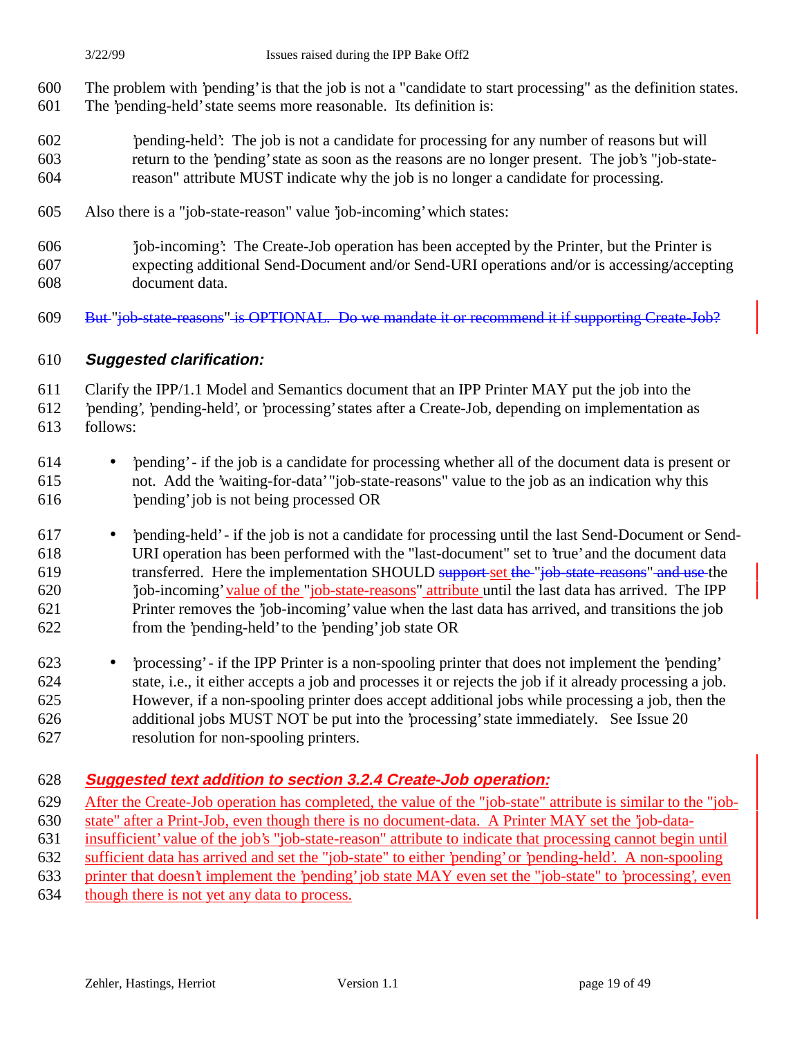The problem with 'pending' is that the job is not a "candidate to start processing" as the definition states. The 'pending-held' state seems more reasonable. Its definition is:

> 'pending-held': The job is not a candidate for processing for any number of reasons but will return to the 'pending' state as soon as the reasons are no longer present. The job's "job-state-reason" attribute MUST indicate why the job is no longer a candidate for processing.

Also there is a "job-state-reason" value 'job-incoming' which states:

> 'job-incoming': The Create-Job operation has been accepted by the Printer, but the Printer is expecting additional Send-Document and/or Send-URI operations and/or is accessing/accepting document data.

~~But "job-state-reasons" is OPTIONAL. Do we mandate it or recommend it if supporting Create-Job?~~

### *Suggested clarification:*

Clarify the IPP/1.1 Model and Semantics document that an IPP Printer MAY put the job into the 'pending', 'pending-held', or 'processing' states after a Create-Job, depending on implementation as follows:

- 'pending' - if the job is a candidate for processing whether all of the document data is present or not. Add the 'waiting-for-data' "job-state-reasons" value to the job as an indication why this 'pending' job is not being processed OR

- 'pending-held' - if the job is not a candidate for processing until the last Send-Document or Send-URI operation has been performed with the "last-document" set to 'true' and the document data transferred. Here the implementation SHOULD ~~support~~ set ~~the "job-state-reasons" and use~~ the 'job-incoming' value of the "job-state-reasons" attribute until the last data has arrived. The IPP Printer removes the 'job-incoming' value when the last data has arrived, and transitions the job from the 'pending-held' to the 'pending' job state OR

- 'processing' - if the IPP Printer is a non-spooling printer that does not implement the 'pending' state, i.e., it either accepts a job and processes it or rejects the job if it already processing a job. However, if a non-spooling printer does accept additional jobs while processing a job, then the additional jobs MUST NOT be put into the 'processing' state immediately. See Issue 20 resolution for non-spooling printers.

### *Suggested text addition to section 3.2.4 Create-Job operation:*

After the Create-Job operation has completed, the value of the "job-state" attribute is similar to the "job-state" after a Print-Job, even though there is no document-data. A Printer MAY set the 'job-data-insufficient' value of the job's "job-state-reason" attribute to indicate that processing cannot begin until sufficient data has arrived and set the "job-state" to either 'pending' or 'pending-held'. A non-spooling printer that doesn't implement the 'pending' job state MAY even set the "job-state" to 'processing', even though there is not yet any data to process.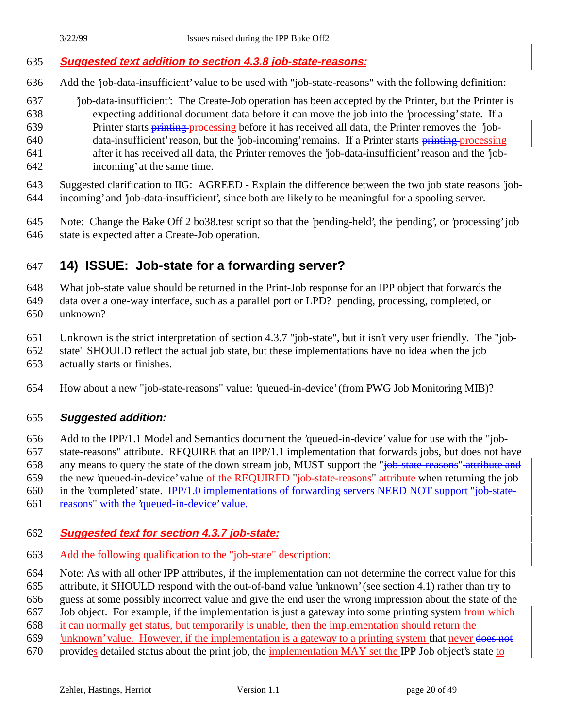***Suggested text addition to section 4.3.8 job-state-reasons:***

Add the 'job-data-insufficient' value to be used with "job-state-reasons" with the following definition:

> 'job-data-insufficient': The Create-Job operation has been accepted by the Printer, but the Printer is expecting additional document data before it can move the job into the 'processing' state. If a Printer starts ~~printing~~ processing before it has received all data, the Printer removes the 'job-data-insufficient' reason, but the 'job-incoming' remains. If a Printer starts ~~printing~~ processing after it has received all data, the Printer removes the 'job-data-insufficient' reason and the 'job-incoming' at the same time.

Suggested clarification to IIG: AGREED - Explain the difference between the two job state reasons 'job-incoming' and 'job-data-insufficient', since both are likely to be meaningful for a spooling server.

Note: Change the Bake Off 2 bo38.test script so that the 'pending-held', the 'pending', or 'processing' job state is expected after a Create-Job operation.

## 14) ISSUE: Job-state for a forwarding server?

What job-state value should be returned in the Print-Job response for an IPP object that forwards the data over a one-way interface, such as a parallel port or LPD? pending, processing, completed, or unknown?

Unknown is the strict interpretation of section 4.3.7 "job-state", but it isn't very user friendly. The "job-state" SHOULD reflect the actual job state, but these implementations have no idea when the job actually starts or finishes.

How about a new "job-state-reasons" value: 'queued-in-device' (from PWG Job Monitoring MIB)?

***Suggested addition:***

Add to the IPP/1.1 Model and Semantics document the 'queued-in-device' value for use with the "job-state-reasons" attribute. REQUIRE that an IPP/1.1 implementation that forwards jobs, but does not have any means to query the state of the down stream job, MUST support the "~~job-state-reasons~~" ~~attribute and~~ the new 'queued-in-device' value of the REQUIRED "job-state-reasons" attribute when returning the job in the 'completed' state. ~~IPP/1.0 implementations of forwarding servers NEED NOT support~~ "~~job-state-reasons~~" ~~with the~~ '~~queued-in-device~~' ~~value.~~

***Suggested text for section 4.3.7 job-state:***

Add the following qualification to the "job-state" description:

Note: As with all other IPP attributes, if the implementation can not determine the correct value for this attribute, it SHOULD respond with the out-of-band value 'unknown' (see section 4.1) rather than try to guess at some possibly incorrect value and give the end user the wrong impression about the state of the Job object. For example, if the implementation is just a gateway into some printing system from which it can normally get status, but temporarily is unable, then the implementation should return the 'unknown' value. However, if the implementation is a gateway to a printing system that never ~~does not~~ provides detailed status about the print job, the implementation MAY set the IPP Job object's state to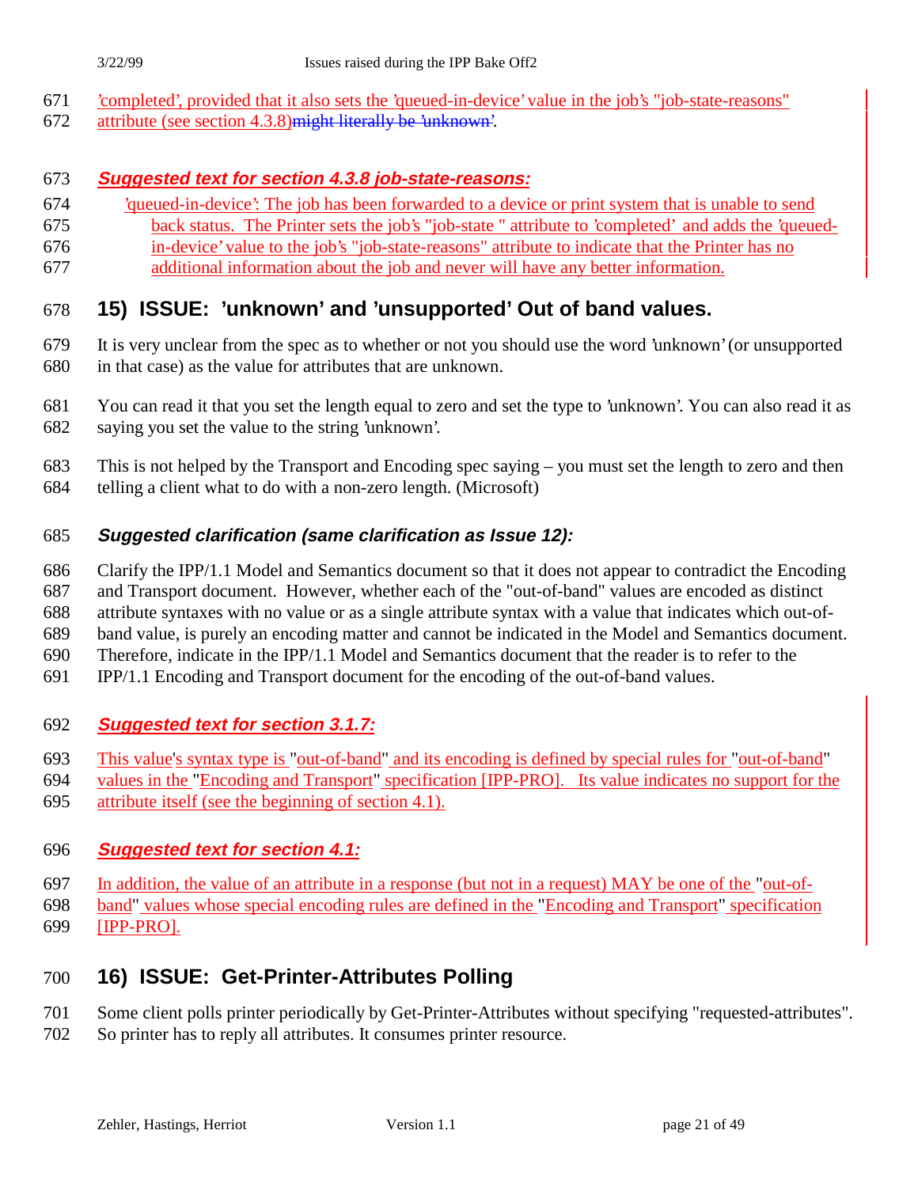'completed', provided that it also sets the 'queued-in-device' value in the job's "job-state-reasons" attribute (see section 4.3.8)~~might literally be 'unknown'~~.

***Suggested text for section 4.3.8 job-state-reasons:***

'queued-in-device': The job has been forwarded to a device or print system that is unable to send back status. The Printer sets the job's "job-state " attribute to 'completed' and adds the 'queued-in-device' value to the job's "job-state-reasons" attribute to indicate that the Printer has no additional information about the job and never will have any better information.

## 15) ISSUE: 'unknown' and 'unsupported' Out of band values.

It is very unclear from the spec as to whether or not you should use the word 'unknown' (or unsupported in that case) as the value for attributes that are unknown.

You can read it that you set the length equal to zero and set the type to 'unknown'. You can also read it as saying you set the value to the string 'unknown'.

This is not helped by the Transport and Encoding spec saying – you must set the length to zero and then telling a client what to do with a non-zero length. (Microsoft)

### *Suggested clarification (same clarification as Issue 12):*

Clarify the IPP/1.1 Model and Semantics document so that it does not appear to contradict the Encoding and Transport document. However, whether each of the "out-of-band" values are encoded as distinct attribute syntaxes with no value or as a single attribute syntax with a value that indicates which out-of-band value, is purely an encoding matter and cannot be indicated in the Model and Semantics document. Therefore, indicate in the IPP/1.1 Model and Semantics document that the reader is to refer to the IPP/1.1 Encoding and Transport document for the encoding of the out-of-band values.

### ***Suggested text for section 3.1.7:***

This value's syntax type is "out-of-band" and its encoding is defined by special rules for "out-of-band" values in the "Encoding and Transport" specification [IPP-PRO]. Its value indicates no support for the attribute itself (see the beginning of section 4.1).

### ***Suggested text for section 4.1:***

In addition, the value of an attribute in a response (but not in a request) MAY be one of the "out-of-band" values whose special encoding rules are defined in the "Encoding and Transport" specification [IPP-PRO].

## 16) ISSUE: Get-Printer-Attributes Polling

Some client polls printer periodically by Get-Printer-Attributes without specifying "requested-attributes". So printer has to reply all attributes. It consumes printer resource.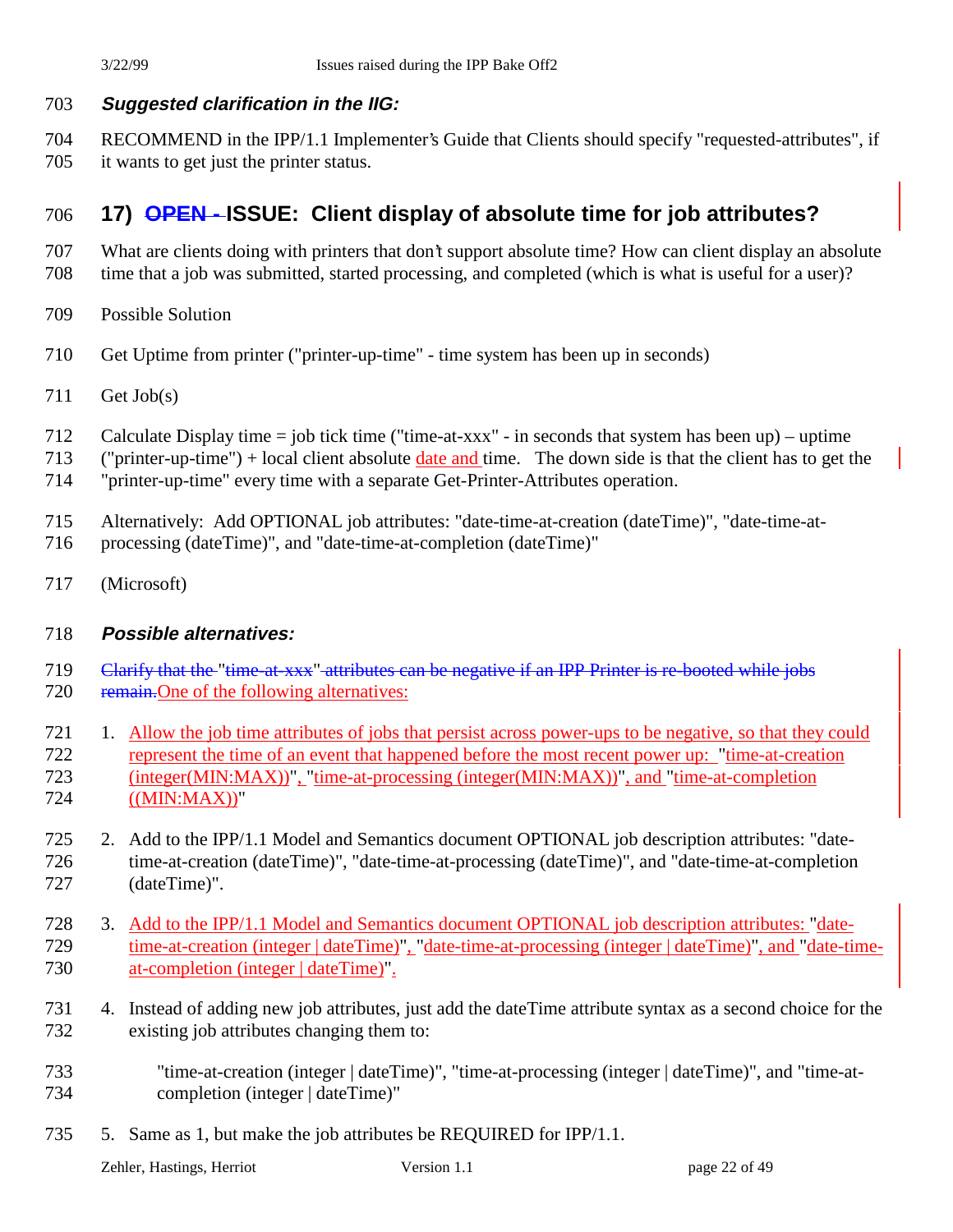***Suggested clarification in the IIG:***

RECOMMEND in the IPP/1.1 Implementer's Guide that Clients should specify "requested-attributes", if it wants to get just the printer status.

## 17) ~~OPEN -~~ ISSUE: Client display of absolute time for job attributes?

What are clients doing with printers that don't support absolute time? How can client display an absolute time that a job was submitted, started processing, and completed (which is what is useful for a user)?

Possible Solution

Get Uptime from printer ("printer-up-time" - time system has been up in seconds)

Get Job(s)

Calculate Display time = job tick time ("time-at-xxx" - in seconds that system has been up) – uptime ("printer-up-time") + local client absolute date and time. The down side is that the client has to get the "printer-up-time" every time with a separate Get-Printer-Attributes operation.

Alternatively: Add OPTIONAL job attributes: "date-time-at-creation (dateTime)", "date-time-at-processing (dateTime)", and "date-time-at-completion (dateTime)"

(Microsoft)

***Possible alternatives:***

~~Clarify that the~~ "~~time-at-xxx~~" ~~attributes can be negative if an IPP Printer is re-booted while jobs remain.~~ One of the following alternatives:

1. Allow the job time attributes of jobs that persist across power-ups to be negative, so that they could represent the time of an event that happened before the most recent power up: "time-at-creation (integer(MIN:MAX))", "time-at-processing (integer(MIN:MAX))", and "time-at-completion ((MIN:MAX))"

2. Add to the IPP/1.1 Model and Semantics document OPTIONAL job description attributes: "date-time-at-creation (dateTime)", "date-time-at-processing (dateTime)", and "date-time-at-completion (dateTime)".

3. Add to the IPP/1.1 Model and Semantics document OPTIONAL job description attributes: "date-time-at-creation (integer | dateTime)", "date-time-at-processing (integer | dateTime)", and "date-time-at-completion (integer | dateTime)".

4. Instead of adding new job attributes, just add the dateTime attribute syntax as a second choice for the existing job attributes changing them to:

   "time-at-creation (integer | dateTime)", "time-at-processing (integer | dateTime)", and "time-at-completion (integer | dateTime)"

5. Same as 1, but make the job attributes be REQUIRED for IPP/1.1.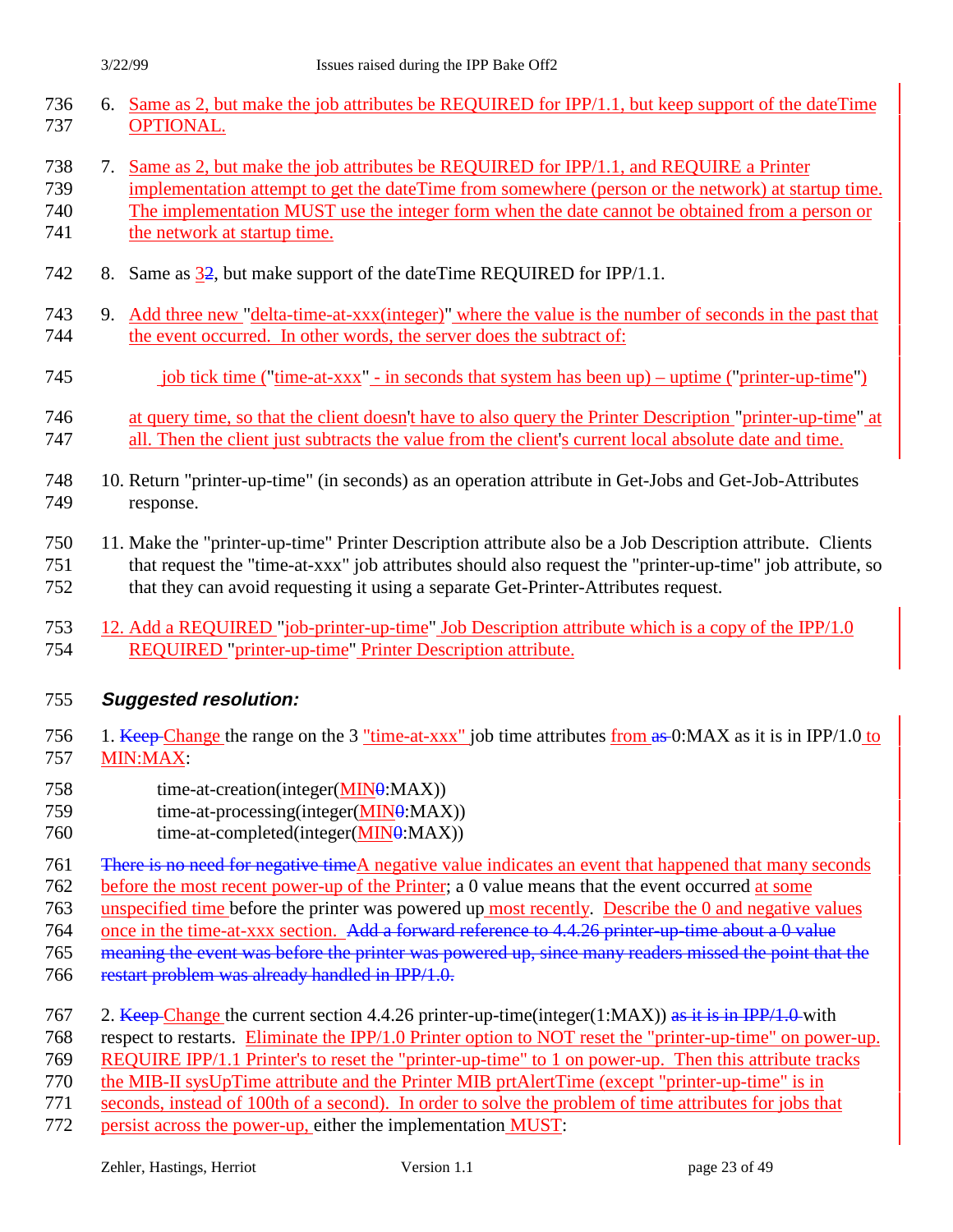6. Same as 2, but make the job attributes be REQUIRED for IPP/1.1, but keep support of the dateTime OPTIONAL.

7. Same as 2, but make the job attributes be REQUIRED for IPP/1.1, and REQUIRE a Printer implementation attempt to get the dateTime from somewhere (person or the network) at startup time. The implementation MUST use the integer form when the date cannot be obtained from a person or the network at startup time.

8. Same as 32, but make support of the dateTime REQUIRED for IPP/1.1.

9. Add three new "delta-time-at-xxx(integer)" where the value is the number of seconds in the past that the event occurred. In other words, the server does the subtract of:

   job tick time ("time-at-xxx" - in seconds that system has been up) – uptime ("printer-up-time")

   at query time, so that the client doesn't have to also query the Printer Description "printer-up-time" at all. Then the client just subtracts the value from the client's current local absolute date and time.

10. Return "printer-up-time" (in seconds) as an operation attribute in Get-Jobs and Get-Job-Attributes response.

11. Make the "printer-up-time" Printer Description attribute also be a Job Description attribute. Clients that request the "time-at-xxx" job attributes should also request the "printer-up-time" job attribute, so that they can avoid requesting it using a separate Get-Printer-Attributes request.

12. Add a REQUIRED "job-printer-up-time" Job Description attribute which is a copy of the IPP/1.0 REQUIRED "printer-up-time" Printer Description attribute.

### *Suggested resolution:*

1. ~~Keep~~ Change the range on the 3 "time-at-xxx" job time attributes from ~~as~~ 0:MAX as it is in IPP/1.0 to MIN:MAX:

   time-at-creation(integer(MIN~~0~~:MAX))
   time-at-processing(integer(MIN~~0~~:MAX))
   time-at-completed(integer(MIN~~0~~:MAX))

~~There is no need for negative time~~A negative value indicates an event that happened that many seconds before the most recent power-up of the Printer; a 0 value means that the event occurred at some unspecified time before the printer was powered up most recently. Describe the 0 and negative values once in the time-at-xxx section. ~~Add a forward reference to 4.4.26 printer-up-time about a 0 value meaning the event was before the printer was powered up, since many readers missed the point that the restart problem was already handled in IPP/1.0.~~

2. ~~Keep~~ Change the current section 4.4.26 printer-up-time(integer(1:MAX)) ~~as it is in IPP/1.0~~ with respect to restarts. Eliminate the IPP/1.0 Printer option to NOT reset the "printer-up-time" on power-up. REQUIRE IPP/1.1 Printer's to reset the "printer-up-time" to 1 on power-up. Then this attribute tracks the MIB-II sysUpTime attribute and the Printer MIB prtAlertTime (except "printer-up-time" is in seconds, instead of 100th of a second). In order to solve the problem of time attributes for jobs that persist across the power-up, either the implementation MUST: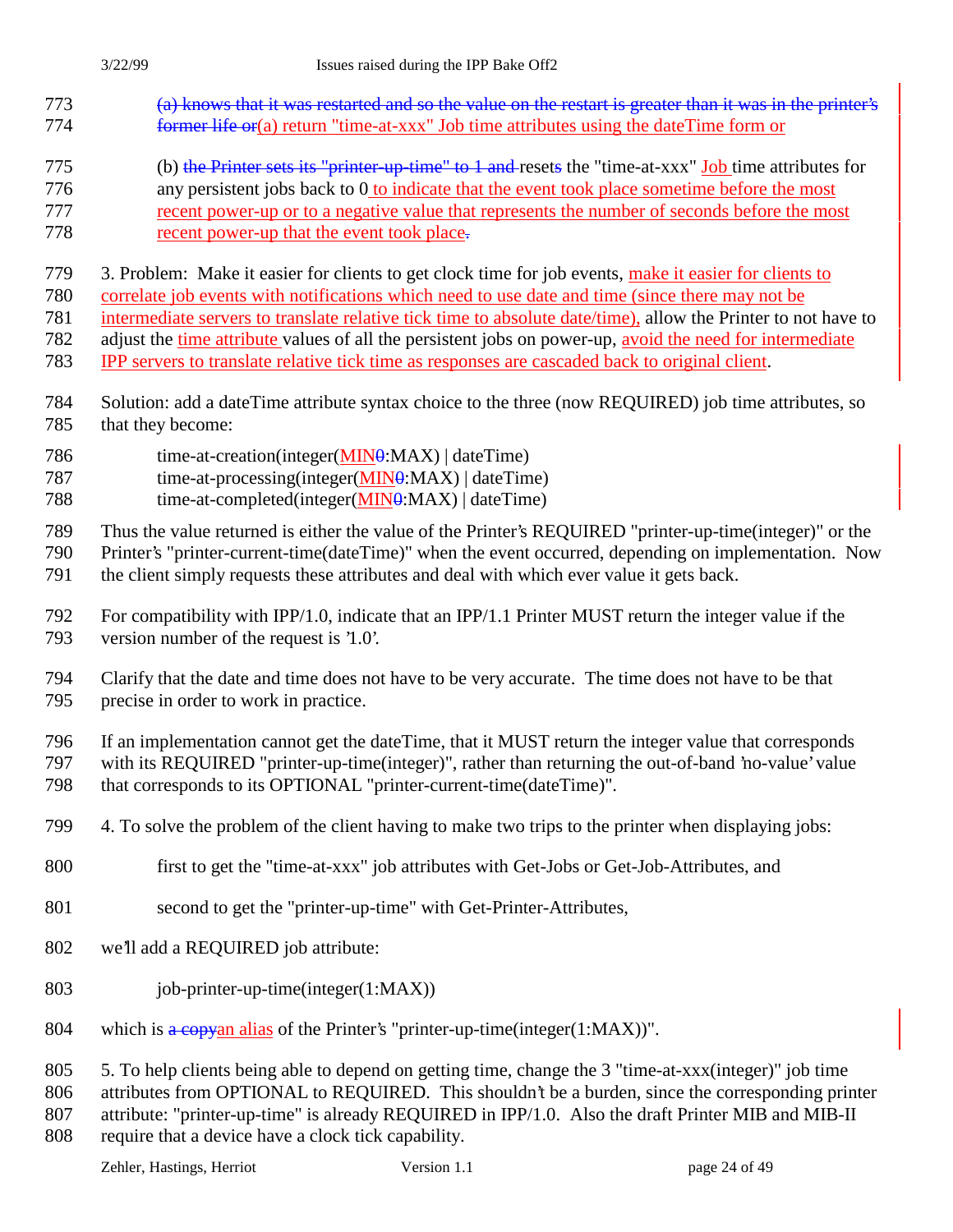(a) ~~knows that it was restarted and so the value on the restart is greater than it was in the printer's former life or~~(a) return "time-at-xxx" Job time attributes using the dateTime form or

(b) ~~the Printer sets its "printer-up-time" to 1 and~~ resets the "time-at-xxx" Job time attributes for any persistent jobs back to 0 to indicate that the event took place sometime before the most recent power-up or to a negative value that represents the number of seconds before the most recent power-up that the event took place.

3. Problem: Make it easier for clients to get clock time for job events, make it easier for clients to correlate job events with notifications which need to use date and time (since there may not be intermediate servers to translate relative tick time to absolute date/time), allow the Printer to not have to adjust the time attribute values of all the persistent jobs on power-up, avoid the need for intermediate IPP servers to translate relative tick time as responses are cascaded back to original client.

Solution: add a dateTime attribute syntax choice to the three (now REQUIRED) job time attributes, so that they become:

time-at-creation(integer(MIN~~0~~:MAX) | dateTime)
time-at-processing(integer(MIN~~0~~:MAX) | dateTime)
time-at-completed(integer(MIN~~0~~:MAX) | dateTime)

Thus the value returned is either the value of the Printer's REQUIRED "printer-up-time(integer)" or the Printer's "printer-current-time(dateTime)" when the event occurred, depending on implementation. Now the client simply requests these attributes and deal with which ever value it gets back.

For compatibility with IPP/1.0, indicate that an IPP/1.1 Printer MUST return the integer value if the version number of the request is '1.0'.

Clarify that the date and time does not have to be very accurate. The time does not have to be that precise in order to work in practice.

If an implementation cannot get the dateTime, that it MUST return the integer value that corresponds with its REQUIRED "printer-up-time(integer)", rather than returning the out-of-band 'no-value' value that corresponds to its OPTIONAL "printer-current-time(dateTime)".

4. To solve the problem of the client having to make two trips to the printer when displaying jobs:

first to get the "time-at-xxx" job attributes with Get-Jobs or Get-Job-Attributes, and

second to get the "printer-up-time" with Get-Printer-Attributes,

we'll add a REQUIRED job attribute:

job-printer-up-time(integer(1:MAX))

which is ~~a copy~~an alias of the Printer's "printer-up-time(integer(1:MAX))".

5. To help clients being able to depend on getting time, change the 3 "time-at-xxx(integer)" job time attributes from OPTIONAL to REQUIRED. This shouldn't be a burden, since the corresponding printer attribute: "printer-up-time" is already REQUIRED in IPP/1.0. Also the draft Printer MIB and MIB-II require that a device have a clock tick capability.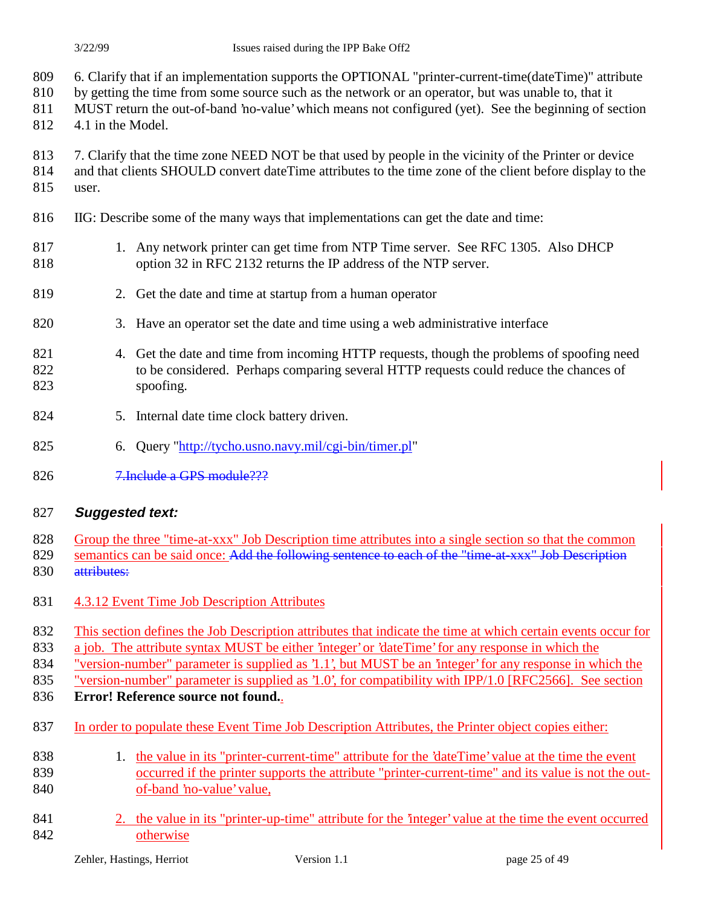6. Clarify that if an implementation supports the OPTIONAL "printer-current-time(dateTime)" attribute by getting the time from some source such as the network or an operator, but was unable to, that it MUST return the out-of-band 'no-value' which means not configured (yet). See the beginning of section 4.1 in the Model.

7. Clarify that the time zone NEED NOT be that used by people in the vicinity of the Printer or device and that clients SHOULD convert dateTime attributes to the time zone of the client before display to the user.

IIG: Describe some of the many ways that implementations can get the date and time:

1. Any network printer can get time from NTP Time server. See RFC 1305. Also DHCP option 32 in RFC 2132 returns the IP address of the NTP server.

2. Get the date and time at startup from a human operator

3. Have an operator set the date and time using a web administrative interface

4. Get the date and time from incoming HTTP requests, though the problems of spoofing need to be considered. Perhaps comparing several HTTP requests could reduce the chances of spoofing.

5. Internal date time clock battery driven.

6. Query "http://tycho.usno.navy.mil/cgi-bin/timer.pl"

~~7.Include a GPS module???~~

***Suggested text:***

Group the three "time-at-xxx" Job Description time attributes into a single section so that the common semantics can be said once: ~~Add the following sentence to each of the "time-at-xxx" Job Description attributes:~~

4.3.12 Event Time Job Description Attributes

This section defines the Job Description attributes that indicate the time at which certain events occur for a job. The attribute syntax MUST be either 'integer' or 'dateTime' for any response in which the "version-number" parameter is supplied as '1.1', but MUST be an 'integer' for any response in which the "version-number" parameter is supplied as '1.0', for compatibility with IPP/1.0 [RFC2566]. See section **Error! Reference source not found.**.

In order to populate these Event Time Job Description Attributes, the Printer object copies either:

1. the value in its "printer-current-time" attribute for the 'dateTime' value at the time the event occurred if the printer supports the attribute "printer-current-time" and its value is not the out-of-band 'no-value' value,

2. the value in its "printer-up-time" attribute for the 'integer' value at the time the event occurred otherwise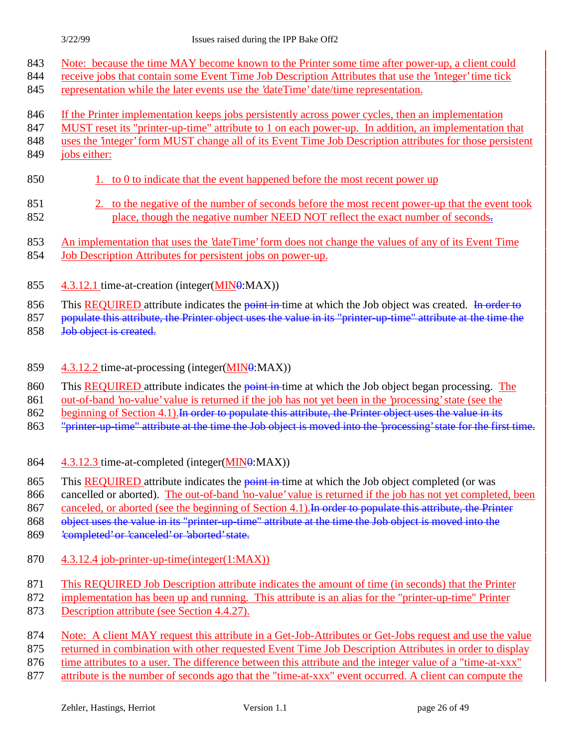Note: because the time MAY become known to the Printer some time after power-up, a client could receive jobs that contain some Event Time Job Description Attributes that use the 'integer' time tick representation while the later events use the 'dateTime' date/time representation.

If the Printer implementation keeps jobs persistently across power cycles, then an implementation MUST reset its "printer-up-time" attribute to 1 on each power-up. In addition, an implementation that uses the 'integer' form MUST change all of its Event Time Job Description attributes for those persistent jobs either:

1. to 0 to indicate that the event happened before the most recent power up
2. to the negative of the number of seconds before the most recent power-up that the event took place, though the negative number NEED NOT reflect the exact number of seconds.

An implementation that uses the 'dateTime' form does not change the values of any of its Event Time Job Description Attributes for persistent jobs on power-up.

#### 4.3.12.1 time-at-creation (integer(MIN~~0~~:MAX))

This REQUIRED attribute indicates the ~~point in~~ time at which the Job object was created. ~~In order to populate this attribute, the Printer object uses the value in its "printer-up-time" attribute at the time the Job object is created.~~

#### 4.3.12.2 time-at-processing (integer(MIN~~0~~:MAX))

This REQUIRED attribute indicates the ~~point in~~ time at which the Job object began processing. The out-of-band 'no-value' value is returned if the job has not yet been in the 'processing' state (see the beginning of Section 4.1).~~In order to populate this attribute, the Printer object uses the value in its "printer-up-time" attribute at the time the Job object is moved into the 'processing' state for the first time.~~

#### 4.3.12.3 time-at-completed (integer(MIN~~0~~:MAX))

This REQUIRED attribute indicates the ~~point in~~ time at which the Job object completed (or was cancelled or aborted). The out-of-band 'no-value' value is returned if the job has not yet completed, been canceled, or aborted (see the beginning of Section 4.1).~~In order to populate this attribute, the Printer object uses the value in its "printer-up-time" attribute at the time the Job object is moved into the 'completed' or 'canceled' or 'aborted' state.~~

#### 4.3.12.4 job-printer-up-time(integer(1:MAX))

This REQUIRED Job Description attribute indicates the amount of time (in seconds) that the Printer implementation has been up and running. This attribute is an alias for the "printer-up-time" Printer Description attribute (see Section 4.4.27).

Note: A client MAY request this attribute in a Get-Job-Attributes or Get-Jobs request and use the value returned in combination with other requested Event Time Job Description Attributes in order to display time attributes to a user. The difference between this attribute and the integer value of a "time-at-xxx" attribute is the number of seconds ago that the "time-at-xxx" event occurred. A client can compute the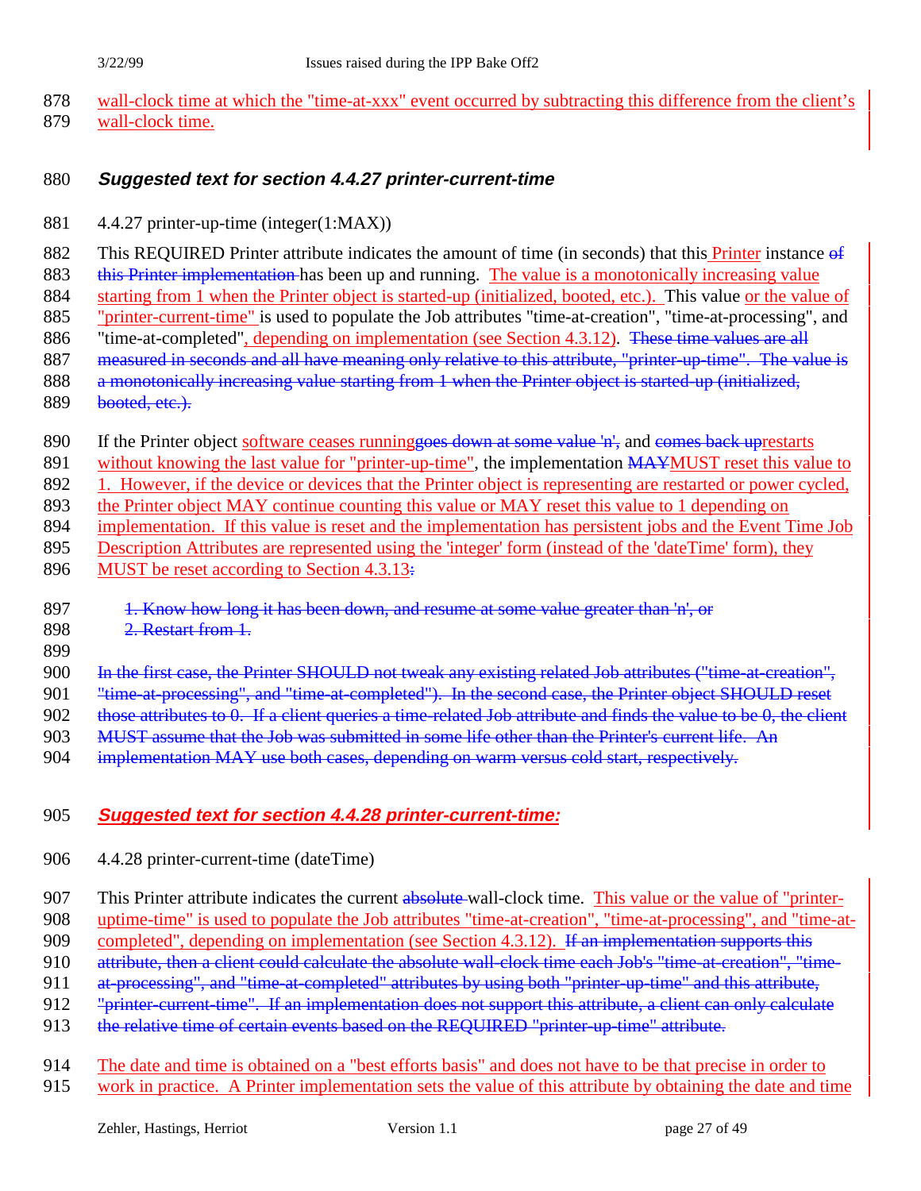wall-clock time at which the "time-at-xxx" event occurred by subtracting this difference from the client's wall-clock time.

### *Suggested text for section 4.4.27 printer-current-time*

4.4.27 printer-up-time (integer(1:MAX))

This REQUIRED Printer attribute indicates the amount of time (in seconds) that this Printer instance ~~of this Printer implementation~~ has been up and running. The value is a monotonically increasing value starting from 1 when the Printer object is started-up (initialized, booted, etc.). This value or the value of "printer-current-time" is used to populate the Job attributes "time-at-creation", "time-at-processing", and "time-at-completed", depending on implementation (see Section 4.3.12). ~~These time values are all measured in seconds and all have meaning only relative to this attribute, "printer-up-time". The value is a monotonically increasing value starting from 1 when the Printer object is started-up (initialized, booted, etc.).~~

If the Printer object software ceases running~~goes down at some value 'n',~~ and ~~comes back up~~restarts without knowing the last value for "printer-up-time", the implementation ~~MAY~~MUST reset this value to 1. However, if the device or devices that the Printer object is representing are restarted or power cycled, the Printer object MAY continue counting this value or MAY reset this value to 1 depending on implementation. If this value is reset and the implementation has persistent jobs and the Event Time Job Description Attributes are represented using the 'integer' form (instead of the 'dateTime' form), they MUST be reset according to Section 4.3.13~~:~~

~~1. Know how long it has been down, and resume at some value greater than 'n', or~~
~~2. Restart from 1.~~

~~In the first case, the Printer SHOULD not tweak any existing related Job attributes ("time-at-creation", "time-at-processing", and "time-at-completed"). In the second case, the Printer object SHOULD reset those attributes to 0. If a client queries a time-related Job attribute and finds the value to be 0, the client MUST assume that the Job was submitted in some life other than the Printer's current life. An implementation MAY use both cases, depending on warm versus cold start, respectively.~~

### *Suggested text for section 4.4.28 printer-current-time:*

4.4.28 printer-current-time (dateTime)

This Printer attribute indicates the current ~~absolute~~ wall-clock time. This value or the value of "printer-uptime-time" is used to populate the Job attributes "time-at-creation", "time-at-processing", and "time-at-completed", depending on implementation (see Section 4.3.12). ~~If an implementation supports this attribute, then a client could calculate the absolute wall-clock time each Job's "time-at-creation", "time-at-processing", and "time-at-completed" attributes by using both "printer-up-time" and this attribute, "printer-current-time". If an implementation does not support this attribute, a client can only calculate the relative time of certain events based on the REQUIRED "printer-up-time" attribute.~~

The date and time is obtained on a "best efforts basis" and does not have to be that precise in order to work in practice. A Printer implementation sets the value of this attribute by obtaining the date and time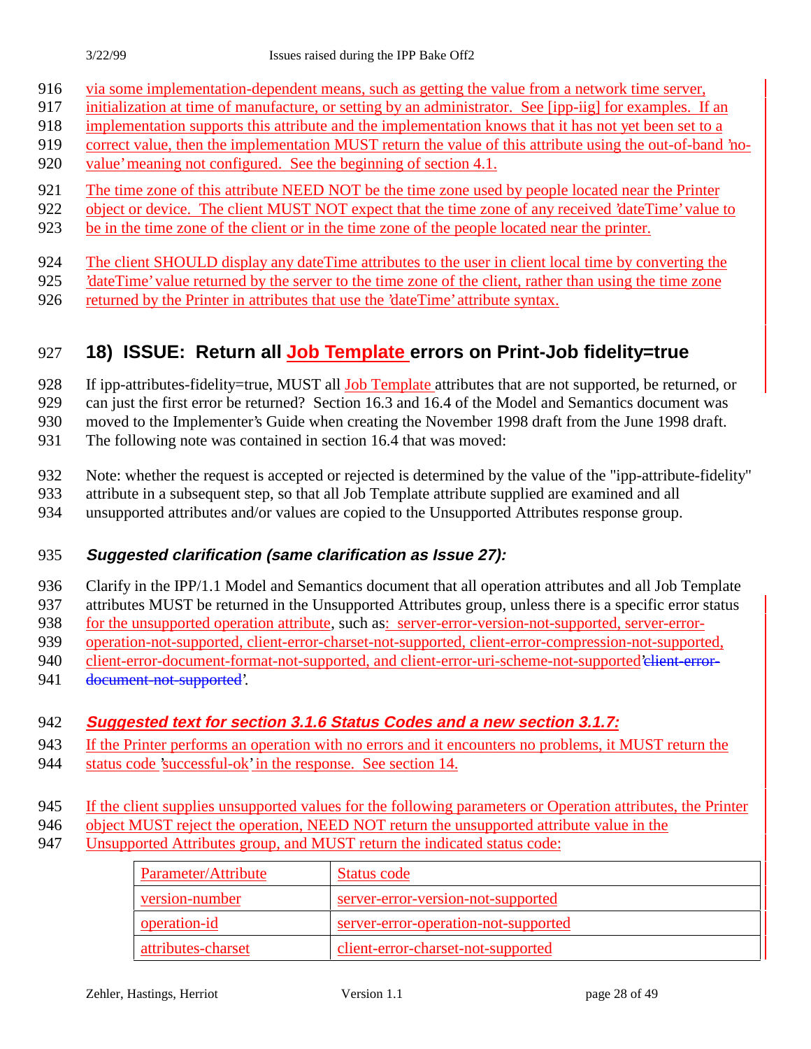via some implementation-dependent means, such as getting the value from a network time server, initialization at time of manufacture, or setting by an administrator. See [ipp-iig] for examples. If an implementation supports this attribute and the implementation knows that it has not yet been set to a correct value, then the implementation MUST return the value of this attribute using the out-of-band 'no-value' meaning not configured. See the beginning of section 4.1.

The time zone of this attribute NEED NOT be the time zone used by people located near the Printer object or device. The client MUST NOT expect that the time zone of any received 'dateTime' value to be in the time zone of the client or in the time zone of the people located near the printer.

The client SHOULD display any dateTime attributes to the user in client local time by converting the 'dateTime' value returned by the server to the time zone of the client, rather than using the time zone returned by the Printer in attributes that use the 'dateTime' attribute syntax.

## 18) ISSUE: Return all Job Template errors on Print-Job fidelity=true

If ipp-attributes-fidelity=true, MUST all Job Template attributes that are not supported, be returned, or can just the first error be returned? Section 16.3 and 16.4 of the Model and Semantics document was moved to the Implementer's Guide when creating the November 1998 draft from the June 1998 draft. The following note was contained in section 16.4 that was moved:

Note: whether the request is accepted or rejected is determined by the value of the "ipp-attribute-fidelity" attribute in a subsequent step, so that all Job Template attribute supplied are examined and all unsupported attributes and/or values are copied to the Unsupported Attributes response group.

### *Suggested clarification (same clarification as Issue 27):*

Clarify in the IPP/1.1 Model and Semantics document that all operation attributes and all Job Template attributes MUST be returned in the Unsupported Attributes group, unless there is a specific error status for the unsupported operation attribute, such as: server-error-version-not-supported, server-error-operation-not-supported, client-error-charset-not-supported, client-error-compression-not-supported, client-error-document-format-not-supported, and client-error-uri-scheme-not-supported'~~client-error-document-not-supported~~'.

### *Suggested text for section 3.1.6 Status Codes and a new section 3.1.7:*

If the Printer performs an operation with no errors and it encounters no problems, it MUST return the status code 'successful-ok' in the response. See section 14.

If the client supplies unsupported values for the following parameters or Operation attributes, the Printer object MUST reject the operation, NEED NOT return the unsupported attribute value in the Unsupported Attributes group, and MUST return the indicated status code:

| Parameter/Attribute | Status code |
|---|---|
| version-number | server-error-version-not-supported |
| operation-id | server-error-operation-not-supported |
| attributes-charset | client-error-charset-not-supported |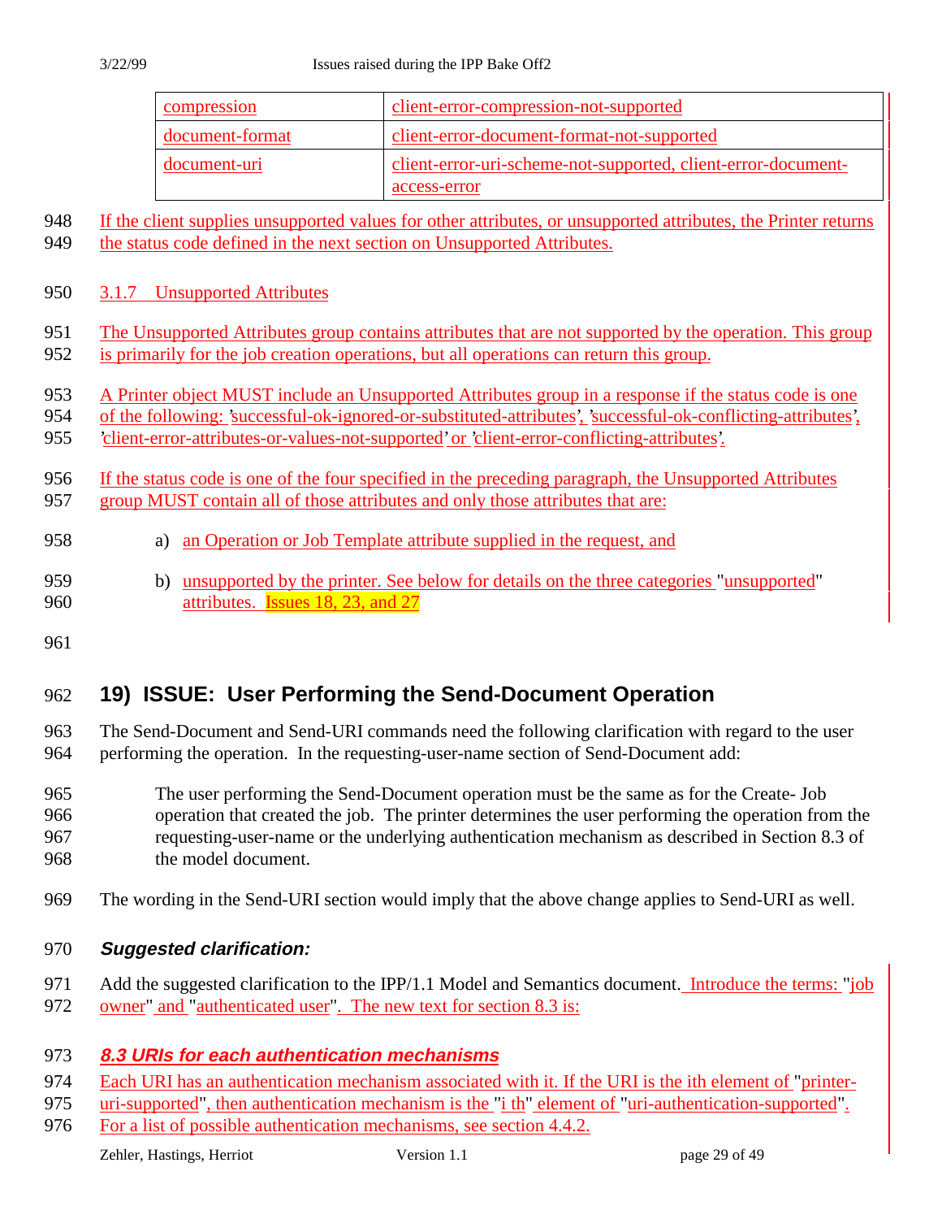| compression | client-error-compression-not-supported |
|---|---|
| document-format | client-error-document-format-not-supported |
| document-uri | client-error-uri-scheme-not-supported, client-error-document-access-error |

948 If the client supplies unsupported values for other attributes, or unsupported attributes, the Printer returns
949 the status code defined in the next section on Unsupported Attributes.

950 3.1.7 Unsupported Attributes

951 The Unsupported Attributes group contains attributes that are not supported by the operation. This group
952 is primarily for the job creation operations, but all operations can return this group.

953 A Printer object MUST include an Unsupported Attributes group in a response if the status code is one
954 of the following: 'successful-ok-ignored-or-substituted-attributes', 'successful-ok-conflicting-attributes',
955 'client-error-attributes-or-values-not-supported' or 'client-error-conflicting-attributes'.

956 If the status code is one of the four specified in the preceding paragraph, the Unsupported Attributes
957 group MUST contain all of those attributes and only those attributes that are:

958 a) an Operation or Job Template attribute supplied in the request, and

959 b) unsupported by the printer. See below for details on the three categories "unsupported"
960 attributes. Issues 18, 23, and 27

961

## 962 19) ISSUE: User Performing the Send-Document Operation

963 The Send-Document and Send-URI commands need the following clarification with regard to the user
964 performing the operation. In the requesting-user-name section of Send-Document add:

965 The user performing the Send-Document operation must be the same as for the Create- Job
966 operation that created the job. The printer determines the user performing the operation from the
967 requesting-user-name or the underlying authentication mechanism as described in Section 8.3 of
968 the model document.

969 The wording in the Send-URI section would imply that the above change applies to Send-URI as well.

970 ***Suggested clarification:***

971 Add the suggested clarification to the IPP/1.1 Model and Semantics document. Introduce the terms: "job
972 owner" and "authenticated user". The new text for section 8.3 is:

973 ***8.3 URIs for each authentication mechanisms***

974 Each URI has an authentication mechanism associated with it. If the URI is the ith element of "printer-
975 uri-supported", then authentication mechanism is the "i th" element of "uri-authentication-supported".
976 For a list of possible authentication mechanisms, see section 4.4.2.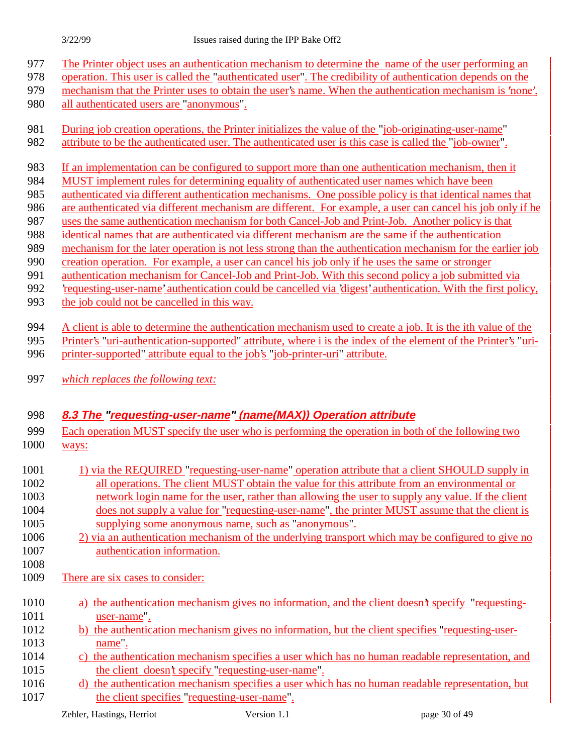The Printer object uses an authentication mechanism to determine the name of the user performing an operation. This user is called the "authenticated user". The credibility of authentication depends on the mechanism that the Printer uses to obtain the user's name. When the authentication mechanism is 'none', all authenticated users are "anonymous".

During job creation operations, the Printer initializes the value of the "job-originating-user-name" attribute to be the authenticated user. The authenticated user is this case is called the "job-owner".

If an implementation can be configured to support more than one authentication mechanism, then it MUST implement rules for determining equality of authenticated user names which have been authenticated via different authentication mechanisms. One possible policy is that identical names that are authenticated via different mechanism are different. For example, a user can cancel his job only if he uses the same authentication mechanism for both Cancel-Job and Print-Job. Another policy is that identical names that are authenticated via different mechanism are the same if the authentication mechanism for the later operation is not less strong than the authentication mechanism for the earlier job creation operation. For example, a user can cancel his job only if he uses the same or stronger authentication mechanism for Cancel-Job and Print-Job. With this second policy a job submitted via 'requesting-user-name' authentication could be cancelled via 'digest' authentication. With the first policy, the job could not be cancelled in this way.

A client is able to determine the authentication mechanism used to create a job. It is the ith value of the Printer's "uri-authentication-supported" attribute, where i is the index of the element of the Printer's "uri-printer-supported" attribute equal to the job's "job-printer-uri" attribute.

*which replaces the following text:*

### 8.3 The "requesting-user-name" (name(MAX)) Operation attribute

Each operation MUST specify the user who is performing the operation in both of the following two ways:

1) via the REQUIRED "requesting-user-name" operation attribute that a client SHOULD supply in all operations. The client MUST obtain the value for this attribute from an environmental or network login name for the user, rather than allowing the user to supply any value. If the client does not supply a value for "requesting-user-name", the printer MUST assume that the client is supplying some anonymous name, such as "anonymous".
2) via an authentication mechanism of the underlying transport which may be configured to give no authentication information.

There are six cases to consider:

a) the authentication mechanism gives no information, and the client doesn't specify "requesting-user-name".
b) the authentication mechanism gives no information, but the client specifies "requesting-user-name".
c) the authentication mechanism specifies a user which has no human readable representation, and the client doesn't specify "requesting-user-name".
d) the authentication mechanism specifies a user which has no human readable representation, but the client specifies "requesting-user-name".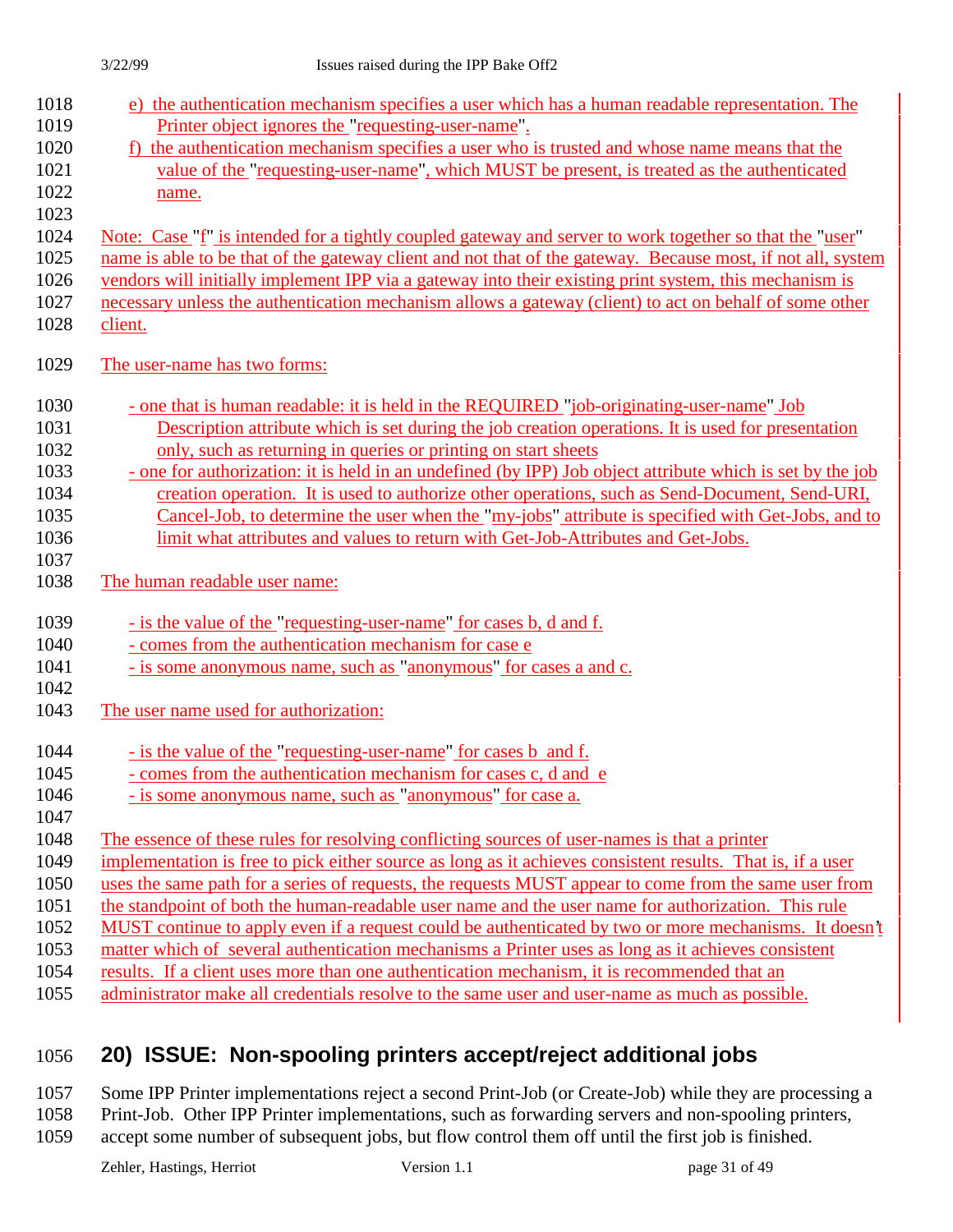e) the authentication mechanism specifies a user which has a human readable representation. The Printer object ignores the "requesting-user-name".

f) the authentication mechanism specifies a user who is trusted and whose name means that the value of the "requesting-user-name", which MUST be present, is treated as the authenticated name.

Note: Case "f" is intended for a tightly coupled gateway and server to work together so that the "user" name is able to be that of the gateway client and not that of the gateway. Because most, if not all, system vendors will initially implement IPP via a gateway into their existing print system, this mechanism is necessary unless the authentication mechanism allows a gateway (client) to act on behalf of some other client.

The user-name has two forms:

- one that is human readable: it is held in the REQUIRED "job-originating-user-name" Job Description attribute which is set during the job creation operations. It is used for presentation only, such as returning in queries or printing on start sheets
- one for authorization: it is held in an undefined (by IPP) Job object attribute which is set by the job creation operation. It is used to authorize other operations, such as Send-Document, Send-URI, Cancel-Job, to determine the user when the "my-jobs" attribute is specified with Get-Jobs, and to limit what attributes and values to return with Get-Job-Attributes and Get-Jobs.

The human readable user name:

- is the value of the "requesting-user-name" for cases b, d and f.
- comes from the authentication mechanism for case e
- is some anonymous name, such as "anonymous" for cases a and c.

The user name used for authorization:

- is the value of the "requesting-user-name" for cases b and f.
- comes from the authentication mechanism for cases c, d and e
- is some anonymous name, such as "anonymous" for case a.

The essence of these rules for resolving conflicting sources of user-names is that a printer implementation is free to pick either source as long as it achieves consistent results. That is, if a user uses the same path for a series of requests, the requests MUST appear to come from the same user from the standpoint of both the human-readable user name and the user name for authorization. This rule MUST continue to apply even if a request could be authenticated by two or more mechanisms. It doesn't matter which of several authentication mechanisms a Printer uses as long as it achieves consistent results. If a client uses more than one authentication mechanism, it is recommended that an administrator make all credentials resolve to the same user and user-name as much as possible.

## 20) ISSUE: Non-spooling printers accept/reject additional jobs

Some IPP Printer implementations reject a second Print-Job (or Create-Job) while they are processing a Print-Job. Other IPP Printer implementations, such as forwarding servers and non-spooling printers, accept some number of subsequent jobs, but flow control them off until the first job is finished.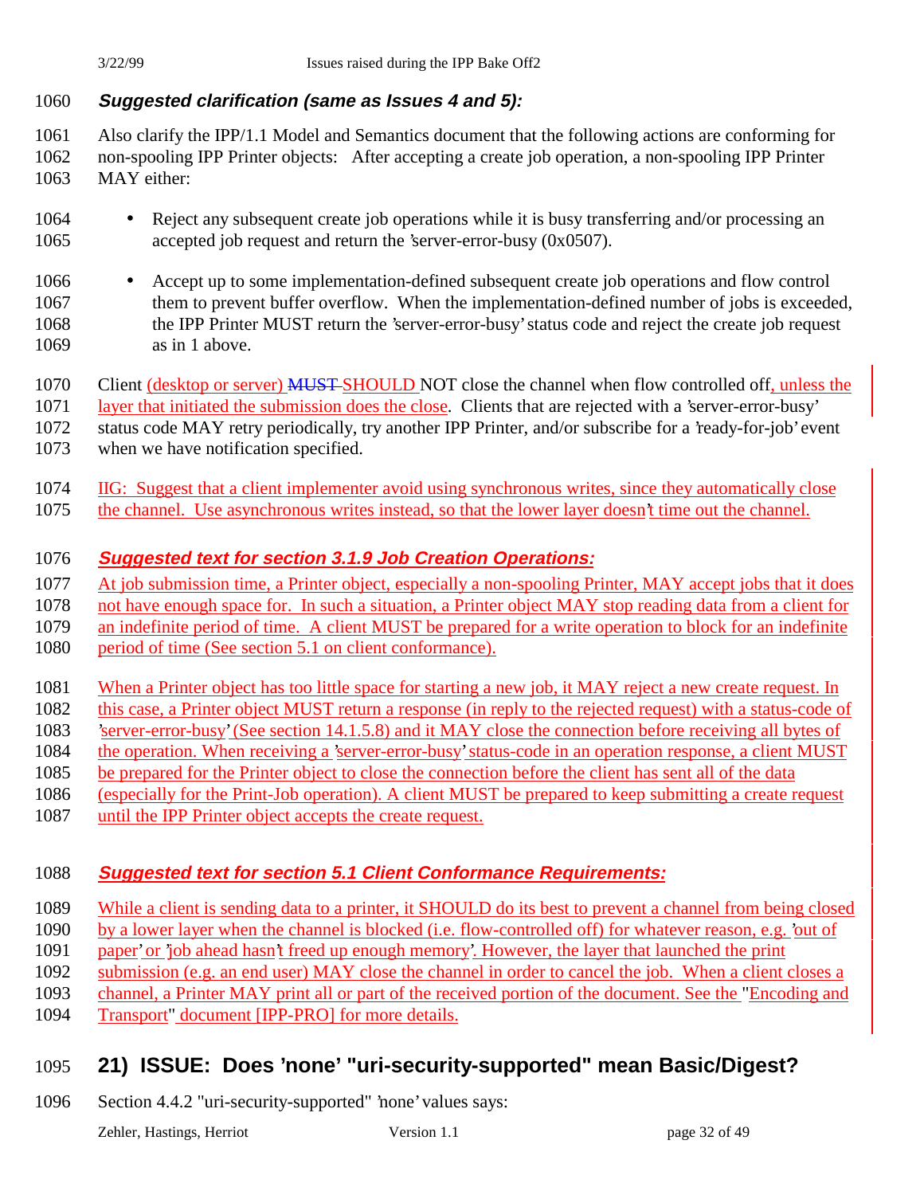### *Suggested clarification (same as Issues 4 and 5):*

Also clarify the IPP/1.1 Model and Semantics document that the following actions are conforming for non-spooling IPP Printer objects: After accepting a create job operation, a non-spooling IPP Printer MAY either:

- Reject any subsequent create job operations while it is busy transferring and/or processing an accepted job request and return the 'server-error-busy (0x0507).
- Accept up to some implementation-defined subsequent create job operations and flow control them to prevent buffer overflow. When the implementation-defined number of jobs is exceeded, the IPP Printer MUST return the 'server-error-busy' status code and reject the create job request as in 1 above.

Client (desktop or server) ~~MUST~~ SHOULD NOT close the channel when flow controlled off, unless the layer that initiated the submission does the close. Clients that are rejected with a 'server-error-busy' status code MAY retry periodically, try another IPP Printer, and/or subscribe for a 'ready-for-job' event when we have notification specified.

IIG: Suggest that a client implementer avoid using synchronous writes, since they automatically close the channel. Use asynchronous writes instead, so that the lower layer doesn't time out the channel.

### *Suggested text for section 3.1.9 Job Creation Operations:*

At job submission time, a Printer object, especially a non-spooling Printer, MAY accept jobs that it does not have enough space for. In such a situation, a Printer object MAY stop reading data from a client for an indefinite period of time. A client MUST be prepared for a write operation to block for an indefinite period of time (See section 5.1 on client conformance).

When a Printer object has too little space for starting a new job, it MAY reject a new create request. In this case, a Printer object MUST return a response (in reply to the rejected request) with a status-code of 'server-error-busy' (See section 14.1.5.8) and it MAY close the connection before receiving all bytes of the operation. When receiving a 'server-error-busy' status-code in an operation response, a client MUST be prepared for the Printer object to close the connection before the client has sent all of the data (especially for the Print-Job operation). A client MUST be prepared to keep submitting a create request until the IPP Printer object accepts the create request.

### *Suggested text for section 5.1 Client Conformance Requirements:*

While a client is sending data to a printer, it SHOULD do its best to prevent a channel from being closed by a lower layer when the channel is blocked (i.e. flow-controlled off) for whatever reason, e.g. 'out of paper' or 'job ahead hasn't freed up enough memory'. However, the layer that launched the print submission (e.g. an end user) MAY close the channel in order to cancel the job. When a client closes a channel, a Printer MAY print all or part of the received portion of the document. See the "Encoding and Transport" document [IPP-PRO] for more details.

## 21) ISSUE: Does 'none' "uri-security-supported" mean Basic/Digest?

Section 4.4.2 "uri-security-supported" 'none' values says: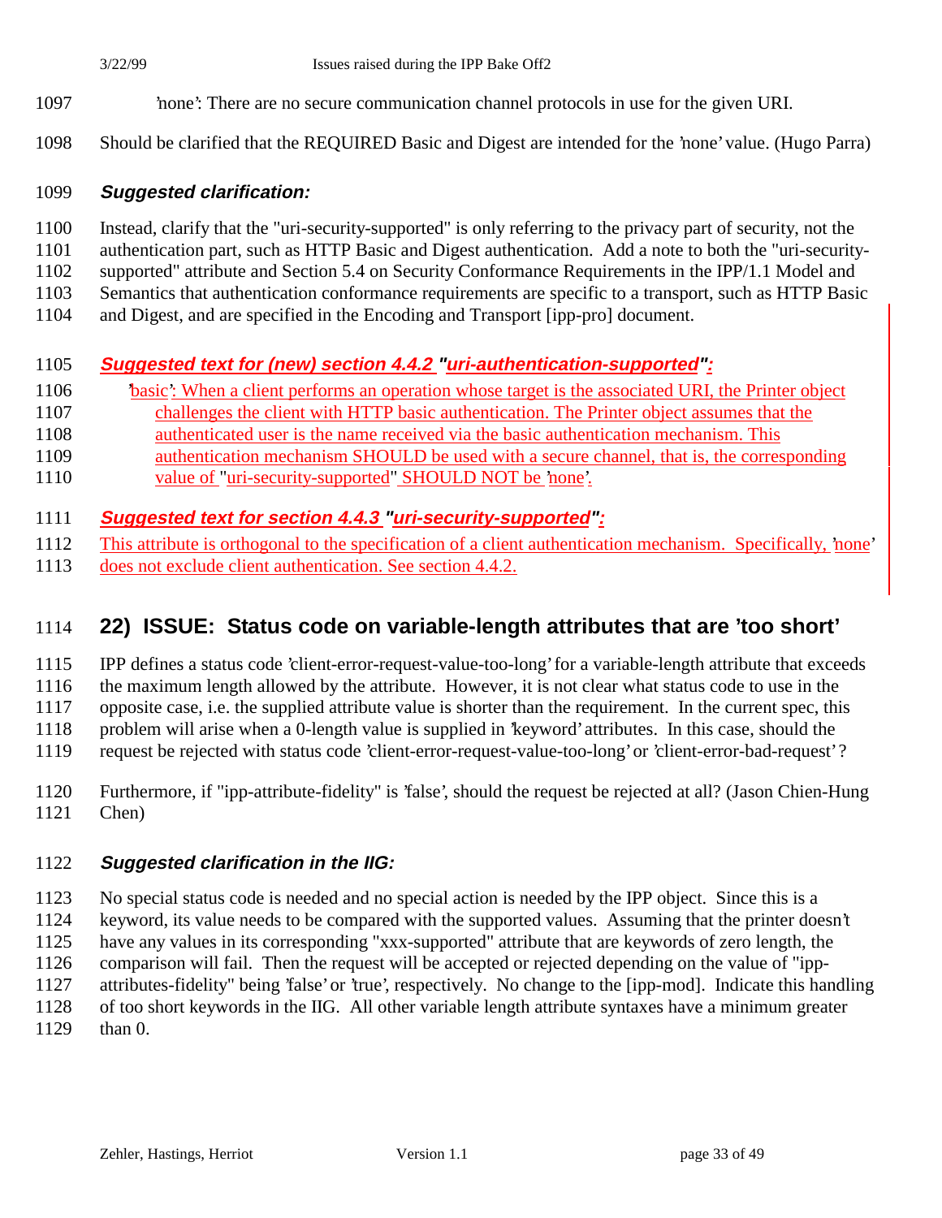'none': There are no secure communication channel protocols in use for the given URI.

Should be clarified that the REQUIRED Basic and Digest are intended for the 'none' value. (Hugo Parra)

### *Suggested clarification:*

Instead, clarify that the "uri-security-supported" is only referring to the privacy part of security, not the authentication part, such as HTTP Basic and Digest authentication. Add a note to both the "uri-security-supported" attribute and Section 5.4 on Security Conformance Requirements in the IPP/1.1 Model and Semantics that authentication conformance requirements are specific to a transport, such as HTTP Basic and Digest, and are specified in the Encoding and Transport [ipp-pro] document.

### *Suggested text for (new) section 4.4.2 "uri-authentication-supported":*

'basic': When a client performs an operation whose target is the associated URI, the Printer object challenges the client with HTTP basic authentication. The Printer object assumes that the authenticated user is the name received via the basic authentication mechanism. This authentication mechanism SHOULD be used with a secure channel, that is, the corresponding value of "uri-security-supported" SHOULD NOT be 'none'.

### *Suggested text for section 4.4.3 "uri-security-supported":*

This attribute is orthogonal to the specification of a client authentication mechanism. Specifically, 'none' does not exclude client authentication. See section 4.4.2.

## 22) ISSUE: Status code on variable-length attributes that are 'too short'

IPP defines a status code 'client-error-request-value-too-long' for a variable-length attribute that exceeds the maximum length allowed by the attribute. However, it is not clear what status code to use in the opposite case, i.e. the supplied attribute value is shorter than the requirement. In the current spec, this problem will arise when a 0-length value is supplied in 'keyword' attributes. In this case, should the request be rejected with status code 'client-error-request-value-too-long' or 'client-error-bad-request'?

Furthermore, if "ipp-attribute-fidelity" is 'false', should the request be rejected at all? (Jason Chien-Hung Chen)

### *Suggested clarification in the IIG:*

No special status code is needed and no special action is needed by the IPP object. Since this is a keyword, its value needs to be compared with the supported values. Assuming that the printer doesn't have any values in its corresponding "xxx-supported" attribute that are keywords of zero length, the comparison will fail. Then the request will be accepted or rejected depending on the value of "ipp-attributes-fidelity" being 'false' or 'true', respectively. No change to the [ipp-mod]. Indicate this handling of too short keywords in the IIG. All other variable length attribute syntaxes have a minimum greater than 0.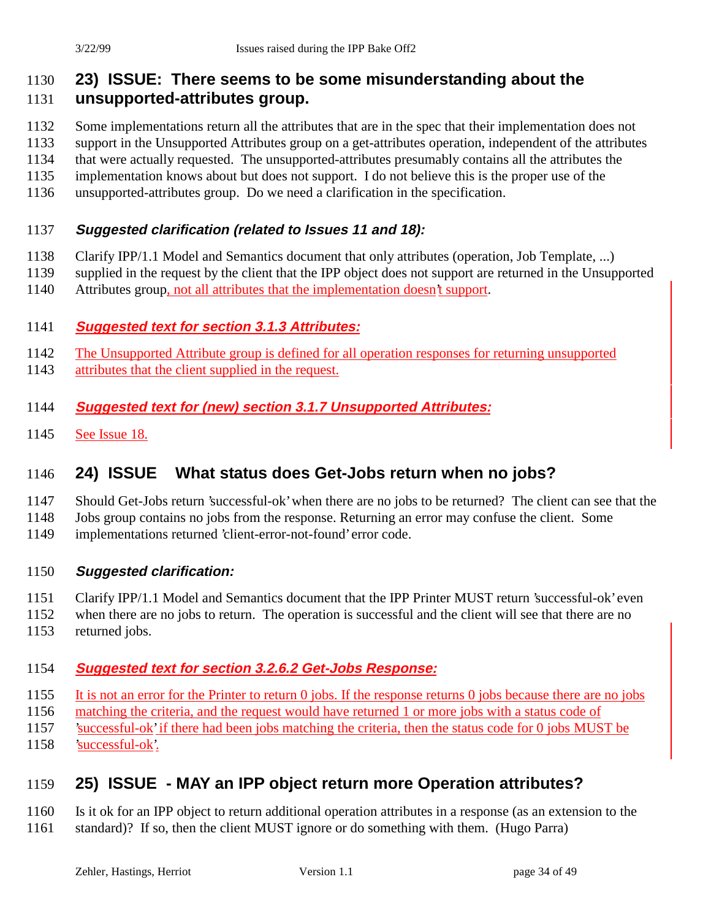## 23) ISSUE: There seems to be some misunderstanding about the unsupported-attributes group.

Some implementations return all the attributes that are in the spec that their implementation does not support in the Unsupported Attributes group on a get-attributes operation, independent of the attributes that were actually requested. The unsupported-attributes presumably contains all the attributes the implementation knows about but does not support. I do not believe this is the proper use of the unsupported-attributes group. Do we need a clarification in the specification.

### *Suggested clarification (related to Issues 11 and 18):*

Clarify IPP/1.1 Model and Semantics document that only attributes (operation, Job Template, ...) supplied in the request by the client that the IPP object does not support are returned in the Unsupported Attributes group, not all attributes that the implementation doesn't support.

### *Suggested text for section 3.1.3 Attributes:*

The Unsupported Attribute group is defined for all operation responses for returning unsupported attributes that the client supplied in the request.

### *Suggested text for (new) section 3.1.7 Unsupported Attributes:*

See Issue 18.

## 24) ISSUE What status does Get-Jobs return when no jobs?

Should Get-Jobs return 'successful-ok' when there are no jobs to be returned? The client can see that the Jobs group contains no jobs from the response. Returning an error may confuse the client. Some implementations returned 'client-error-not-found' error code.

### *Suggested clarification:*

Clarify IPP/1.1 Model and Semantics document that the IPP Printer MUST return 'successful-ok' even when there are no jobs to return. The operation is successful and the client will see that there are no returned jobs.

### *Suggested text for section 3.2.6.2 Get-Jobs Response:*

It is not an error for the Printer to return 0 jobs. If the response returns 0 jobs because there are no jobs matching the criteria, and the request would have returned 1 or more jobs with a status code of 'successful-ok' if there had been jobs matching the criteria, then the status code for 0 jobs MUST be 'successful-ok'.

## 25) ISSUE - MAY an IPP object return more Operation attributes?

Is it ok for an IPP object to return additional operation attributes in a response (as an extension to the standard)? If so, then the client MUST ignore or do something with them. (Hugo Parra)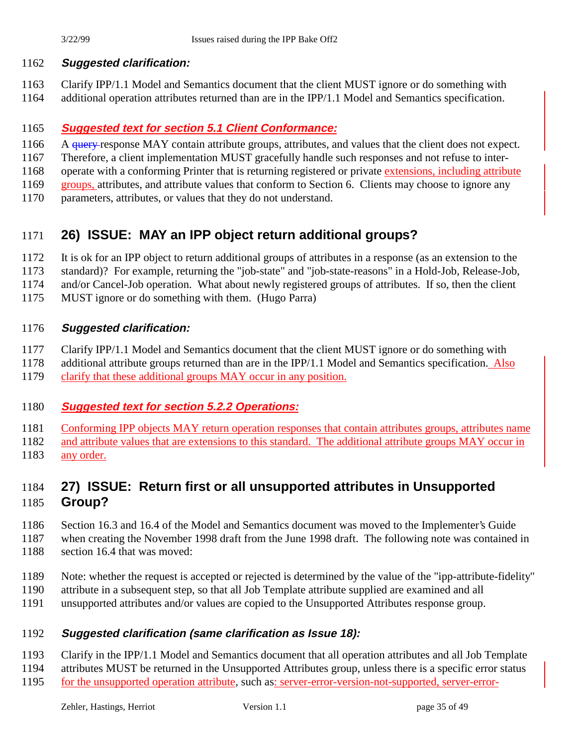### *Suggested clarification:*

Clarify IPP/1.1 Model and Semantics document that the client MUST ignore or do something with additional operation attributes returned than are in the IPP/1.1 Model and Semantics specification.

### *Suggested text for section 5.1 Client Conformance:*

A ~~query~~ response MAY contain attribute groups, attributes, and values that the client does not expect. Therefore, a client implementation MUST gracefully handle such responses and not refuse to inter-operate with a conforming Printer that is returning registered or private extensions, including attribute groups, attributes, and attribute values that conform to Section 6. Clients may choose to ignore any parameters, attributes, or values that they do not understand.

## 26) ISSUE: MAY an IPP object return additional groups?

It is ok for an IPP object to return additional groups of attributes in a response (as an extension to the standard)? For example, returning the "job-state" and "job-state-reasons" in a Hold-Job, Release-Job, and/or Cancel-Job operation. What about newly registered groups of attributes. If so, then the client MUST ignore or do something with them. (Hugo Parra)

### *Suggested clarification:*

Clarify IPP/1.1 Model and Semantics document that the client MUST ignore or do something with additional attribute groups returned than are in the IPP/1.1 Model and Semantics specification. Also clarify that these additional groups MAY occur in any position.

### *Suggested text for section 5.2.2 Operations:*

Conforming IPP objects MAY return operation responses that contain attributes groups, attributes name and attribute values that are extensions to this standard. The additional attribute groups MAY occur in any order.

## 27) ISSUE: Return first or all unsupported attributes in Unsupported Group?

Section 16.3 and 16.4 of the Model and Semantics document was moved to the Implementer's Guide when creating the November 1998 draft from the June 1998 draft. The following note was contained in section 16.4 that was moved:

Note: whether the request is accepted or rejected is determined by the value of the "ipp-attribute-fidelity" attribute in a subsequent step, so that all Job Template attribute supplied are examined and all unsupported attributes and/or values are copied to the Unsupported Attributes response group.

### *Suggested clarification (same clarification as Issue 18):*

Clarify in the IPP/1.1 Model and Semantics document that all operation attributes and all Job Template attributes MUST be returned in the Unsupported Attributes group, unless there is a specific error status for the unsupported operation attribute, such as: server-error-version-not-supported, server-error-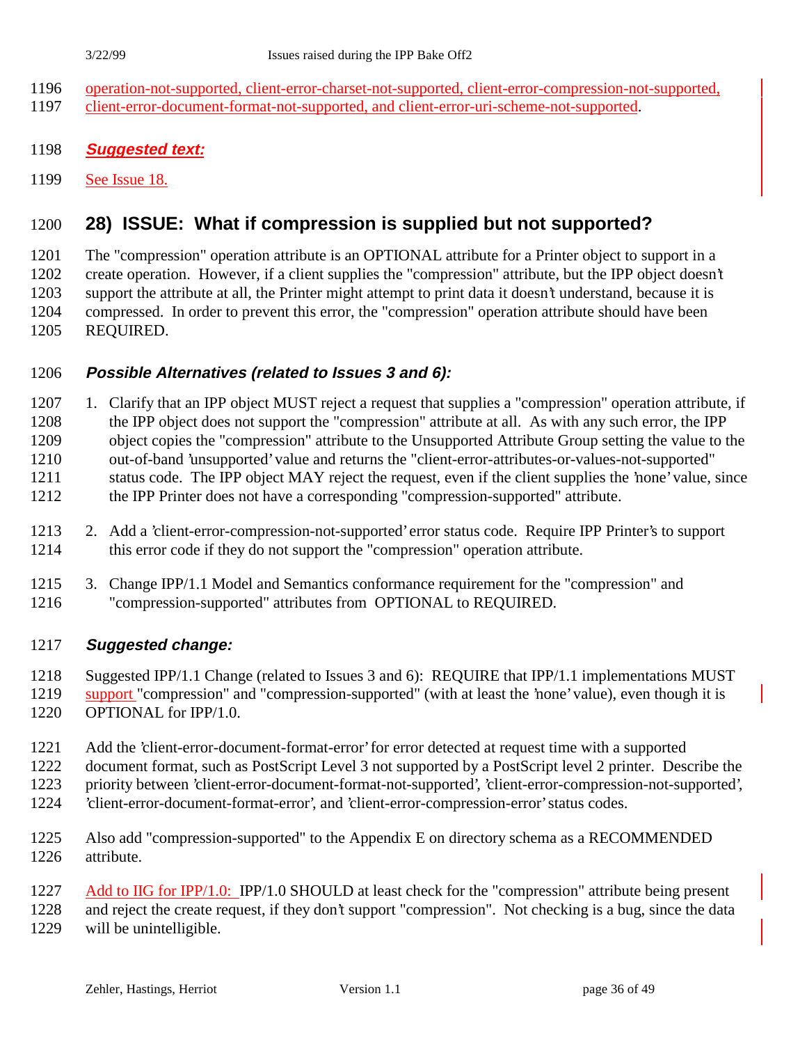operation-not-supported, client-error-charset-not-supported, client-error-compression-not-supported, client-error-document-format-not-supported, and client-error-uri-scheme-not-supported.

***Suggested text:***

See Issue 18.

## 28) ISSUE: What if compression is supplied but not supported?

The "compression" operation attribute is an OPTIONAL attribute for a Printer object to support in a create operation. However, if a client supplies the "compression" attribute, but the IPP object doesn't support the attribute at all, the Printer might attempt to print data it doesn't understand, because it is compressed. In order to prevent this error, the "compression" operation attribute should have been REQUIRED.

### *Possible Alternatives (related to Issues 3 and 6):*

1. Clarify that an IPP object MUST reject a request that supplies a "compression" operation attribute, if the IPP object does not support the "compression" attribute at all. As with any such error, the IPP object copies the "compression" attribute to the Unsupported Attribute Group setting the value to the out-of-band 'unsupported' value and returns the "client-error-attributes-or-values-not-supported" status code. The IPP object MAY reject the request, even if the client supplies the 'none' value, since the IPP Printer does not have a corresponding "compression-supported" attribute.
2. Add a 'client-error-compression-not-supported' error status code. Require IPP Printer's to support this error code if they do not support the "compression" operation attribute.
3. Change IPP/1.1 Model and Semantics conformance requirement for the "compression" and "compression-supported" attributes from OPTIONAL to REQUIRED.

### *Suggested change:*

Suggested IPP/1.1 Change (related to Issues 3 and 6): REQUIRE that IPP/1.1 implementations MUST support "compression" and "compression-supported" (with at least the 'none' value), even though it is OPTIONAL for IPP/1.0.

Add the 'client-error-document-format-error' for error detected at request time with a supported document format, such as PostScript Level 3 not supported by a PostScript level 2 printer. Describe the priority between 'client-error-document-format-not-supported', 'client-error-compression-not-supported', 'client-error-document-format-error', and 'client-error-compression-error' status codes.

Also add "compression-supported" to the Appendix E on directory schema as a RECOMMENDED attribute.

Add to IIG for IPP/1.0: IPP/1.0 SHOULD at least check for the "compression" attribute being present and reject the create request, if they don't support "compression". Not checking is a bug, since the data will be unintelligible.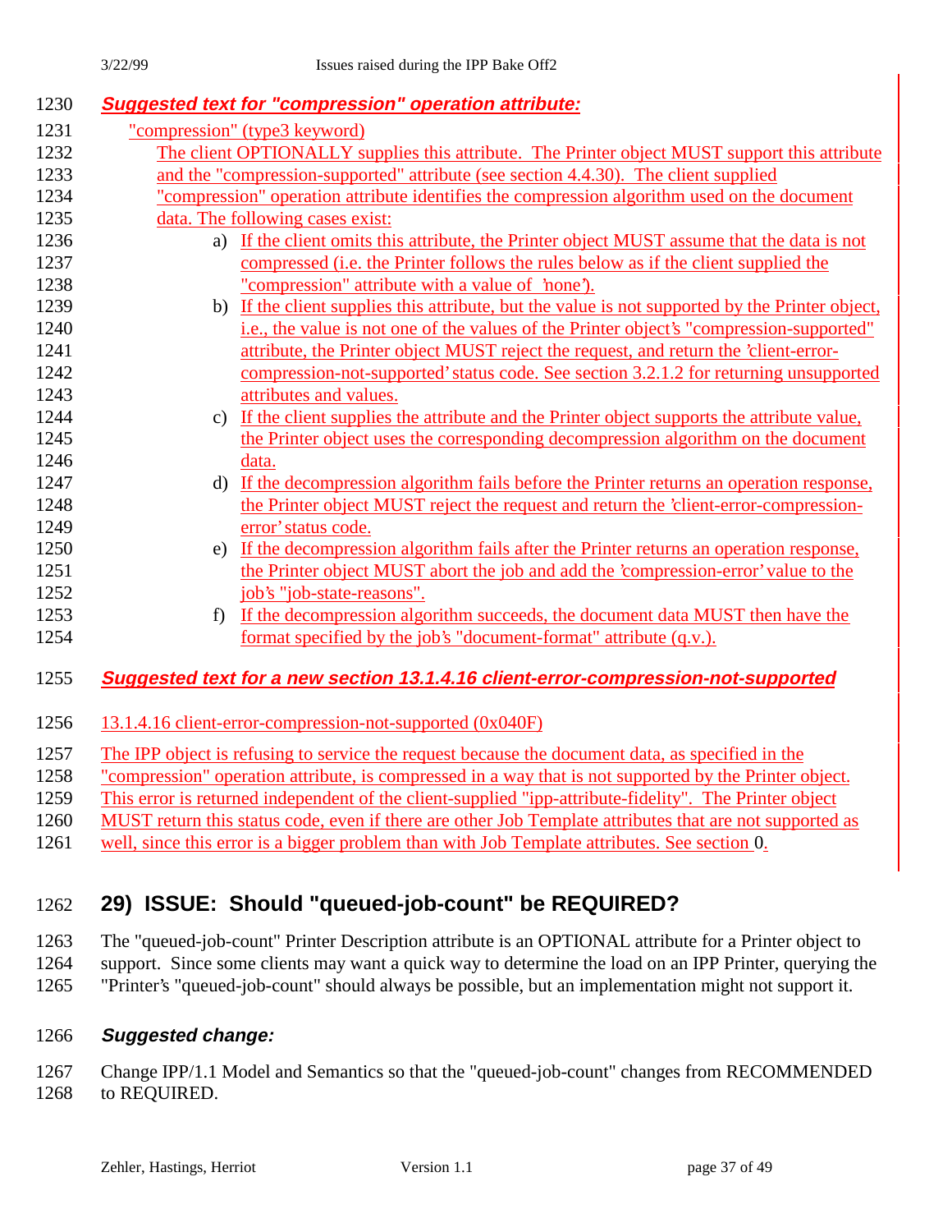***Suggested text for "compression" operation attribute:***

"compression" (type3 keyword)

The client OPTIONALLY supplies this attribute. The Printer object MUST support this attribute and the "compression-supported" attribute (see section 4.4.30). The client supplied "compression" operation attribute identifies the compression algorithm used on the document data. The following cases exist:

a) If the client omits this attribute, the Printer object MUST assume that the data is not compressed (i.e. the Printer follows the rules below as if the client supplied the "compression" attribute with a value of 'none').

b) If the client supplies this attribute, but the value is not supported by the Printer object, i.e., the value is not one of the values of the Printer object's "compression-supported" attribute, the Printer object MUST reject the request, and return the 'client-error-compression-not-supported' status code. See section 3.2.1.2 for returning unsupported attributes and values.

c) If the client supplies the attribute and the Printer object supports the attribute value, the Printer object uses the corresponding decompression algorithm on the document data.

d) If the decompression algorithm fails before the Printer returns an operation response, the Printer object MUST reject the request and return the 'client-error-compression-error' status code.

e) If the decompression algorithm fails after the Printer returns an operation response, the Printer object MUST abort the job and add the 'compression-error' value to the job's "job-state-reasons".

f) If the decompression algorithm succeeds, the document data MUST then have the format specified by the job's "document-format" attribute (q.v.).

***Suggested text for a new section 13.1.4.16 client-error-compression-not-supported***

13.1.4.16 client-error-compression-not-supported (0x040F)

The IPP object is refusing to service the request because the document data, as specified in the "compression" operation attribute, is compressed in a way that is not supported by the Printer object. This error is returned independent of the client-supplied "ipp-attribute-fidelity". The Printer object MUST return this status code, even if there are other Job Template attributes that are not supported as well, since this error is a bigger problem than with Job Template attributes. See section 0.

## 29) ISSUE: Should "queued-job-count" be REQUIRED?

The "queued-job-count" Printer Description attribute is an OPTIONAL attribute for a Printer object to support. Since some clients may want a quick way to determine the load on an IPP Printer, querying the "Printer's "queued-job-count" should always be possible, but an implementation might not support it.

***Suggested change:***

Change IPP/1.1 Model and Semantics so that the "queued-job-count" changes from RECOMMENDED to REQUIRED.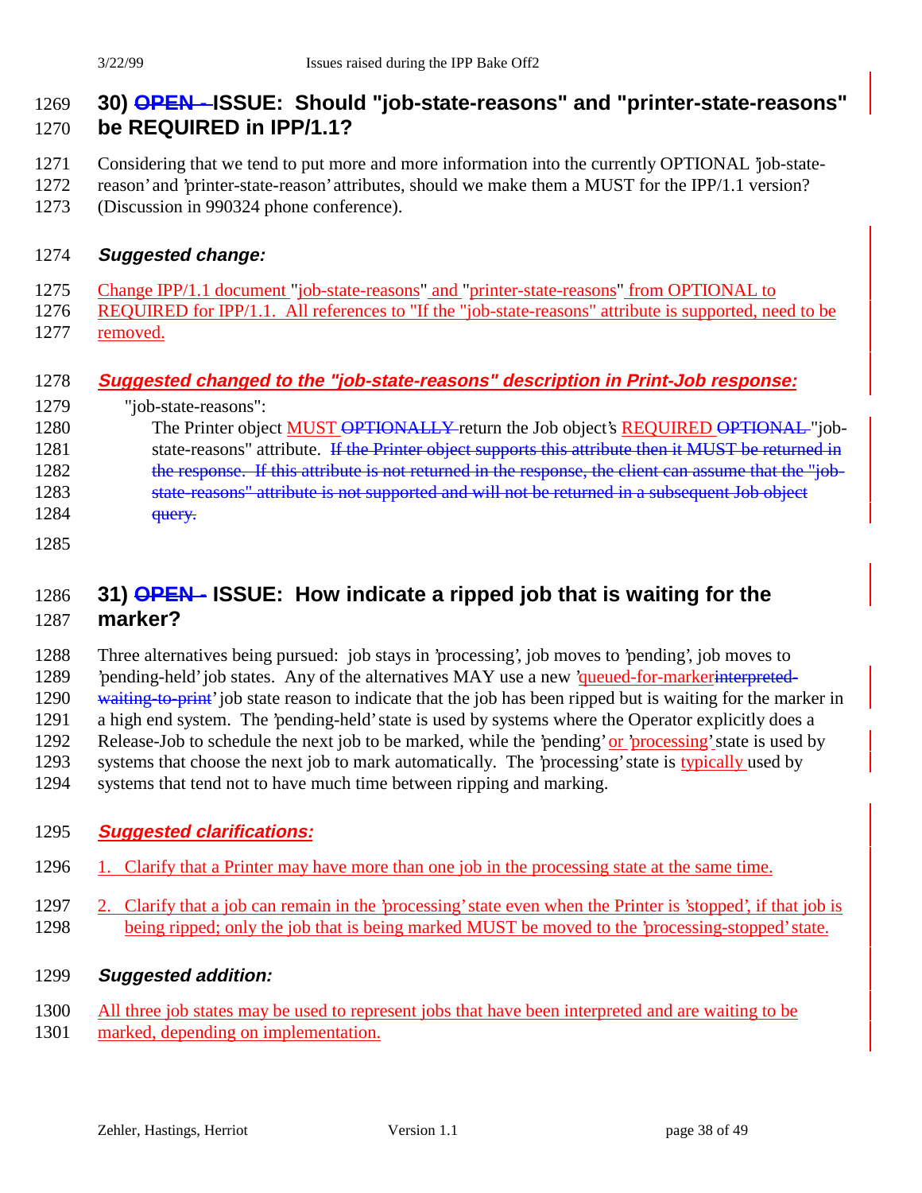## 30) ~~OPEN -~~ ISSUE: Should "job-state-reasons" and "printer-state-reasons" be REQUIRED in IPP/1.1?

Considering that we tend to put more and more information into the currently OPTIONAL 'job-state-reason' and 'printer-state-reason' attributes, should we make them a MUST for the IPP/1.1 version? (Discussion in 990324 phone conference).

### *Suggested change:*

Change IPP/1.1 document "job-state-reasons" and "printer-state-reasons" from OPTIONAL to REQUIRED for IPP/1.1. All references to "If the "job-state-reasons" attribute is supported, need to be removed.

### *Suggested changed to the "job-state-reasons" description in Print-Job response:*

"job-state-reasons":

The Printer object MUST ~~OPTIONALLY~~ return the Job object's REQUIRED ~~OPTIONAL~~ "job-state-reasons" attribute. ~~If the Printer object supports this attribute then it MUST be returned in the response. If this attribute is not returned in the response, the client can assume that the "job-state-reasons" attribute is not supported and will not be returned in a subsequent Job object query.~~

## 31) ~~OPEN -~~ ISSUE: How indicate a ripped job that is waiting for the marker?

Three alternatives being pursued: job stays in 'processing', job moves to 'pending', job moves to 'pending-held' job states. Any of the alternatives MAY use a new 'queued-for-marker~~interpreted-waiting-to-print~~' job state reason to indicate that the job has been ripped but is waiting for the marker in a high end system. The 'pending-held' state is used by systems where the Operator explicitly does a Release-Job to schedule the next job to be marked, while the 'pending' or 'processing' state is used by systems that choose the next job to mark automatically. The 'processing' state is typically used by systems that tend not to have much time between ripping and marking.

### *Suggested clarifications:*

1. Clarify that a Printer may have more than one job in the processing state at the same time.
2. Clarify that a job can remain in the 'processing' state even when the Printer is 'stopped', if that job is being ripped; only the job that is being marked MUST be moved to the 'processing-stopped' state.

### *Suggested addition:*

All three job states may be used to represent jobs that have been interpreted and are waiting to be marked, depending on implementation.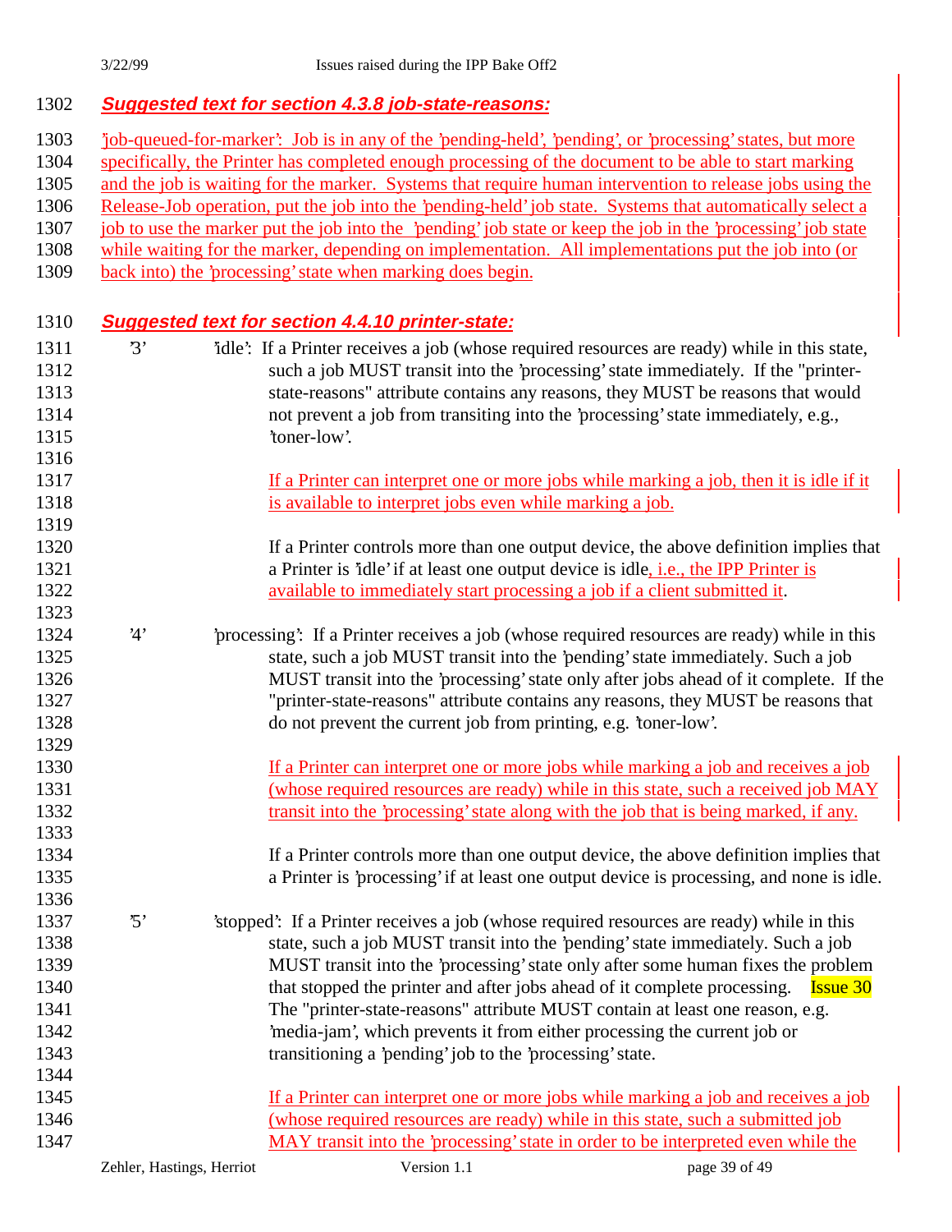### *Suggested text for section 4.3.8 job-state-reasons:*

'job-queued-for-marker': Job is in any of the 'pending-held', 'pending', or 'processing' states, but more specifically, the Printer has completed enough processing of the document to be able to start marking and the job is waiting for the marker. Systems that require human intervention to release jobs using the Release-Job operation, put the job into the 'pending-held' job state. Systems that automatically select a job to use the marker put the job into the 'pending' job state or keep the job in the 'processing' job state while waiting for the marker, depending on implementation. All implementations put the job into (or back into) the 'processing' state when marking does begin.

### *Suggested text for section 4.4.10 printer-state:*

'3' 'idle': If a Printer receives a job (whose required resources are ready) while in this state, such a job MUST transit into the 'processing' state immediately. If the "printer-state-reasons" attribute contains any reasons, they MUST be reasons that would not prevent a job from transiting into the 'processing' state immediately, e.g., 'toner-low'.

If a Printer can interpret one or more jobs while marking a job, then it is idle if it is available to interpret jobs even while marking a job.

If a Printer controls more than one output device, the above definition implies that a Printer is 'idle' if at least one output device is idle, i.e., the IPP Printer is available to immediately start processing a job if a client submitted it.

'4' 'processing': If a Printer receives a job (whose required resources are ready) while in this state, such a job MUST transit into the 'pending' state immediately. Such a job MUST transit into the 'processing' state only after jobs ahead of it complete. If the "printer-state-reasons" attribute contains any reasons, they MUST be reasons that do not prevent the current job from printing, e.g. 'toner-low'.

If a Printer can interpret one or more jobs while marking a job and receives a job (whose required resources are ready) while in this state, such a received job MAY transit into the 'processing' state along with the job that is being marked, if any.

If a Printer controls more than one output device, the above definition implies that a Printer is 'processing' if at least one output device is processing, and none is idle.

'5' 'stopped': If a Printer receives a job (whose required resources are ready) while in this state, such a job MUST transit into the 'pending' state immediately. Such a job MUST transit into the 'processing' state only after some human fixes the problem that stopped the printer and after jobs ahead of it complete processing. Issue 30 The "printer-state-reasons" attribute MUST contain at least one reason, e.g. 'media-jam', which prevents it from either processing the current job or transitioning a 'pending' job to the 'processing' state.

If a Printer can interpret one or more jobs while marking a job and receives a job (whose required resources are ready) while in this state, such a submitted job MAY transit into the 'processing' state in order to be interpreted even while the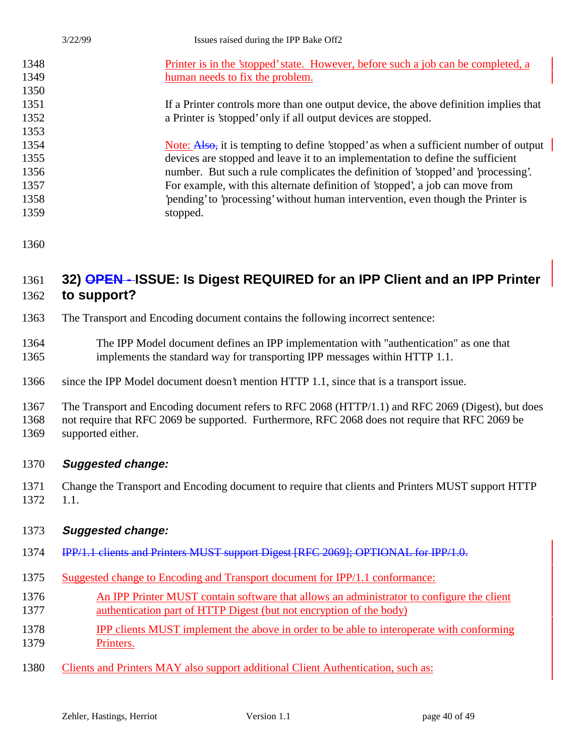Printer is in the 'stopped' state. However, before such a job can be completed, a human needs to fix the problem.

If a Printer controls more than one output device, the above definition implies that a Printer is 'stopped' only if all output devices are stopped.

Note: ~~Also,~~ it is tempting to define 'stopped' as when a sufficient number of output devices are stopped and leave it to an implementation to define the sufficient number. But such a rule complicates the definition of 'stopped' and 'processing'. For example, with this alternate definition of 'stopped', a job can move from 'pending' to 'processing' without human intervention, even though the Printer is stopped.

## 32) ~~OPEN -~~ ISSUE: Is Digest REQUIRED for an IPP Client and an IPP Printer to support?

The Transport and Encoding document contains the following incorrect sentence:

> The IPP Model document defines an IPP implementation with "authentication" as one that implements the standard way for transporting IPP messages within HTTP 1.1.

since the IPP Model document doesn't mention HTTP 1.1, since that is a transport issue.

The Transport and Encoding document refers to RFC 2068 (HTTP/1.1) and RFC 2069 (Digest), but does not require that RFC 2069 be supported. Furthermore, RFC 2068 does not require that RFC 2069 be supported either.

### *Suggested change:*

Change the Transport and Encoding document to require that clients and Printers MUST support HTTP 1.1.

### *Suggested change:*

~~IPP/1.1 clients and Printers MUST support Digest [RFC 2069]; OPTIONAL for IPP/1.0.~~

Suggested change to Encoding and Transport document for IPP/1.1 conformance:

> An IPP Printer MUST contain software that allows an administrator to configure the client authentication part of HTTP Digest (but not encryption of the body)
>
> IPP clients MUST implement the above in order to be able to interoperate with conforming Printers.

Clients and Printers MAY also support additional Client Authentication, such as: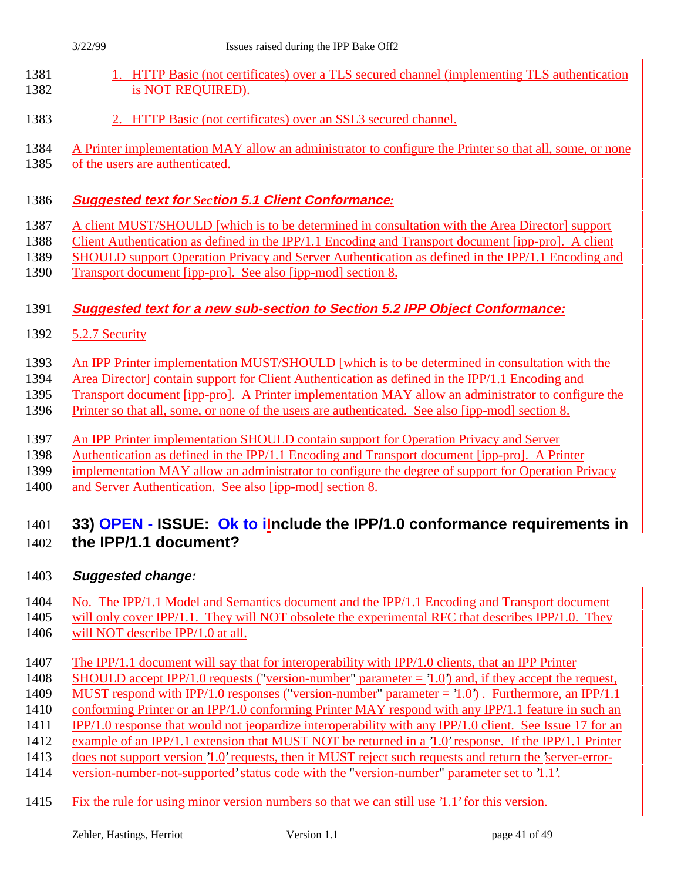1. HTTP Basic (not certificates) over a TLS secured channel (implementing TLS authentication is NOT REQUIRED).

2. HTTP Basic (not certificates) over an SSL3 secured channel.

A Printer implementation MAY allow an administrator to configure the Printer so that all, some, or none of the users are authenticated.

***Suggested text for Section 5.1 Client Conformance:***

A client MUST/SHOULD [which is to be determined in consultation with the Area Director] support Client Authentication as defined in the IPP/1.1 Encoding and Transport document [ipp-pro]. A client SHOULD support Operation Privacy and Server Authentication as defined in the IPP/1.1 Encoding and Transport document [ipp-pro]. See also [ipp-mod] section 8.

***Suggested text for a new sub-section to Section 5.2 IPP Object Conformance:***

5.2.7 Security

An IPP Printer implementation MUST/SHOULD [which is to be determined in consultation with the Area Director] contain support for Client Authentication as defined in the IPP/1.1 Encoding and Transport document [ipp-pro]. A Printer implementation MAY allow an administrator to configure the Printer so that all, some, or none of the users are authenticated. See also [ipp-mod] section 8.

An IPP Printer implementation SHOULD contain support for Operation Privacy and Server Authentication as defined in the IPP/1.1 Encoding and Transport document [ipp-pro]. A Printer implementation MAY allow an administrator to configure the degree of support for Operation Privacy and Server Authentication. See also [ipp-mod] section 8.

## 33) ~~OPEN -~~ ISSUE: ~~Ok to i~~Include the IPP/1.0 conformance requirements in the IPP/1.1 document?

***Suggested change:***

No. The IPP/1.1 Model and Semantics document and the IPP/1.1 Encoding and Transport document will only cover IPP/1.1. They will NOT obsolete the experimental RFC that describes IPP/1.0. They will NOT describe IPP/1.0 at all.

The IPP/1.1 document will say that for interoperability with IPP/1.0 clients, that an IPP Printer SHOULD accept IPP/1.0 requests ("version-number" parameter = '1.0') and, if they accept the request, MUST respond with IPP/1.0 responses ("version-number" parameter = '1.0') . Furthermore, an IPP/1.1 conforming Printer or an IPP/1.0 conforming Printer MAY respond with any IPP/1.1 feature in such an IPP/1.0 response that would not jeopardize interoperability with any IPP/1.0 client. See Issue 17 for an example of an IPP/1.1 extension that MUST NOT be returned in a '1.0' response. If the IPP/1.1 Printer does not support version '1.0' requests, then it MUST reject such requests and return the 'server-error-version-number-not-supported' status code with the "version-number" parameter set to '1.1'.

Fix the rule for using minor version numbers so that we can still use '1.1' for this version.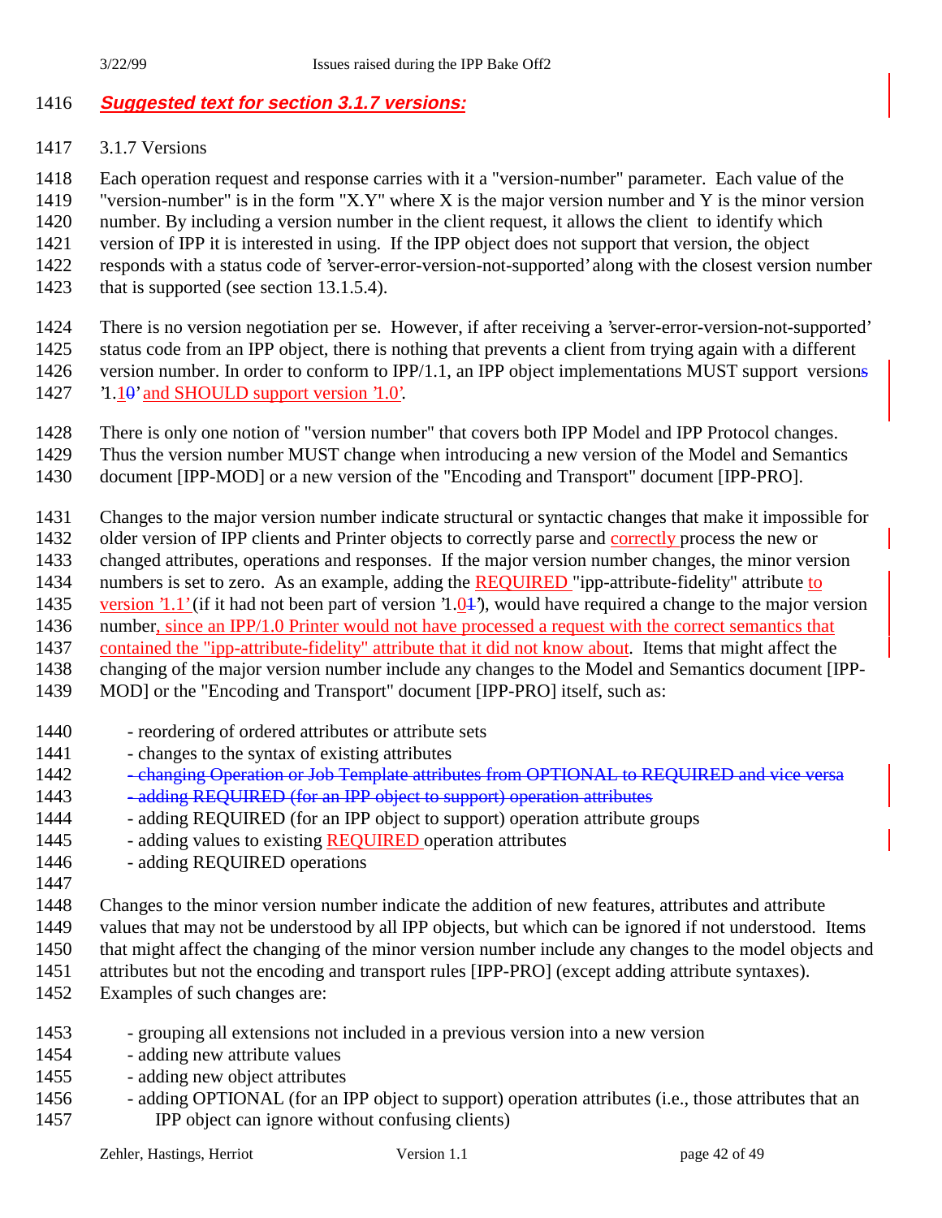***Suggested text for section 3.1.7 versions:***

3.1.7 Versions

Each operation request and response carries with it a "version-number" parameter. Each value of the "version-number" is in the form "X.Y" where X is the major version number and Y is the minor version number. By including a version number in the client request, it allows the client to identify which version of IPP it is interested in using. If the IPP object does not support that version, the object responds with a status code of 'server-error-version-not-supported' along with the closest version number that is supported (see section 13.1.5.4).

There is no version negotiation per se. However, if after receiving a 'server-error-version-not-supported' status code from an IPP object, there is nothing that prevents a client from trying again with a different version number. In order to conform to IPP/1.1, an IPP object implementations MUST support ~~versions~~ version '1.~~0~~1' and SHOULD support version '1.0'.

There is only one notion of "version number" that covers both IPP Model and IPP Protocol changes. Thus the version number MUST change when introducing a new version of the Model and Semantics document [IPP-MOD] or a new version of the "Encoding and Transport" document [IPP-PRO].

Changes to the major version number indicate structural or syntactic changes that make it impossible for older version of IPP clients and Printer objects to correctly parse and correctly process the new or changed attributes, operations and responses. If the major version number changes, the minor version numbers is set to zero. As an example, adding the REQUIRED "ipp-attribute-fidelity" attribute to version '1.1' (if it had not been part of version '1.0~~1~~'), would have required a change to the major version number, since an IPP/1.0 Printer would not have processed a request with the correct semantics that contained the "ipp-attribute-fidelity" attribute that it did not know about. Items that might affect the changing of the major version number include any changes to the Model and Semantics document [IPP-MOD] or the "Encoding and Transport" document [IPP-PRO] itself, such as:

- reordering of ordered attributes or attribute sets
- changes to the syntax of existing attributes
- ~~changing Operation or Job Template attributes from OPTIONAL to REQUIRED and vice versa~~
- ~~adding REQUIRED (for an IPP object to support) operation attributes~~
- adding REQUIRED (for an IPP object to support) operation attribute groups
- adding values to existing REQUIRED operation attributes
- adding REQUIRED operations

Changes to the minor version number indicate the addition of new features, attributes and attribute values that may not be understood by all IPP objects, but which can be ignored if not understood. Items that might affect the changing of the minor version number include any changes to the model objects and attributes but not the encoding and transport rules [IPP-PRO] (except adding attribute syntaxes). Examples of such changes are:

- grouping all extensions not included in a previous version into a new version
- adding new attribute values
- adding new object attributes
- adding OPTIONAL (for an IPP object to support) operation attributes (i.e., those attributes that an IPP object can ignore without confusing clients)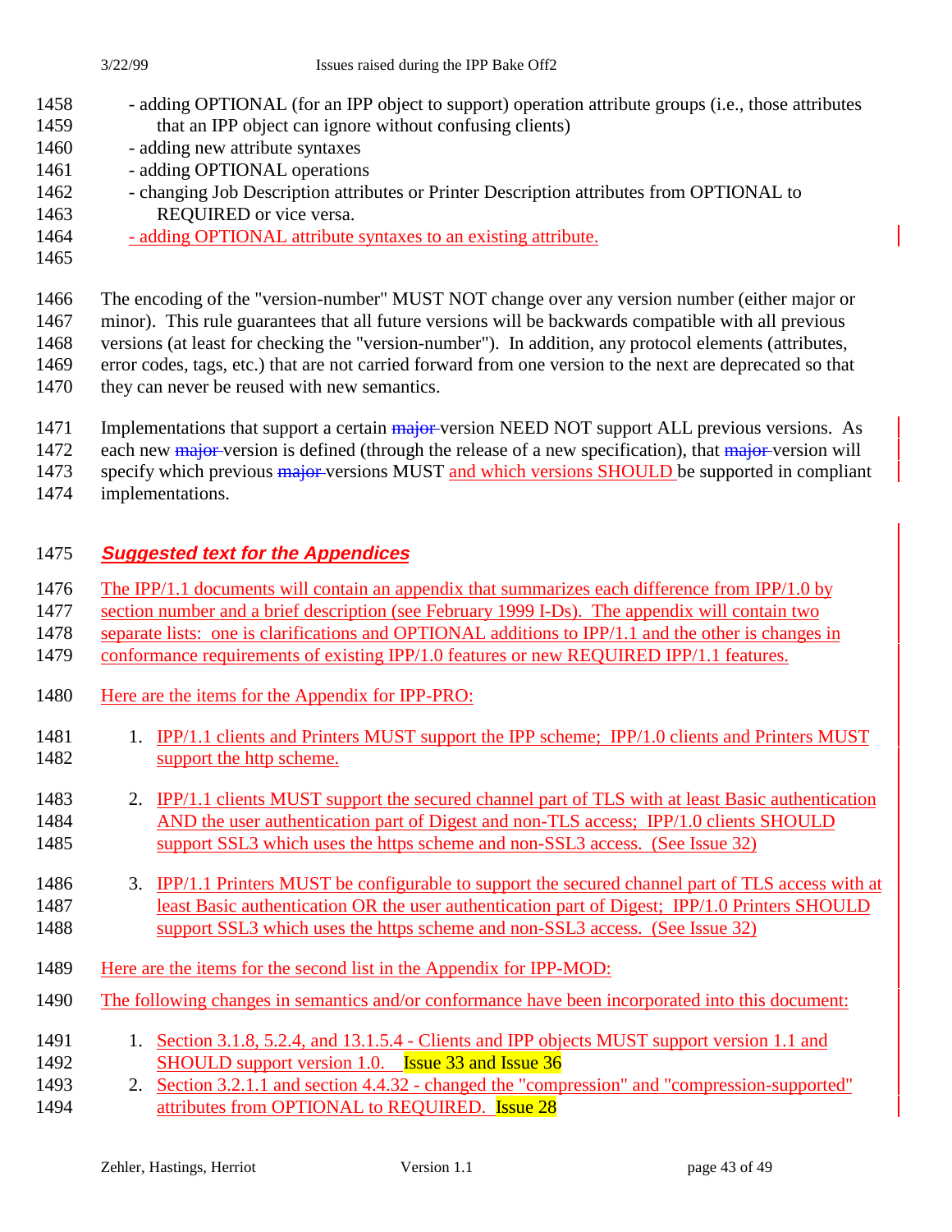- adding OPTIONAL (for an IPP object to support) operation attribute groups (i.e., those attributes that an IPP object can ignore without confusing clients)
- adding new attribute syntaxes
- adding OPTIONAL operations
- changing Job Description attributes or Printer Description attributes from OPTIONAL to REQUIRED or vice versa.
- adding OPTIONAL attribute syntaxes to an existing attribute.

The encoding of the "version-number" MUST NOT change over any version number (either major or minor). This rule guarantees that all future versions will be backwards compatible with all previous versions (at least for checking the "version-number"). In addition, any protocol elements (attributes, error codes, tags, etc.) that are not carried forward from one version to the next are deprecated so that they can never be reused with new semantics.

Implementations that support a certain ~~major~~ version NEED NOT support ALL previous versions. As each new ~~major~~ version is defined (through the release of a new specification), that ~~major~~ version will specify which previous ~~major~~ versions MUST and which versions SHOULD be supported in compliant implementations.

## *Suggested text for the Appendices*

The IPP/1.1 documents will contain an appendix that summarizes each difference from IPP/1.0 by section number and a brief description (see February 1999 I-Ds). The appendix will contain two separate lists: one is clarifications and OPTIONAL additions to IPP/1.1 and the other is changes in conformance requirements of existing IPP/1.0 features or new REQUIRED IPP/1.1 features.

Here are the items for the Appendix for IPP-PRO:

1. IPP/1.1 clients and Printers MUST support the IPP scheme; IPP/1.0 clients and Printers MUST support the http scheme.

2. IPP/1.1 clients MUST support the secured channel part of TLS with at least Basic authentication AND the user authentication part of Digest and non-TLS access; IPP/1.0 clients SHOULD support SSL3 which uses the https scheme and non-SSL3 access. (See Issue 32)

3. IPP/1.1 Printers MUST be configurable to support the secured channel part of TLS access with at least Basic authentication OR the user authentication part of Digest; IPP/1.0 Printers SHOULD support SSL3 which uses the https scheme and non-SSL3 access. (See Issue 32)

Here are the items for the second list in the Appendix for IPP-MOD:

The following changes in semantics and/or conformance have been incorporated into this document:

1. Section 3.1.8, 5.2.4, and 13.1.5.4 - Clients and IPP objects MUST support version 1.1 and SHOULD support version 1.0. Issue 33 and Issue 36
2. Section 3.2.1.1 and section 4.4.32 - changed the "compression" and "compression-supported" attributes from OPTIONAL to REQUIRED. Issue 28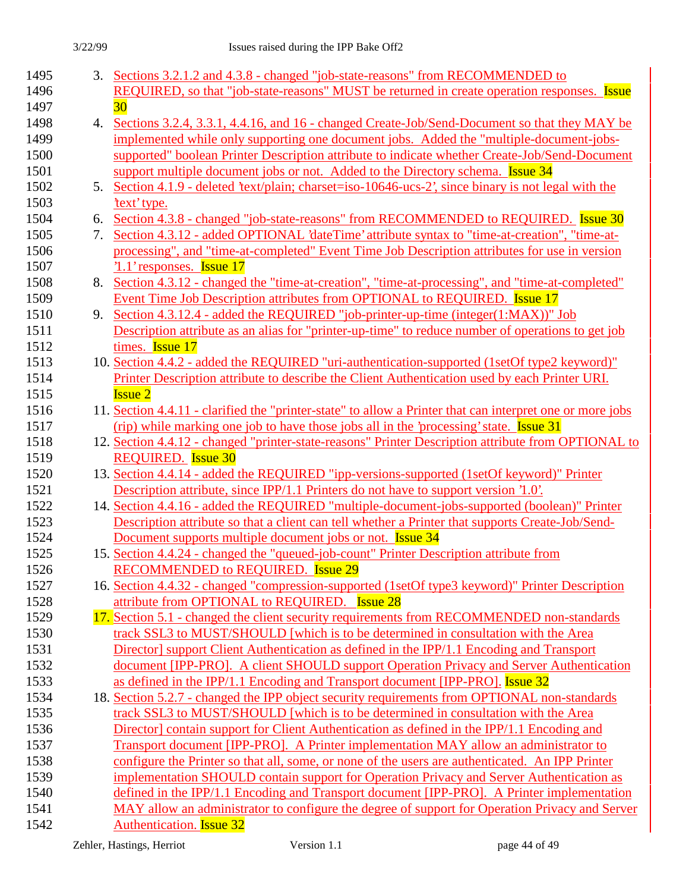3. Sections 3.2.1.2 and 4.3.8 - changed "job-state-reasons" from RECOMMENDED to REQUIRED, so that "job-state-reasons" MUST be returned in create operation responses. Issue 30
4. Sections 3.2.4, 3.3.1, 4.4.16, and 16 - changed Create-Job/Send-Document so that they MAY be implemented while only supporting one document jobs. Added the "multiple-document-jobs-supported" boolean Printer Description attribute to indicate whether Create-Job/Send-Document support multiple document jobs or not. Added to the Directory schema. Issue 34
5. Section 4.1.9 - deleted 'text/plain; charset=iso-10646-ucs-2', since binary is not legal with the 'text' type.
6. Section 4.3.8 - changed "job-state-reasons" from RECOMMENDED to REQUIRED. Issue 30
7. Section 4.3.12 - added OPTIONAL 'dateTime' attribute syntax to "time-at-creation", "time-at-processing", and "time-at-completed" Event Time Job Description attributes for use in version '1.1' responses. Issue 17
8. Section 4.3.12 - changed the "time-at-creation", "time-at-processing", and "time-at-completed" Event Time Job Description attributes from OPTIONAL to REQUIRED. Issue 17
9. Section 4.3.12.4 - added the REQUIRED "job-printer-up-time (integer(1:MAX))" Job Description attribute as an alias for "printer-up-time" to reduce number of operations to get job times. Issue 17
10. Section 4.4.2 - added the REQUIRED "uri-authentication-supported (1setOf type2 keyword)" Printer Description attribute to describe the Client Authentication used by each Printer URI. Issue 2
11. Section 4.4.11 - clarified the "printer-state" to allow a Printer that can interpret one or more jobs (rip) while marking one job to have those jobs all in the 'processing' state. Issue 31
12. Section 4.4.12 - changed "printer-state-reasons" Printer Description attribute from OPTIONAL to REQUIRED. Issue 30
13. Section 4.4.14 - added the REQUIRED "ipp-versions-supported (1setOf keyword)" Printer Description attribute, since IPP/1.1 Printers do not have to support version '1.0'.
14. Section 4.4.16 - added the REQUIRED "multiple-document-jobs-supported (boolean)" Printer Description attribute so that a client can tell whether a Printer that supports Create-Job/Send-Document supports multiple document jobs or not. Issue 34
15. Section 4.4.24 - changed the "queued-job-count" Printer Description attribute from RECOMMENDED to REQUIRED. Issue 29
16. Section 4.4.32 - changed "compression-supported (1setOf type3 keyword)" Printer Description attribute from OPTIONAL to REQUIRED. Issue 28
17. Section 5.1 - changed the client security requirements from RECOMMENDED non-standards track SSL3 to MUST/SHOULD [which is to be determined in consultation with the Area Director] support Client Authentication as defined in the IPP/1.1 Encoding and Transport document [IPP-PRO]. A client SHOULD support Operation Privacy and Server Authentication as defined in the IPP/1.1 Encoding and Transport document [IPP-PRO]. Issue 32
18. Section 5.2.7 - changed the IPP object security requirements from OPTIONAL non-standards track SSL3 to MUST/SHOULD [which is to be determined in consultation with the Area Director] contain support for Client Authentication as defined in the IPP/1.1 Encoding and Transport document [IPP-PRO]. A Printer implementation MAY allow an administrator to configure the Printer so that all, some, or none of the users are authenticated. An IPP Printer implementation SHOULD contain support for Operation Privacy and Server Authentication as defined in the IPP/1.1 Encoding and Transport document [IPP-PRO]. A Printer implementation MAY allow an administrator to configure the degree of support for Operation Privacy and Server Authentication. Issue 32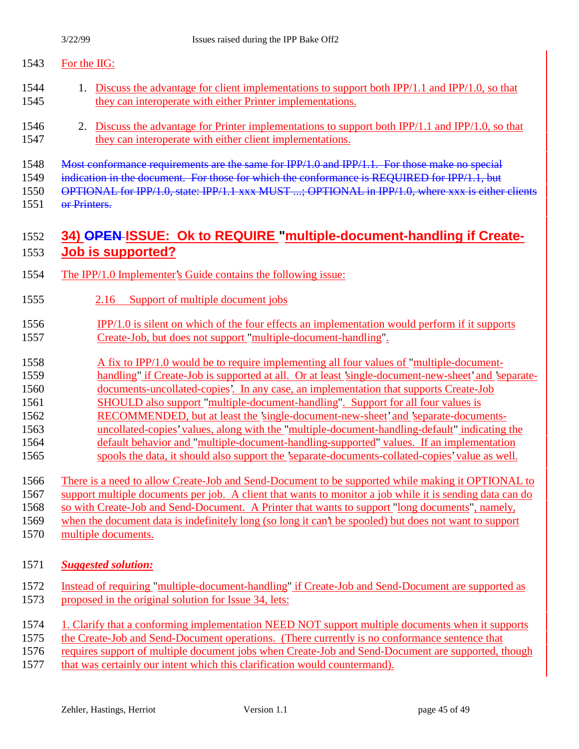For the IIG:

1. Discuss the advantage for client implementations to support both IPP/1.1 and IPP/1.0, so that they can interoperate with either Printer implementations.

2. Discuss the advantage for Printer implementations to support both IPP/1.1 and IPP/1.0, so that they can interoperate with either client implementations.

~~Most conformance requirements are the same for IPP/1.0 and IPP/1.1. For those make no special indication in the document. For those for which the conformance is REQUIRED for IPP/1.1, but OPTIONAL for IPP/1.0, state: IPP/1.1 xxx MUST ...; OPTIONAL in IPP/1.0, where xxx is either clients or Printers.~~

## 34) ~~OPEN~~ ISSUE: Ok to REQUIRE "multiple-document-handling if Create-Job is supported?

The IPP/1.0 Implementer's Guide contains the following issue:

> 2.16 Support of multiple document jobs
>
> IPP/1.0 is silent on which of the four effects an implementation would perform if it supports Create-Job, but does not support "multiple-document-handling".
>
> A fix to IPP/1.0 would be to require implementing all four values of "multiple-document-handling" if Create-Job is supported at all. Or at least 'single-document-new-sheet' and 'separate-documents-uncollated-copies'. In any case, an implementation that supports Create-Job SHOULD also support "multiple-document-handling". Support for all four values is RECOMMENDED, but at least the 'single-document-new-sheet' and 'separate-documents-uncollated-copies' values, along with the "multiple-document-handling-default" indicating the default behavior and "multiple-document-handling-supported" values. If an implementation spools the data, it should also support the 'separate-documents-collated-copies' value as well.

There is a need to allow Create-Job and Send-Document to be supported while making it OPTIONAL to support multiple documents per job. A client that wants to monitor a job while it is sending data can do so with Create-Job and Send-Document. A Printer that wants to support "long documents", namely, when the document data is indefinitely long (so long it can't be spooled) but does not want to support multiple documents.

***Suggested solution:***

Instead of requiring "multiple-document-handling" if Create-Job and Send-Document are supported as proposed in the original solution for Issue 34, lets:

1. Clarify that a conforming implementation NEED NOT support multiple documents when it supports the Create-Job and Send-Document operations. (There currently is no conformance sentence that requires support of multiple document jobs when Create-Job and Send-Document are supported, though that was certainly our intent which this clarification would countermand).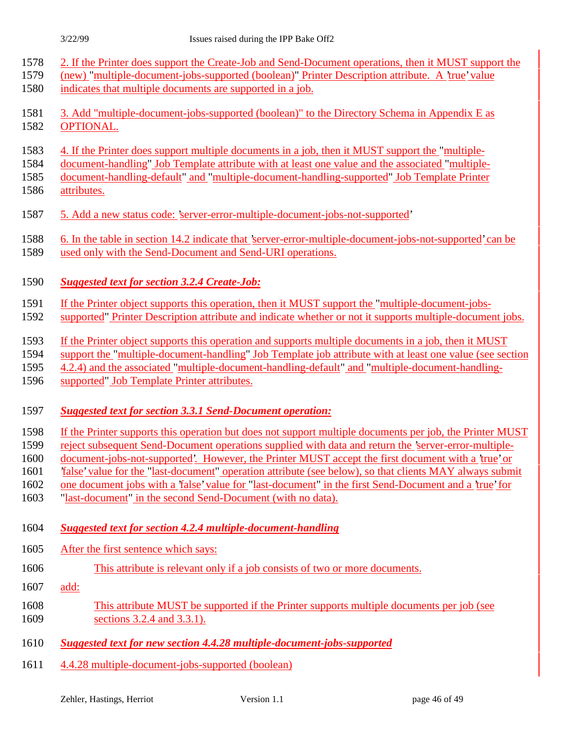2. If the Printer does support the Create-Job and Send-Document operations, then it MUST support the (new) "multiple-document-jobs-supported (boolean)" Printer Description attribute. A 'true' value indicates that multiple documents are supported in a job.

3. Add "multiple-document-jobs-supported (boolean)" to the Directory Schema in Appendix E as OPTIONAL.

4. If the Printer does support multiple documents in a job, then it MUST support the "multiple-document-handling" Job Template attribute with at least one value and the associated "multiple-document-handling-default" and "multiple-document-handling-supported" Job Template Printer attributes.

5. Add a new status code: 'server-error-multiple-document-jobs-not-supported'

6. In the table in section 14.2 indicate that 'server-error-multiple-document-jobs-not-supported' can be used only with the Send-Document and Send-URI operations.

***Suggested text for section 3.2.4 Create-Job:***

If the Printer object supports this operation, then it MUST support the "multiple-document-jobs-supported" Printer Description attribute and indicate whether or not it supports multiple-document jobs.

If the Printer object supports this operation and supports multiple documents in a job, then it MUST support the "multiple-document-handling" Job Template job attribute with at least one value (see section 4.2.4) and the associated "multiple-document-handling-default" and "multiple-document-handling-supported" Job Template Printer attributes.

***Suggested text for section 3.3.1 Send-Document operation:***

If the Printer supports this operation but does not support multiple documents per job, the Printer MUST reject subsequent Send-Document operations supplied with data and return the 'server-error-multiple-document-jobs-not-supported'. However, the Printer MUST accept the first document with a 'true' or 'false' value for the "last-document" operation attribute (see below), so that clients MAY always submit one document jobs with a 'false' value for "last-document" in the first Send-Document and a 'true' for "last-document" in the second Send-Document (with no data).

***Suggested text for section 4.2.4 multiple-document-handling***

After the first sentence which says:

> This attribute is relevant only if a job consists of two or more documents.

add:

> This attribute MUST be supported if the Printer supports multiple documents per job (see sections 3.2.4 and 3.3.1).

***Suggested text for new section 4.4.28 multiple-document-jobs-supported***

4.4.28 multiple-document-jobs-supported (boolean)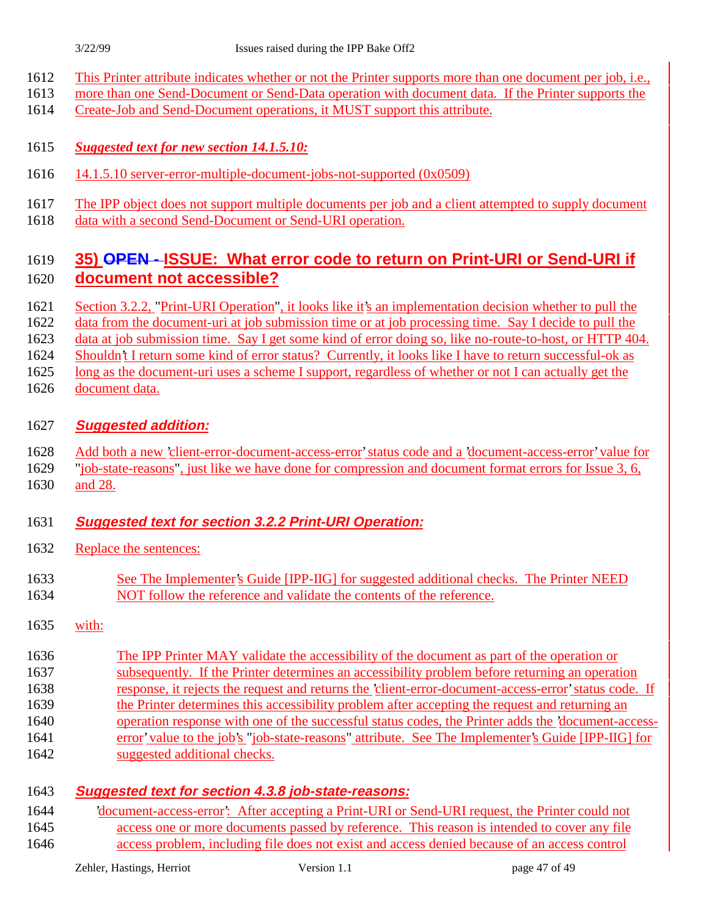This Printer attribute indicates whether or not the Printer supports more than one document per job, i.e., more than one Send-Document or Send-Data operation with document data. If the Printer supports the Create-Job and Send-Document operations, it MUST support this attribute.

***Suggested text for new section 14.1.5.10:***

14.1.5.10 server-error-multiple-document-jobs-not-supported (0x0509)

The IPP object does not support multiple documents per job and a client attempted to supply document data with a second Send-Document or Send-URI operation.

## 35) ~~OPEN -~~ ISSUE: What error code to return on Print-URI or Send-URI if document not accessible?

Section 3.2.2, "Print-URI Operation", it looks like it's an implementation decision whether to pull the data from the document-uri at job submission time or at job processing time. Say I decide to pull the data at job submission time. Say I get some kind of error doing so, like no-route-to-host, or HTTP 404. Shouldn't I return some kind of error status? Currently, it looks like I have to return successful-ok as long as the document-uri uses a scheme I support, regardless of whether or not I can actually get the document data.

### *Suggested addition:*

Add both a new 'client-error-document-access-error' status code and a 'document-access-error' value for "job-state-reasons", just like we have done for compression and document format errors for Issue 3, 6, and 28.

### *Suggested text for section 3.2.2 Print-URI Operation:*

Replace the sentences:

> See The Implementer's Guide [IPP-IIG] for suggested additional checks. The Printer NEED NOT follow the reference and validate the contents of the reference.

with:

> The IPP Printer MAY validate the accessibility of the document as part of the operation or subsequently. If the Printer determines an accessibility problem before returning an operation response, it rejects the request and returns the 'client-error-document-access-error' status code. If the Printer determines this accessibility problem after accepting the request and returning an operation response with one of the successful status codes, the Printer adds the 'document-access-error' value to the job's "job-state-reasons" attribute. See The Implementer's Guide [IPP-IIG] for suggested additional checks.

### *Suggested text for section 4.3.8 job-state-reasons:*

> 'document-access-error': After accepting a Print-URI or Send-URI request, the Printer could not access one or more documents passed by reference. This reason is intended to cover any file access problem, including file does not exist and access denied because of an access control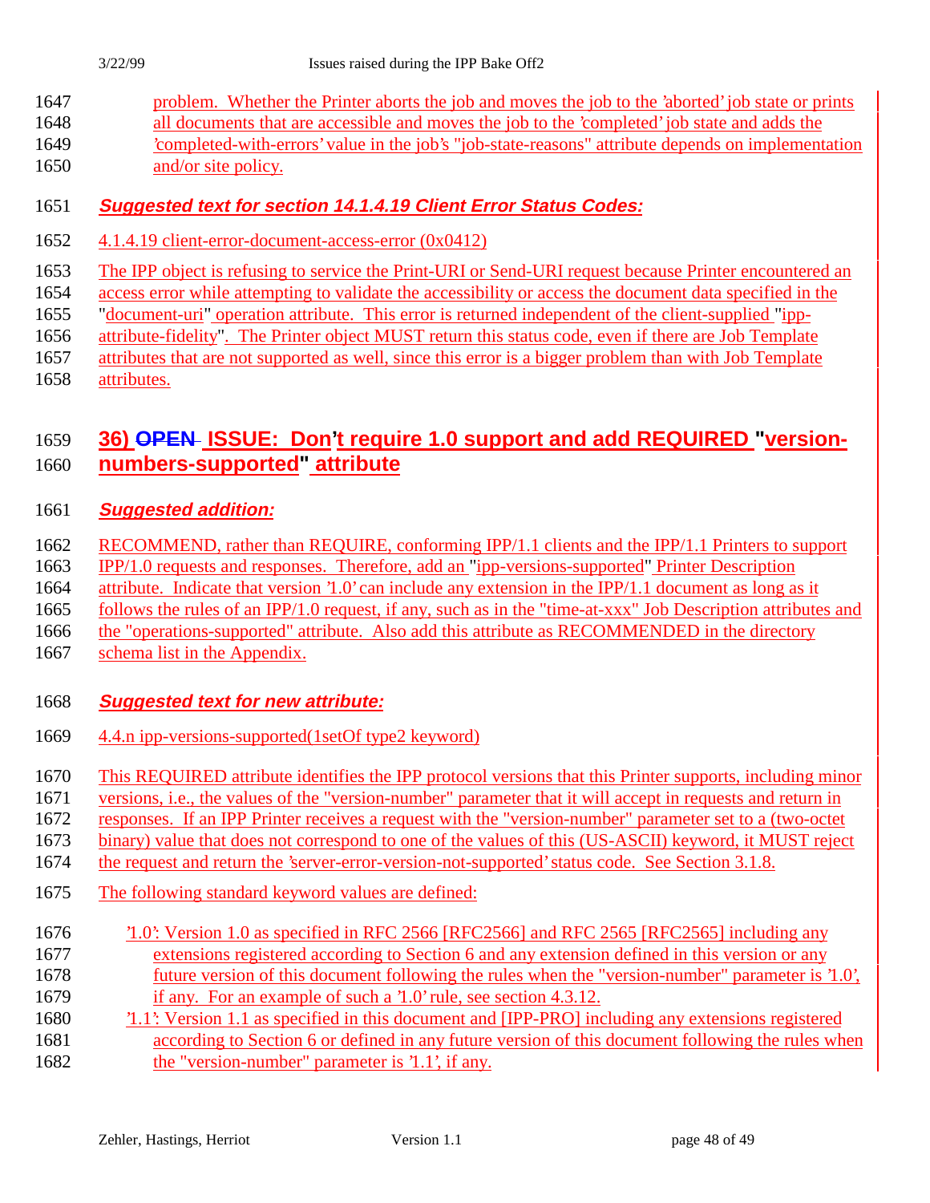problem. Whether the Printer aborts the job and moves the job to the 'aborted' job state or prints all documents that are accessible and moves the job to the 'completed' job state and adds the 'completed-with-errors' value in the job's "job-state-reasons" attribute depends on implementation and/or site policy.

### *Suggested text for section 14.1.4.19 Client Error Status Codes:*

4.1.4.19 client-error-document-access-error (0x0412)

The IPP object is refusing to service the Print-URI or Send-URI request because Printer encountered an access error while attempting to validate the accessibility or access the document data specified in the "document-uri" operation attribute. This error is returned independent of the client-supplied "ipp-attribute-fidelity". The Printer object MUST return this status code, even if there are Job Template attributes that are not supported as well, since this error is a bigger problem than with Job Template attributes.

## 36) ~~OPEN~~ ISSUE: Don't require 1.0 support and add REQUIRED "version-numbers-supported" attribute

### *Suggested addition:*

RECOMMEND, rather than REQUIRE, conforming IPP/1.1 clients and the IPP/1.1 Printers to support IPP/1.0 requests and responses. Therefore, add an "ipp-versions-supported" Printer Description attribute. Indicate that version '1.0' can include any extension in the IPP/1.1 document as long as it follows the rules of an IPP/1.0 request, if any, such as in the "time-at-xxx" Job Description attributes and the "operations-supported" attribute. Also add this attribute as RECOMMENDED in the directory schema list in the Appendix.

### *Suggested text for new attribute:*

4.4.n ipp-versions-supported(1setOf type2 keyword)

This REQUIRED attribute identifies the IPP protocol versions that this Printer supports, including minor versions, i.e., the values of the "version-number" parameter that it will accept in requests and return in responses. If an IPP Printer receives a request with the "version-number" parameter set to a (two-octet binary) value that does not correspond to one of the values of this (US-ASCII) keyword, it MUST reject the request and return the 'server-error-version-not-supported' status code. See Section 3.1.8.

The following standard keyword values are defined:

'1.0': Version 1.0 as specified in RFC 2566 [RFC2566] and RFC 2565 [RFC2565] including any extensions registered according to Section 6 and any extension defined in this version or any future version of this document following the rules when the "version-number" parameter is '1.0', if any. For an example of such a '1.0' rule, see section 4.3.12.

'1.1': Version 1.1 as specified in this document and [IPP-PRO] including any extensions registered according to Section 6 or defined in any future version of this document following the rules when the "version-number" parameter is '1.1', if any.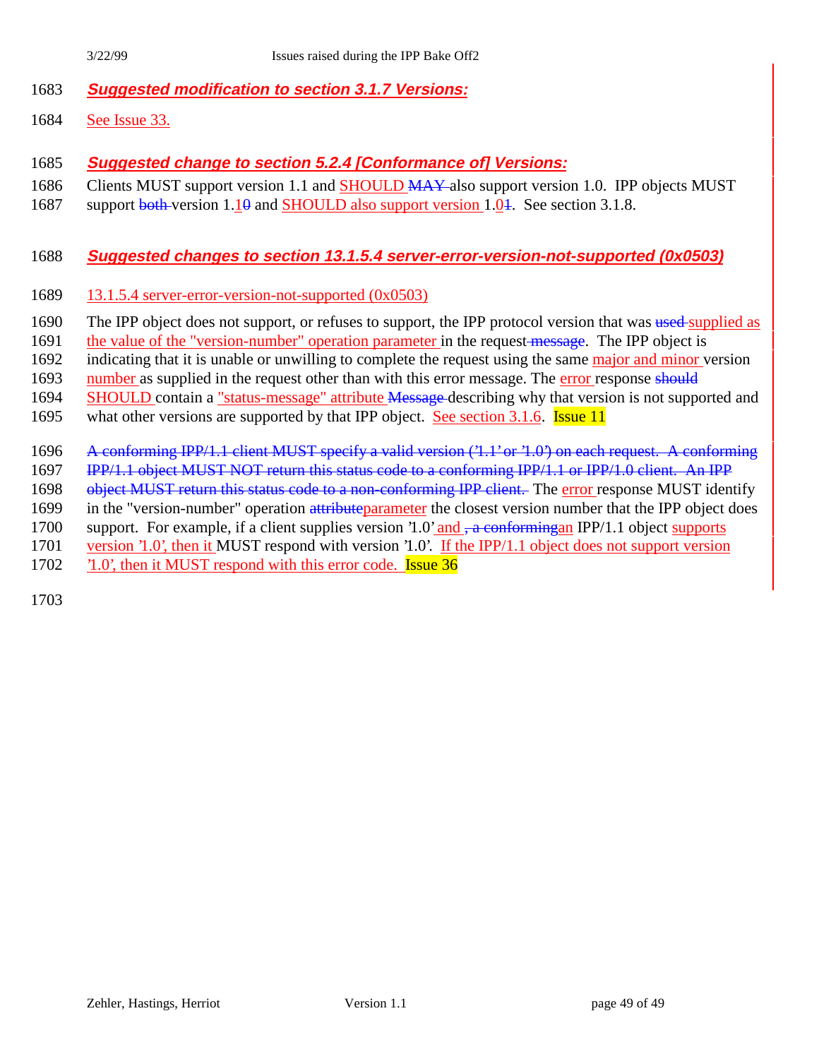1683 ***Suggested modification to section 3.1.7 Versions:***

1684 See Issue 33.

1685 ***Suggested change to section 5.2.4 [Conformance of] Versions:***

1686 Clients MUST support version 1.1 and SHOULD ~~MAY~~ also support version 1.0. IPP objects MUST
1687 support ~~both~~ version 1.1~~0~~ and SHOULD also support version 1.0~~1~~. See section 3.1.8.

1688 ***Suggested changes to section 13.1.5.4 server-error-version-not-supported (0x0503)***

1689 13.1.5.4 server-error-version-not-supported (0x0503)

1690 The IPP object does not support, or refuses to support, the IPP protocol version that was ~~used~~ supplied as
1691 the value of the "version-number" operation parameter in the request ~~message~~. The IPP object is
1692 indicating that it is unable or unwilling to complete the request using the same major and minor version
1693 number as supplied in the request other than with this error message. The error response ~~should~~
1694 SHOULD contain a "status-message" attribute ~~Message~~ describing why that version is not supported and
1695 what other versions are supported by that IPP object. See section 3.1.6. Issue 11

1696 ~~A conforming IPP/1.1 client MUST specify a valid version ('1.1' or '1.0') on each request. A conforming~~
1697 ~~IPP/1.1 object MUST NOT return this status code to a conforming IPP/1.1 or IPP/1.0 client. An IPP~~
1698 ~~object MUST return this status code to a non-conforming IPP client.~~ The error response MUST identify
1699 in the "version-number" operation ~~attribute~~parameter the closest version number that the IPP object does
1700 support. For example, if a client supplies version '1.0' and ~~, a conforming~~an IPP/1.1 object supports
1701 version '1.0', then it MUST respond with version '1.0'. If the IPP/1.1 object does not support version
1702 '1.0', then it MUST respond with this error code. Issue 36

1703